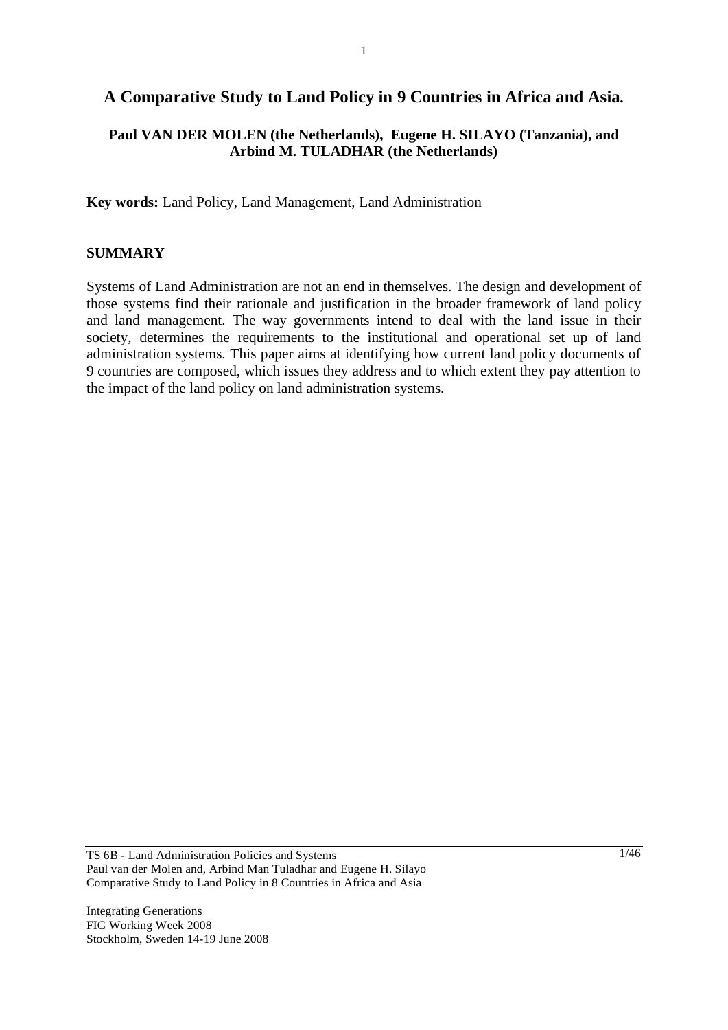# A Comparative Study to Land Policy in 9 Countries in Africa and Asia.

**Paul VAN DER MOLEN (the Netherlands), Eugene H. SILAYO (Tanzania), and Arbind M. TULADHAR (the Netherlands)**

**Key words:** Land Policy, Land Management, Land Administration

## SUMMARY

Systems of Land Administration are not an end in themselves. The design and development of those systems find their rationale and justification in the broader framework of land policy and land management. The way governments intend to deal with the land issue in their society, determines the requirements to the institutional and operational set up of land administration systems. This paper aims at identifying how current land policy documents of 9 countries are composed, which issues they address and to which extent they pay attention to the impact of the land policy on land administration systems.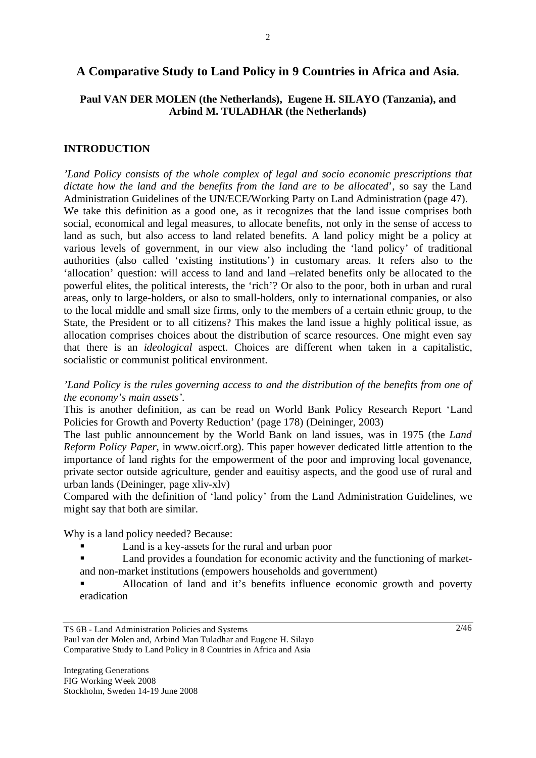# A Comparative Study to Land Policy in 9 Countries in Africa and Asia.

**Paul VAN DER MOLEN (the Netherlands), Eugene H. SILAYO (Tanzania), and Arbind M. TULADHAR (the Netherlands)**

## INTRODUCTION

*'Land Policy consists of the whole complex of legal and socio economic prescriptions that dictate how the land and the benefits from the land are to be allocated*', so say the Land Administration Guidelines of the UN/ECE/Working Party on Land Administration (page 47). We take this definition as a good one, as it recognizes that the land issue comprises both social, economical and legal measures, to allocate benefits, not only in the sense of access to land as such, but also access to land related benefits. A land policy might be a policy at various levels of government, in our view also including the 'land policy' of traditional authorities (also called 'existing institutions') in customary areas. It refers also to the 'allocation' question: will access to land and land –related benefits only be allocated to the powerful elites, the political interests, the 'rich'? Or also to the poor, both in urban and rural areas, only to large-holders, or also to small-holders, only to international companies, or also to the local middle and small size firms, only to the members of a certain ethnic group, to the State, the President or to all citizens? This makes the land issue a highly political issue, as allocation comprises choices about the distribution of scarce resources. One might even say that there is an *ideological* aspect. Choices are different when taken in a capitalistic, socialistic or communist political environment.

*'Land Policy is the rules governing access to and the distribution of the benefits from one of the economy's main assets'.*
This is another definition, as can be read on World Bank Policy Research Report 'Land Policies for Growth and Poverty Reduction' (page 178) (Deininger, 2003)
The last public announcement by the World Bank on land issues, was in 1975 (the *Land Reform Policy Paper,* in www.oicrf.org). This paper however dedicated little attention to the importance of land rights for the empowerment of the poor and improving local govenance, private sector outside agriculture, gender and eauitisy aspects, and the good use of rural and urban lands (Deininger, page xliv-xlv)
Compared with the definition of 'land policy' from the Land Administration Guidelines, we might say that both are similar.

Why is a land policy needed? Because:

- Land is a key-assets for the rural and urban poor
- Land provides a foundation for economic activity and the functioning of market- and non-market institutions (empowers households and government)
- Allocation of land and it's benefits influence economic growth and poverty eradication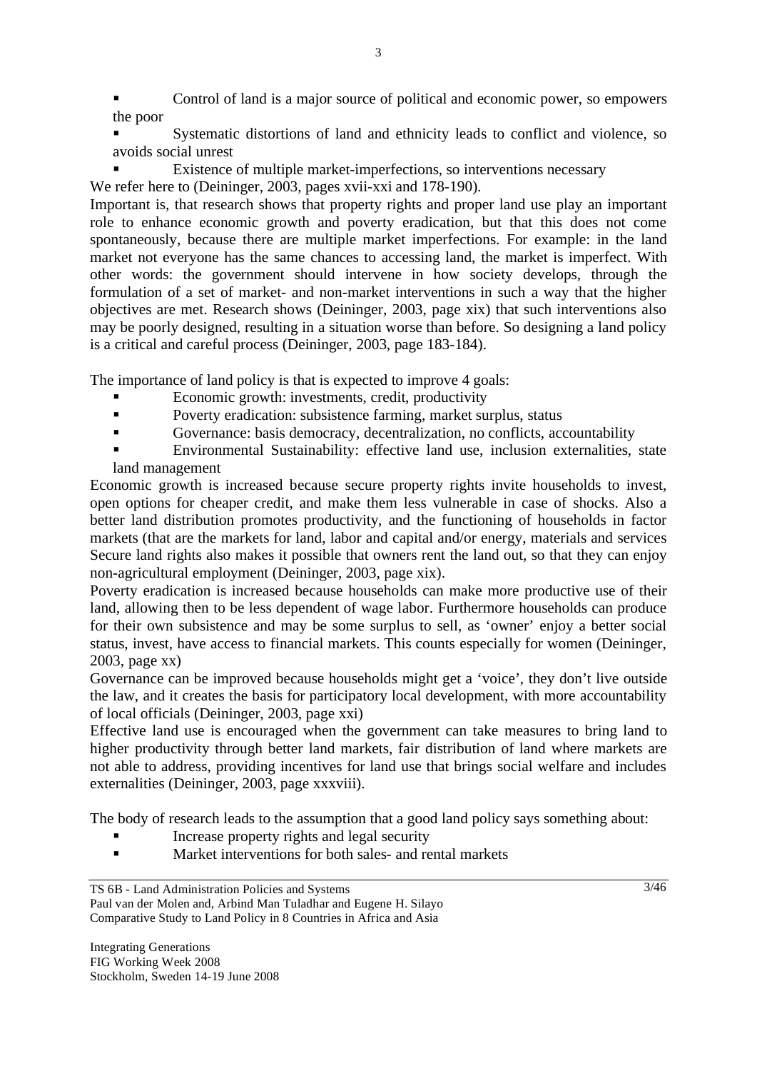- Control of land is a major source of political and economic power, so empowers the poor
- Systematic distortions of land and ethnicity leads to conflict and violence, so avoids social unrest
- Existence of multiple market-imperfections, so interventions necessary

We refer here to (Deininger, 2003, pages xvii-xxi and 178-190).

Important is, that research shows that property rights and proper land use play an important role to enhance economic growth and poverty eradication, but that this does not come spontaneously, because there are multiple market imperfections. For example: in the land market not everyone has the same chances to accessing land, the market is imperfect. With other words: the government should intervene in how society develops, through the formulation of a set of market- and non-market interventions in such a way that the higher objectives are met. Research shows (Deininger, 2003, page xix) that such interventions also may be poorly designed, resulting in a situation worse than before. So designing a land policy is a critical and careful process (Deininger, 2003, page 183-184).

The importance of land policy is that is expected to improve 4 goals:

- Economic growth: investments, credit, productivity
- Poverty eradication: subsistence farming, market surplus, status
- Governance: basis democracy, decentralization, no conflicts, accountability
- Environmental Sustainability: effective land use, inclusion externalities, state land management

Economic growth is increased because secure property rights invite households to invest, open options for cheaper credit, and make them less vulnerable in case of shocks. Also a better land distribution promotes productivity, and the functioning of households in factor markets (that are the markets for land, labor and capital and/or energy, materials and services Secure land rights also makes it possible that owners rent the land out, so that they can enjoy non-agricultural employment (Deininger, 2003, page xix).

Poverty eradication is increased because households can make more productive use of their land, allowing then to be less dependent of wage labor. Furthermore households can produce for their own subsistence and may be some surplus to sell, as 'owner' enjoy a better social status, invest, have access to financial markets. This counts especially for women (Deininger, 2003, page xx)

Governance can be improved because households might get a 'voice', they don't live outside the law, and it creates the basis for participatory local development, with more accountability of local officials (Deininger, 2003, page xxi)

Effective land use is encouraged when the government can take measures to bring land to higher productivity through better land markets, fair distribution of land where markets are not able to address, providing incentives for land use that brings social welfare and includes externalities (Deininger, 2003, page xxxviii).

The body of research leads to the assumption that a good land policy says something about:

- Increase property rights and legal security
- Market interventions for both sales- and rental markets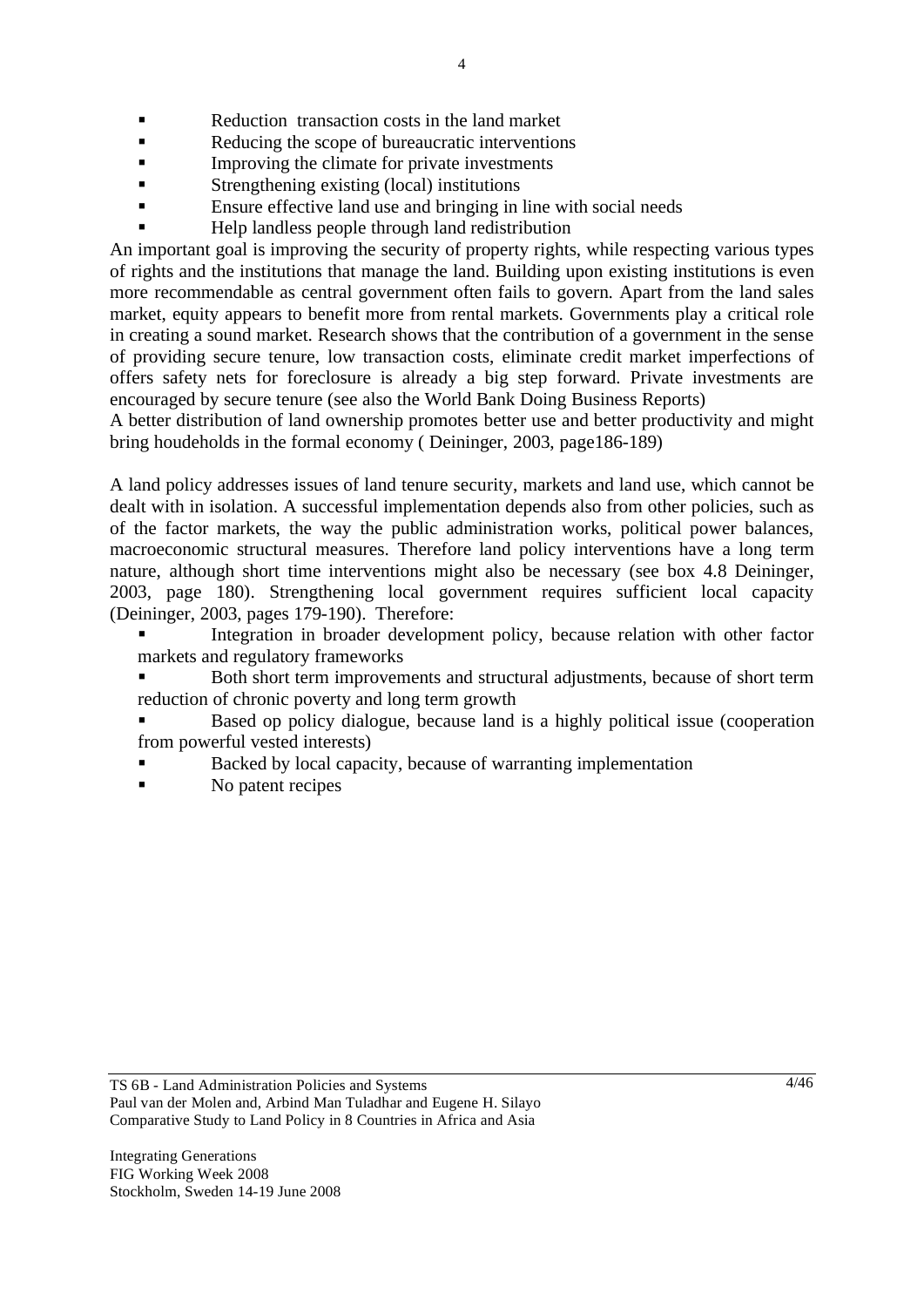- Reduction  transaction costs in the land market
- Reducing the scope of bureaucratic interventions
- Improving the climate for private investments
- Strengthening existing (local) institutions
- Ensure effective land use and bringing in line with social needs
- Help landless people through land redistribution

An important goal is improving the security of property rights, while respecting various types of rights and the institutions that manage the land. Building upon existing institutions is even more recommendable as central government often fails to govern. Apart from the land sales market, equity appears to benefit more from rental markets. Governments play a critical role in creating a sound market. Research shows that the contribution of a government in the sense of providing secure tenure, low transaction costs, eliminate credit market imperfections of offers safety nets for foreclosure is already a big step forward. Private investments are encouraged by secure tenure (see also the World Bank Doing Business Reports)
A better distribution of land ownership promotes better use and better productivity and might bring houdeholds in the formal economy ( Deininger, 2003, page186-189)

A land policy addresses issues of land tenure security, markets and land use, which cannot be dealt with in isolation. A successful implementation depends also from other policies, such as of the factor markets, the way the public administration works, political power balances, macroeconomic structural measures. Therefore land policy interventions have a long term nature, although short time interventions might also be necessary (see box 4.8 Deininger, 2003, page 180). Strengthening local government requires sufficient local capacity (Deininger, 2003, pages 179-190).  Therefore:

- Integration in broader development policy, because relation with other factor markets and regulatory frameworks
- Both short term improvements and structural adjustments, because of short term reduction of chronic poverty and long term growth
- Based op policy dialogue, because land is a highly political issue (cooperation from powerful vested interests)
- Backed by local capacity, because of warranting implementation
- No patent recipes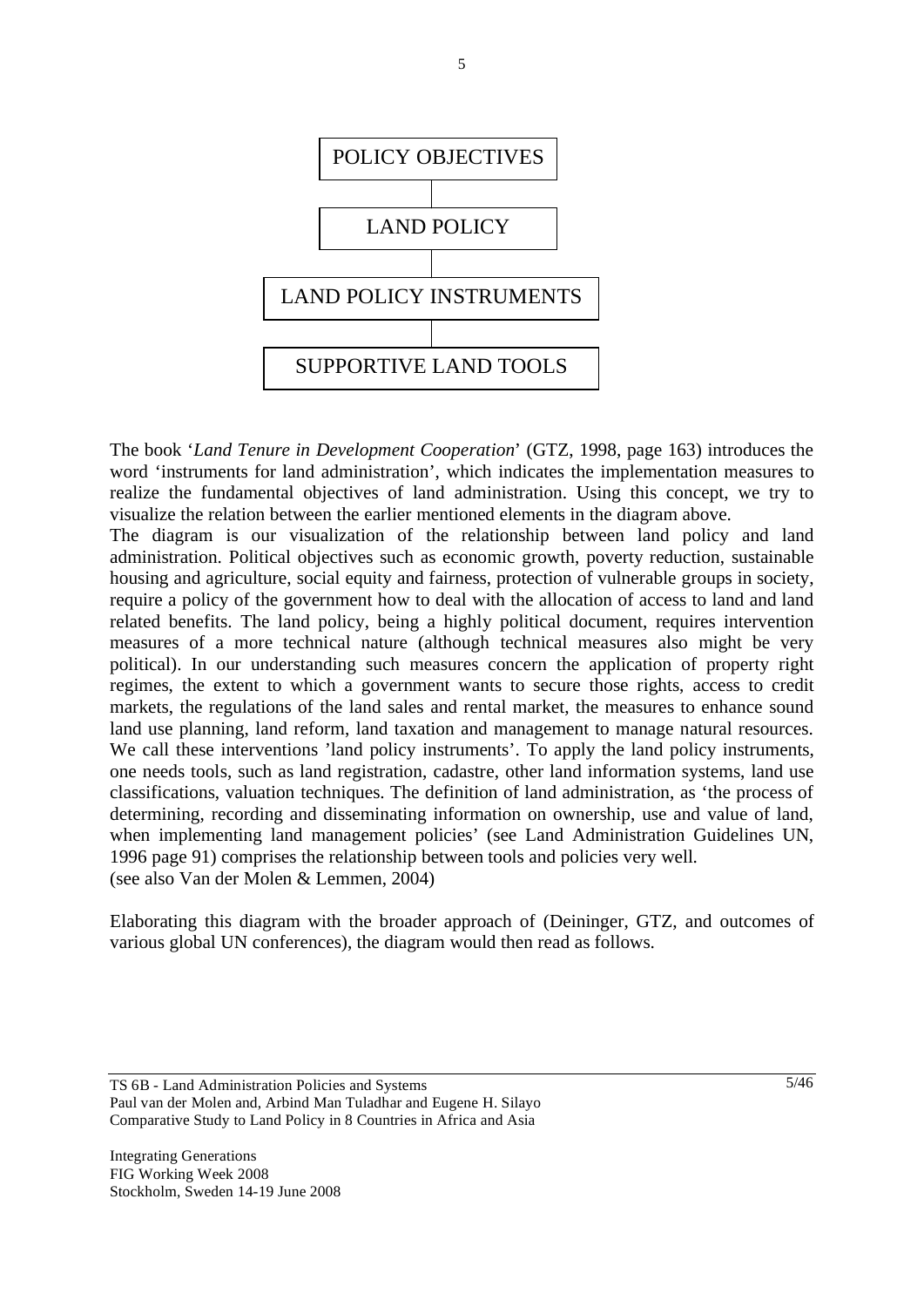POLICY OBJECTIVES

LAND POLICY

LAND POLICY INSTRUMENTS

SUPPORTIVE LAND TOOLS

The book '*Land Tenure in Development Cooperation*' (GTZ, 1998, page 163) introduces the word 'instruments for land administration', which indicates the implementation measures to realize the fundamental objectives of land administration. Using this concept, we try to visualize the relation between the earlier mentioned elements in the diagram above.

The diagram is our visualization of the relationship between land policy and land administration. Political objectives such as economic growth, poverty reduction, sustainable housing and agriculture, social equity and fairness, protection of vulnerable groups in society, require a policy of the government how to deal with the allocation of access to land and land related benefits. The land policy, being a highly political document, requires intervention measures of a more technical nature (although technical measures also might be very political). In our understanding such measures concern the application of property right regimes, the extent to which a government wants to secure those rights, access to credit markets, the regulations of the land sales and rental market, the measures to enhance sound land use planning, land reform, land taxation and management to manage natural resources. We call these interventions 'land policy instruments'. To apply the land policy instruments, one needs tools, such as land registration, cadastre, other land information systems, land use classifications, valuation techniques. The definition of land administration, as 'the process of determining, recording and disseminating information on ownership, use and value of land, when implementing land management policies' (see Land Administration Guidelines UN, 1996 page 91) comprises the relationship between tools and policies very well.
(see also Van der Molen & Lemmen, 2004)

Elaborating this diagram with the broader approach of (Deininger, GTZ, and outcomes of various global UN conferences), the diagram would then read as follows.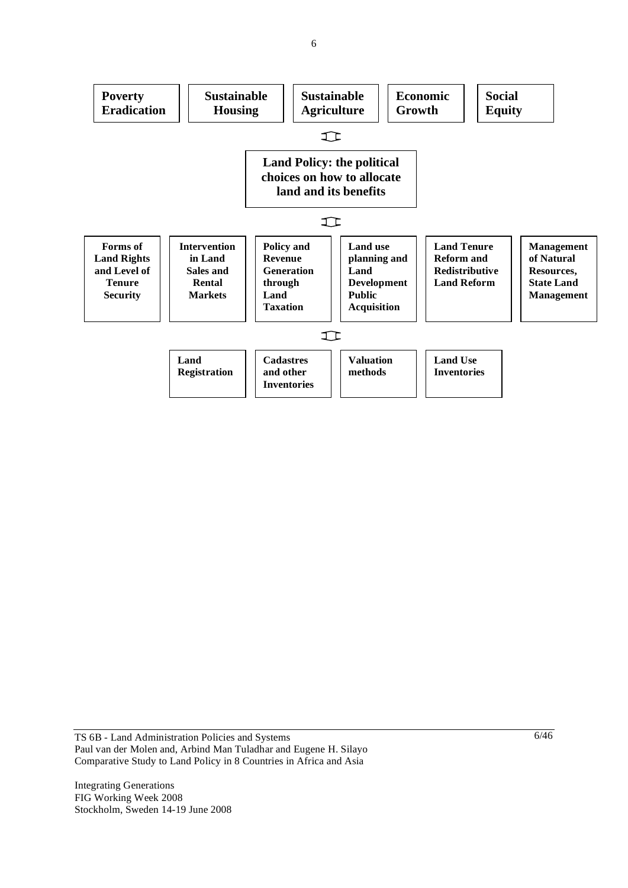| Poverty Eradication | Sustainable Housing | Sustainable Agriculture | Economic Growth | Social Equity |
|---|---|---|---|---|

⇕

**Land Policy: the political choices on how to allocate land and its benefits**

⇕

| Forms of Land Rights and Level of Tenure Security | Intervention in Land Sales and Rental Markets | Policy and Revenue Generation through Land Taxation | Land use planning and Land Development Public Acquisition | Land Tenure Reform and Redistributive Land Reform | Management of Natural Resources, State Land Management |
|---|---|---|---|---|---|

⇕

| Land Registration | Cadastres and other Inventories | Valuation methods | Land Use Inventories |
|---|---|---|---|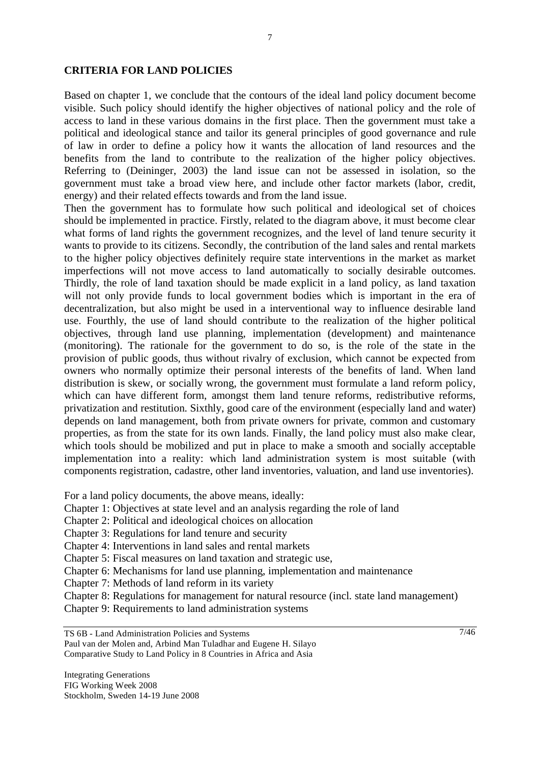## CRITERIA FOR LAND POLICIES

Based on chapter 1, we conclude that the contours of the ideal land policy document become visible. Such policy should identify the higher objectives of national policy and the role of access to land in these various domains in the first place. Then the government must take a political and ideological stance and tailor its general principles of good governance and rule of law in order to define a policy how it wants the allocation of land resources and the benefits from the land to contribute to the realization of the higher policy objectives. Referring to (Deininger, 2003) the land issue can not be assessed in isolation, so the government must take a broad view here, and include other factor markets (labor, credit, energy) and their related effects towards and from the land issue.

Then the government has to formulate how such political and ideological set of choices should be implemented in practice. Firstly, related to the diagram above, it must become clear what forms of land rights the government recognizes, and the level of land tenure security it wants to provide to its citizens. Secondly, the contribution of the land sales and rental markets to the higher policy objectives definitely require state interventions in the market as market imperfections will not move access to land automatically to socially desirable outcomes. Thirdly, the role of land taxation should be made explicit in a land policy, as land taxation will not only provide funds to local government bodies which is important in the era of decentralization, but also might be used in a interventional way to influence desirable land use. Fourthly, the use of land should contribute to the realization of the higher political objectives, through land use planning, implementation (development) and maintenance (monitoring). The rationale for the government to do so, is the role of the state in the provision of public goods, thus without rivalry of exclusion, which cannot be expected from owners who normally optimize their personal interests of the benefits of land. When land distribution is skew, or socially wrong, the government must formulate a land reform policy, which can have different form, amongst them land tenure reforms, redistributive reforms, privatization and restitution. Sixthly, good care of the environment (especially land and water) depends on land management, both from private owners for private, common and customary properties, as from the state for its own lands. Finally, the land policy must also make clear, which tools should be mobilized and put in place to make a smooth and socially acceptable implementation into a reality: which land administration system is most suitable (with components registration, cadastre, other land inventories, valuation, and land use inventories).

For a land policy documents, the above means, ideally:

Chapter 1: Objectives at state level and an analysis regarding the role of land  
Chapter 2: Political and ideological choices on allocation  
Chapter 3: Regulations for land tenure and security  
Chapter 4: Interventions in land sales and rental markets  
Chapter 5: Fiscal measures on land taxation and strategic use,  
Chapter 6: Mechanisms for land use planning, implementation and maintenance  
Chapter 7: Methods of land reform in its variety  
Chapter 8: Regulations for management for natural resource (incl. state land management)  
Chapter 9: Requirements to land administration systems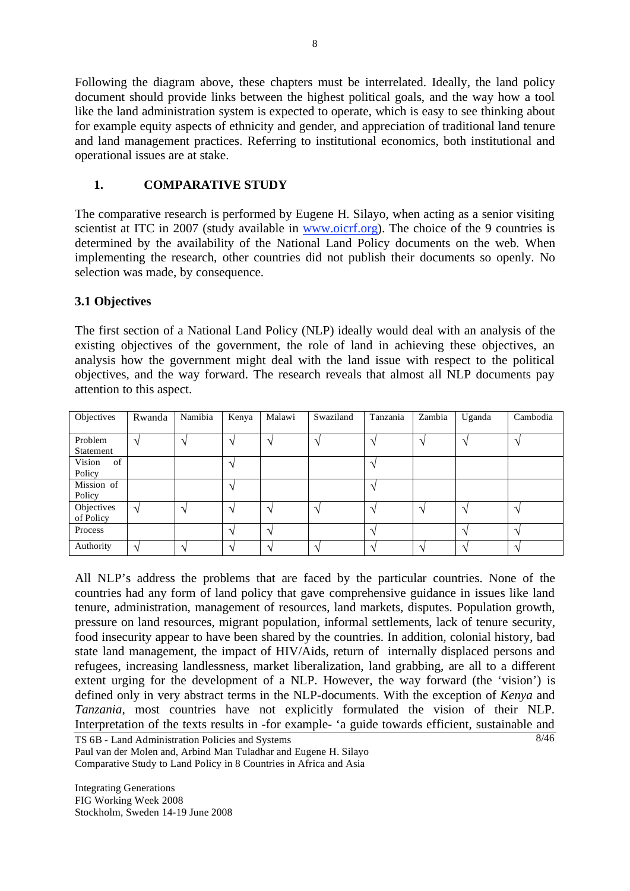Following the diagram above, these chapters must be interrelated. Ideally, the land policy document should provide links between the highest political goals, and the way how a tool like the land administration system is expected to operate, which is easy to see thinking about for example equity aspects of ethnicity and gender, and appreciation of traditional land tenure and land management practices. Referring to institutional economics, both institutional and operational issues are at stake.

## 1. COMPARATIVE STUDY

The comparative research is performed by Eugene H. Silayo, when acting as a senior visiting scientist at ITC in 2007 (study available in www.oicrf.org). The choice of the 9 countries is determined by the availability of the National Land Policy documents on the web. When implementing the research, other countries did not publish their documents so openly. No selection was made, by consequence.

### 3.1 Objectives

The first section of a National Land Policy (NLP) ideally would deal with an analysis of the existing objectives of the government, the role of land in achieving these objectives, an analysis how the government might deal with the land issue with respect to the political objectives, and the way forward. The research reveals that almost all NLP documents pay attention to this aspect.

| Objectives | Rwanda | Namibia | Kenya | Malawi | Swaziland | Tanzania | Zambia | Uganda | Cambodia |
|---|---|---|---|---|---|---|---|---|---|
| Problem Statement | √ | √ | √ | √ | √ | √ | √ | √ | √ |
| Vision of Policy | | | √ | | | √ | | | |
| Mission of Policy | | | √ | | | √ | | | |
| Objectives of Policy | √ | √ | √ | √ | √ | √ | √ | √ | √ |
| Process | | | √ | √ | | √ | | √ | √ |
| Authority | √ | √ | √ | √ | √ | √ | √ | √ | √ |

All NLP's address the problems that are faced by the particular countries. None of the countries had any form of land policy that gave comprehensive guidance in issues like land tenure, administration, management of resources, land markets, disputes. Population growth, pressure on land resources, migrant population, informal settlements, lack of tenure security, food insecurity appear to have been shared by the countries. In addition, colonial history, bad state land management, the impact of HIV/Aids, return of internally displaced persons and refugees, increasing landlessness, market liberalization, land grabbing, are all to a different extent urging for the development of a NLP. However, the way forward (the 'vision') is defined only in very abstract terms in the NLP-documents. With the exception of *Kenya* and *Tanzania*, most countries have not explicitly formulated the vision of their NLP. Interpretation of the texts results in -for example- 'a guide towards efficient, sustainable and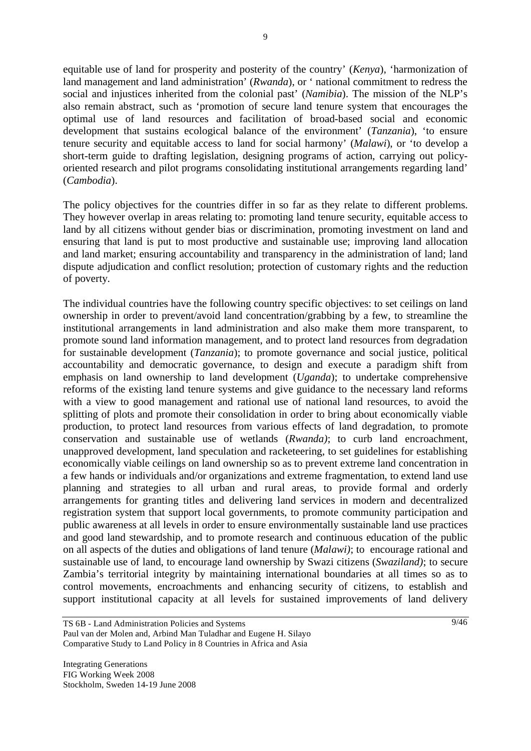equitable use of land for prosperity and posterity of the country' (*Kenya*), 'harmonization of land management and land administration' (*Rwanda*), or ' national commitment to redress the social and injustices inherited from the colonial past' (*Namibia*). The mission of the NLP's also remain abstract, such as 'promotion of secure land tenure system that encourages the optimal use of land resources and facilitation of broad-based social and economic development that sustains ecological balance of the environment' (*Tanzania*), 'to ensure tenure security and equitable access to land for social harmony' (*Malawi*), or 'to develop a short-term guide to drafting legislation, designing programs of action, carrying out policy-oriented research and pilot programs consolidating institutional arrangements regarding land' (*Cambodia*).

The policy objectives for the countries differ in so far as they relate to different problems. They however overlap in areas relating to: promoting land tenure security, equitable access to land by all citizens without gender bias or discrimination, promoting investment on land and ensuring that land is put to most productive and sustainable use; improving land allocation and land market; ensuring accountability and transparency in the administration of land; land dispute adjudication and conflict resolution; protection of customary rights and the reduction of poverty.

The individual countries have the following country specific objectives: to set ceilings on land ownership in order to prevent/avoid land concentration/grabbing by a few, to streamline the institutional arrangements in land administration and also make them more transparent, to promote sound land information management, and to protect land resources from degradation for sustainable development (*Tanzania*); to promote governance and social justice, political accountability and democratic governance, to design and execute a paradigm shift from emphasis on land ownership to land development (*Uganda*); to undertake comprehensive reforms of the existing land tenure systems and give guidance to the necessary land reforms with a view to good management and rational use of national land resources, to avoid the splitting of plots and promote their consolidation in order to bring about economically viable production, to protect land resources from various effects of land degradation, to promote conservation and sustainable use of wetlands (*Rwanda)*; to curb land encroachment, unapproved development, land speculation and racketeering, to set guidelines for establishing economically viable ceilings on land ownership so as to prevent extreme land concentration in a few hands or individuals and/or organizations and extreme fragmentation, to extend land use planning and strategies to all urban and rural areas, to provide formal and orderly arrangements for granting titles and delivering land services in modern and decentralized registration system that support local governments, to promote community participation and public awareness at all levels in order to ensure environmentally sustainable land use practices and good land stewardship, and to promote research and continuous education of the public on all aspects of the duties and obligations of land tenure (*Malawi)*; to encourage rational and sustainable use of land, to encourage land ownership by Swazi citizens (*Swaziland)*; to secure Zambia's territorial integrity by maintaining international boundaries at all times so as to control movements, encroachments and enhancing security of citizens, to establish and support institutional capacity at all levels for sustained improvements of land delivery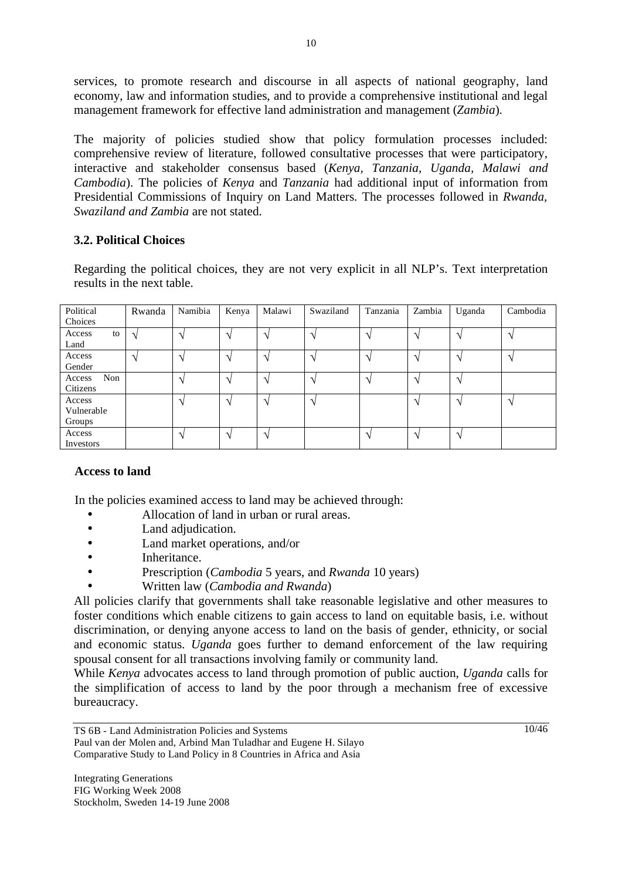services, to promote research and discourse in all aspects of national geography, land economy, law and information studies, and to provide a comprehensive institutional and legal management framework for effective land administration and management (*Zambia*).

The majority of policies studied show that policy formulation processes included: comprehensive review of literature, followed consultative processes that were participatory, interactive and stakeholder consensus based (*Kenya*, *Tanzania*, *Uganda*, *Malawi and Cambodia*). The policies of *Kenya* and *Tanzania* had additional input of information from Presidential Commissions of Inquiry on Land Matters. The processes followed in *Rwanda, Swaziland and Zambia* are not stated.

### 3.2. Political Choices

Regarding the political choices, they are not very explicit in all NLP's. Text interpretation results in the next table.

| Political Choices | Rwanda | Namibia | Kenya | Malawi | Swaziland | Tanzania | Zambia | Uganda | Cambodia |
|---|---|---|---|---|---|---|---|---|---|
| Access to Land | √ | √ | √ | √ | √ | √ | √ | √ | √ |
| Access Gender | √ | √ | √ | √ | √ | √ | √ | √ | √ |
| Access Non Citizens | | √ | √ | √ | √ | √ | √ | √ | |
| Access Vulnerable Groups | | √ | √ | √ | √ | | √ | √ | √ |
| Access Investors | | √ | √ | √ | | √ | √ | √ | |

**Access to land**

In the policies examined access to land may be achieved through:

- Allocation of land in urban or rural areas.
- Land adjudication.
- Land market operations, and/or
- Inheritance.
- Prescription (*Cambodia* 5 years, and *Rwanda* 10 years)
- Written law (*Cambodia and Rwanda*)

All policies clarify that governments shall take reasonable legislative and other measures to foster conditions which enable citizens to gain access to land on equitable basis, i.e. without discrimination, or denying anyone access to land on the basis of gender, ethnicity, or social and economic status. *Uganda* goes further to demand enforcement of the law requiring spousal consent for all transactions involving family or community land.

While *Kenya* advocates access to land through promotion of public auction, *Uganda* calls for the simplification of access to land by the poor through a mechanism free of excessive bureaucracy.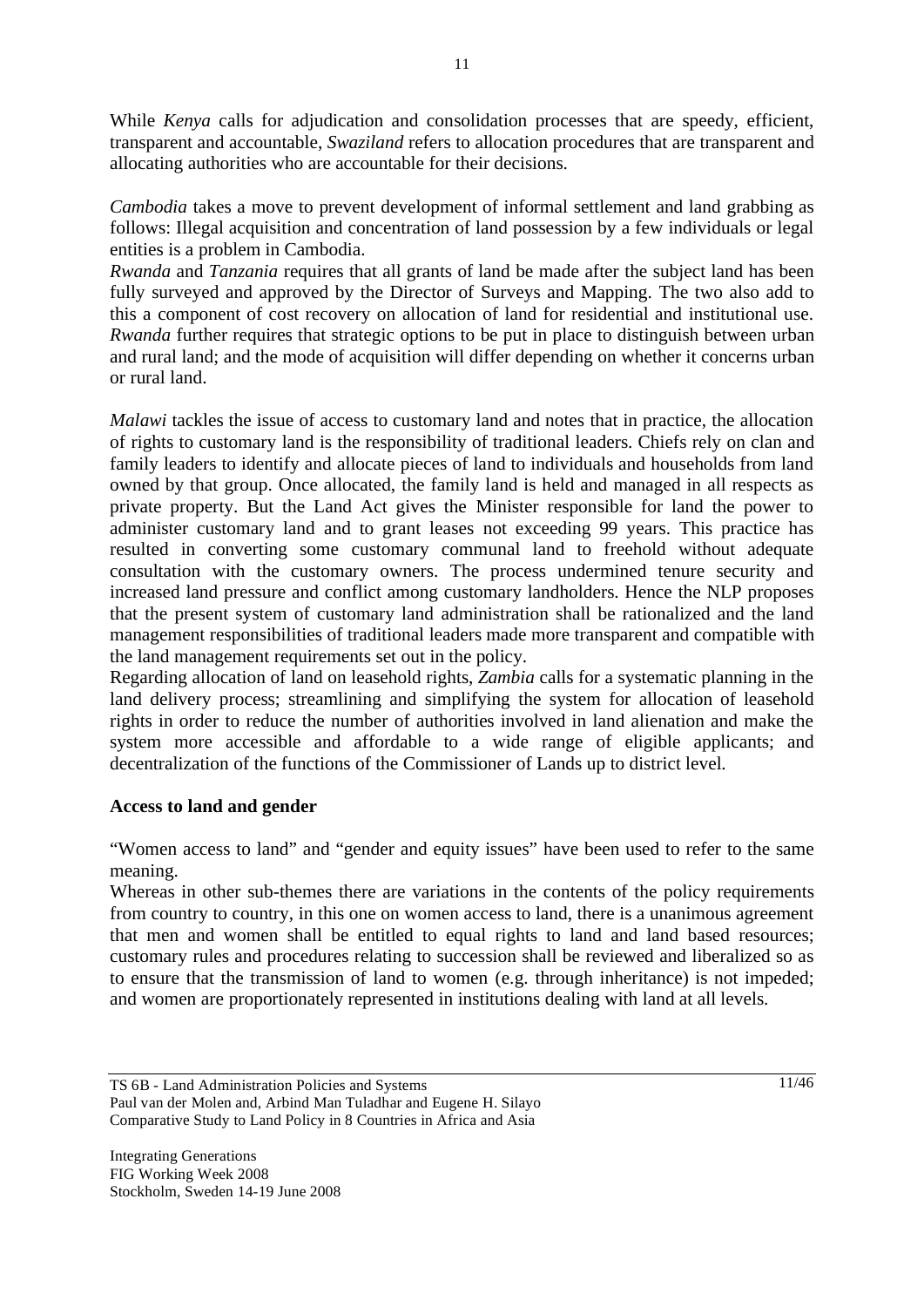While *Kenya* calls for adjudication and consolidation processes that are speedy, efficient, transparent and accountable, *Swaziland* refers to allocation procedures that are transparent and allocating authorities who are accountable for their decisions.

*Cambodia* takes a move to prevent development of informal settlement and land grabbing as follows: Illegal acquisition and concentration of land possession by a few individuals or legal entities is a problem in Cambodia.
*Rwanda* and *Tanzania* requires that all grants of land be made after the subject land has been fully surveyed and approved by the Director of Surveys and Mapping. The two also add to this a component of cost recovery on allocation of land for residential and institutional use. *Rwanda* further requires that strategic options to be put in place to distinguish between urban and rural land; and the mode of acquisition will differ depending on whether it concerns urban or rural land.

*Malawi* tackles the issue of access to customary land and notes that in practice, the allocation of rights to customary land is the responsibility of traditional leaders. Chiefs rely on clan and family leaders to identify and allocate pieces of land to individuals and households from land owned by that group. Once allocated, the family land is held and managed in all respects as private property. But the Land Act gives the Minister responsible for land the power to administer customary land and to grant leases not exceeding 99 years. This practice has resulted in converting some customary communal land to freehold without adequate consultation with the customary owners. The process undermined tenure security and increased land pressure and conflict among customary landholders. Hence the NLP proposes that the present system of customary land administration shall be rationalized and the land management responsibilities of traditional leaders made more transparent and compatible with the land management requirements set out in the policy.
Regarding allocation of land on leasehold rights, *Zambia* calls for a systematic planning in the land delivery process; streamlining and simplifying the system for allocation of leasehold rights in order to reduce the number of authorities involved in land alienation and make the system more accessible and affordable to a wide range of eligible applicants; and decentralization of the functions of the Commissioner of Lands up to district level.

**Access to land and gender**

"Women access to land" and "gender and equity issues" have been used to refer to the same meaning.
Whereas in other sub-themes there are variations in the contents of the policy requirements from country to country, in this one on women access to land, there is a unanimous agreement that men and women shall be entitled to equal rights to land and land based resources; customary rules and procedures relating to succession shall be reviewed and liberalized so as to ensure that the transmission of land to women (e.g. through inheritance) is not impeded; and women are proportionately represented in institutions dealing with land at all levels.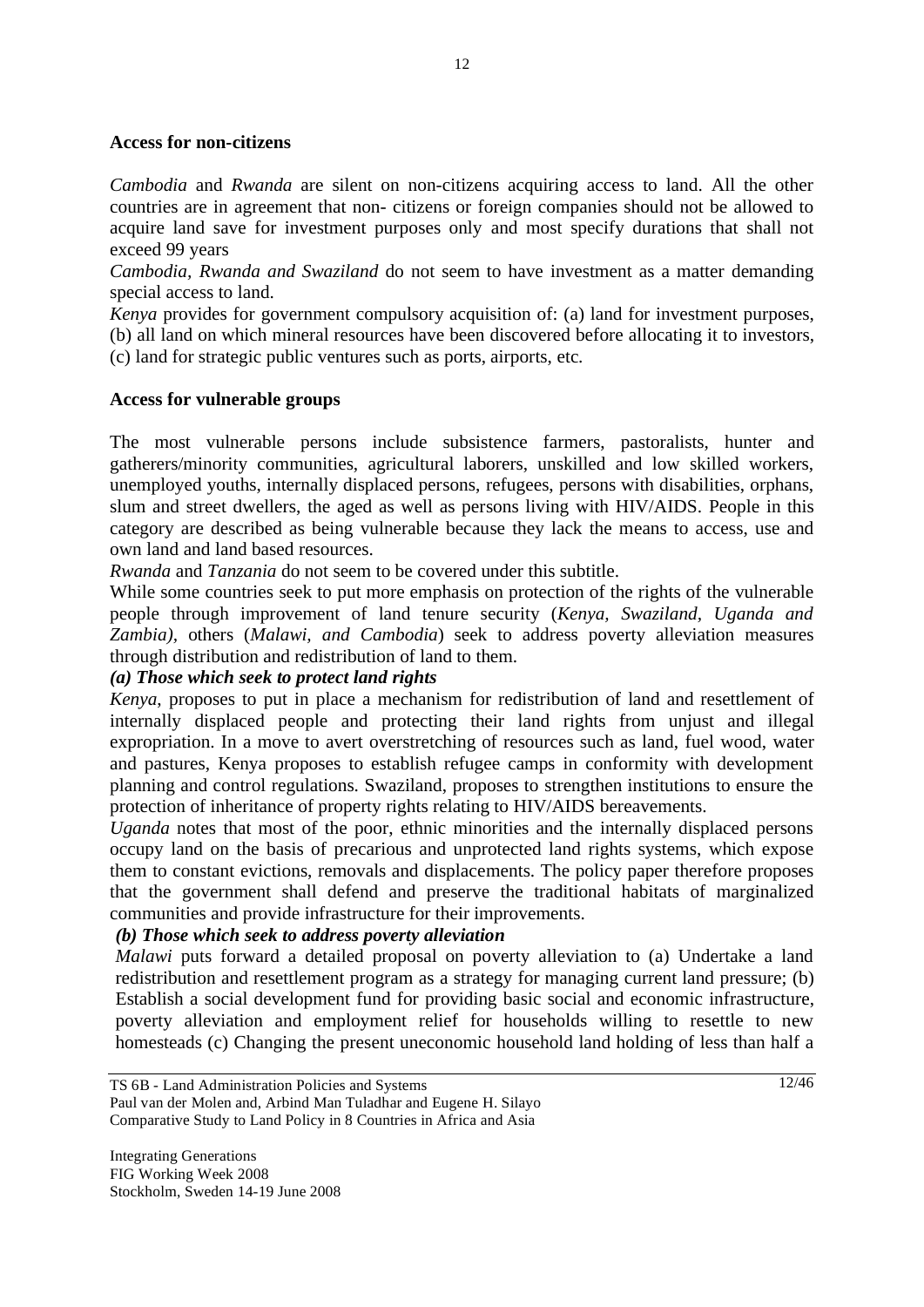**Access for non-citizens**

*Cambodia* and *Rwanda* are silent on non-citizens acquiring access to land. All the other countries are in agreement that non- citizens or foreign companies should not be allowed to acquire land save for investment purposes only and most specify durations that shall not exceed 99 years

*Cambodia, Rwanda and Swaziland* do not seem to have investment as a matter demanding special access to land.

*Kenya* provides for government compulsory acquisition of: (a) land for investment purposes, (b) all land on which mineral resources have been discovered before allocating it to investors, (c) land for strategic public ventures such as ports, airports, etc.

**Access for vulnerable groups**

The most vulnerable persons include subsistence farmers, pastoralists, hunter and gatherers/minority communities, agricultural laborers, unskilled and low skilled workers, unemployed youths, internally displaced persons, refugees, persons with disabilities, orphans, slum and street dwellers, the aged as well as persons living with HIV/AIDS. People in this category are described as being vulnerable because they lack the means to access, use and own land and land based resources.

*Rwanda* and *Tanzania* do not seem to be covered under this subtitle.

While some countries seek to put more emphasis on protection of the rights of the vulnerable people through improvement of land tenure security (*Kenya, Swaziland, Uganda and Zambia)*, others (*Malawi, and Cambodia*) seek to address poverty alleviation measures through distribution and redistribution of land to them.

***(a) Those which seek to protect land rights***

*Kenya*, proposes to put in place a mechanism for redistribution of land and resettlement of internally displaced people and protecting their land rights from unjust and illegal expropriation. In a move to avert overstretching of resources such as land, fuel wood, water and pastures, Kenya proposes to establish refugee camps in conformity with development planning and control regulations. Swaziland, proposes to strengthen institutions to ensure the protection of inheritance of property rights relating to HIV/AIDS bereavements.

*Uganda* notes that most of the poor, ethnic minorities and the internally displaced persons occupy land on the basis of precarious and unprotected land rights systems, which expose them to constant evictions, removals and displacements. The policy paper therefore proposes that the government shall defend and preserve the traditional habitats of marginalized communities and provide infrastructure for their improvements.

***(b) Those which seek to address poverty alleviation***

*Malawi* puts forward a detailed proposal on poverty alleviation to (a) Undertake a land redistribution and resettlement program as a strategy for managing current land pressure; (b) Establish a social development fund for providing basic social and economic infrastructure, poverty alleviation and employment relief for households willing to resettle to new homesteads (c) Changing the present uneconomic household land holding of less than half a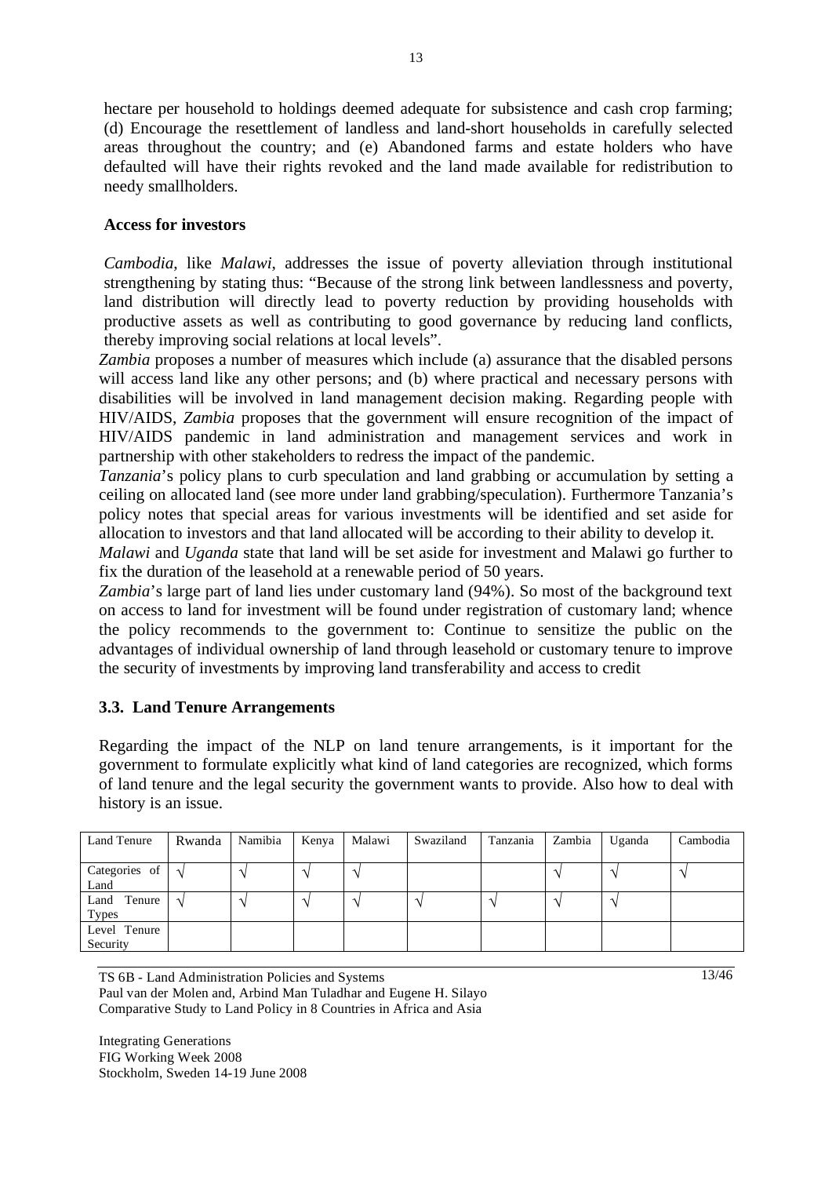hectare per household to holdings deemed adequate for subsistence and cash crop farming; (d) Encourage the resettlement of landless and land-short households in carefully selected areas throughout the country; and (e) Abandoned farms and estate holders who have defaulted will have their rights revoked and the land made available for redistribution to needy smallholders.

**Access for investors**

*Cambodia*, like *Malawi*, addresses the issue of poverty alleviation through institutional strengthening by stating thus: "Because of the strong link between landlessness and poverty, land distribution will directly lead to poverty reduction by providing households with productive assets as well as contributing to good governance by reducing land conflicts, thereby improving social relations at local levels".

*Zambia* proposes a number of measures which include (a) assurance that the disabled persons will access land like any other persons; and (b) where practical and necessary persons with disabilities will be involved in land management decision making. Regarding people with HIV/AIDS, *Zambia* proposes that the government will ensure recognition of the impact of HIV/AIDS pandemic in land administration and management services and work in partnership with other stakeholders to redress the impact of the pandemic.

*Tanzania*'s policy plans to curb speculation and land grabbing or accumulation by setting a ceiling on allocated land (see more under land grabbing/speculation). Furthermore Tanzania's policy notes that special areas for various investments will be identified and set aside for allocation to investors and that land allocated will be according to their ability to develop it.

*Malawi* and *Uganda* state that land will be set aside for investment and Malawi go further to fix the duration of the leasehold at a renewable period of 50 years.

*Zambia*'s large part of land lies under customary land (94%). So most of the background text on access to land for investment will be found under registration of customary land; whence the policy recommends to the government to: Continue to sensitize the public on the advantages of individual ownership of land through leasehold or customary tenure to improve the security of investments by improving land transferability and access to credit

### 3.3. Land Tenure Arrangements

Regarding the impact of the NLP on land tenure arrangements, is it important for the government to formulate explicitly what kind of land categories are recognized, which forms of land tenure and the legal security the government wants to provide. Also how to deal with history is an issue.

| Land Tenure | Rwanda | Namibia | Kenya | Malawi | Swaziland | Tanzania | Zambia | Uganda | Cambodia |
|---|---|---|---|---|---|---|---|---|---|
| Categories of Land | √ | √ | √ | √ | | | √ | √ | √ |
| Land Tenure Types | √ | √ | √ | √ | √ | √ | √ | √ | |
| Level Tenure Security | | | | | | | | | |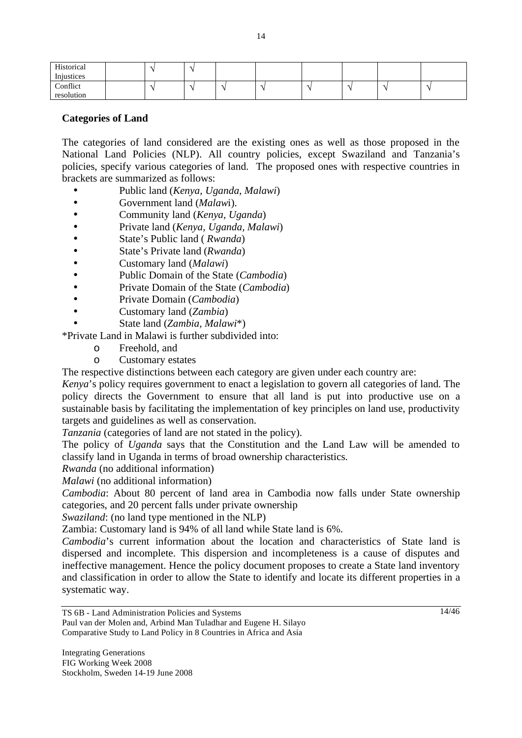| | | | | | | | | | |
|---|---|---|---|---|---|---|---|---|---|
| Historical Injustices | | √ | √ | | | | | | |
| Conflict resolution | | √ | √ | √ | √ | √ | √ | √ | √ |

**Categories of Land**

The categories of land considered are the existing ones as well as those proposed in the National Land Policies (NLP). All country policies, except Swaziland and Tanzania's policies, specify various categories of land. The proposed ones with respective countries in brackets are summarized as follows:

- Public land (*Kenya, Uganda, Malawi*)
- Government land (*Malaw*i).
- Community land (*Kenya, Uganda*)
- Private land (*Kenya, Uganda, Malawi*)
- State's Public land ( *Rwanda*)
- State's Private land (*Rwanda*)
- Customary land (*Malawi*)
- Public Domain of the State (*Cambodia*)
- Private Domain of the State (*Cambodia*)
- Private Domain (*Cambodia*)
- Customary land (*Zambia*)
- State land (*Zambia, Malawi*\*)

\*Private Land in Malawi is further subdivided into:

- Freehold, and
- Customary estates

The respective distinctions between each category are given under each country are:

*Kenya*'s policy requires government to enact a legislation to govern all categories of land. The policy directs the Government to ensure that all land is put into productive use on a sustainable basis by facilitating the implementation of key principles on land use, productivity targets and guidelines as well as conservation.

*Tanzania* (categories of land are not stated in the policy).

The policy of *Uganda* says that the Constitution and the Land Law will be amended to classify land in Uganda in terms of broad ownership characteristics.

*Rwanda* (no additional information)

*Malawi* (no additional information)

*Cambodia*: About 80 percent of land area in Cambodia now falls under State ownership categories, and 20 percent falls under private ownership

*Swaziland*: (no land type mentioned in the NLP)

Zambia: Customary land is 94% of all land while State land is 6%.

*Cambodia*'s current information about the location and characteristics of State land is dispersed and incomplete. This dispersion and incompleteness is a cause of disputes and ineffective management. Hence the policy document proposes to create a State land inventory and classification in order to allow the State to identify and locate its different properties in a systematic way.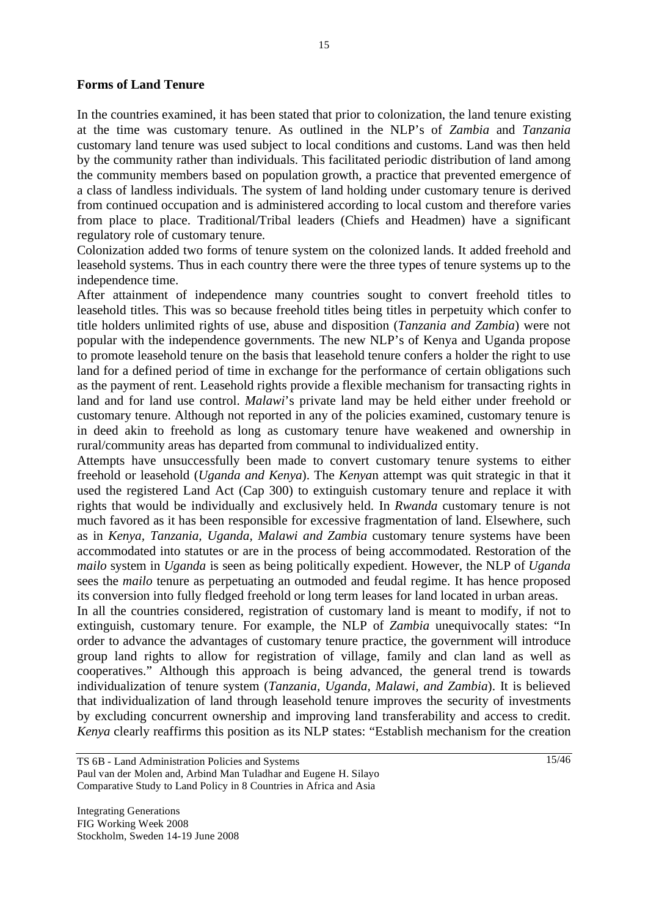**Forms of Land Tenure**

In the countries examined, it has been stated that prior to colonization, the land tenure existing at the time was customary tenure. As outlined in the NLP's of *Zambia* and *Tanzania* customary land tenure was used subject to local conditions and customs. Land was then held by the community rather than individuals. This facilitated periodic distribution of land among the community members based on population growth, a practice that prevented emergence of a class of landless individuals. The system of land holding under customary tenure is derived from continued occupation and is administered according to local custom and therefore varies from place to place. Traditional/Tribal leaders (Chiefs and Headmen) have a significant regulatory role of customary tenure.

Colonization added two forms of tenure system on the colonized lands. It added freehold and leasehold systems. Thus in each country there were the three types of tenure systems up to the independence time.

After attainment of independence many countries sought to convert freehold titles to leasehold titles. This was so because freehold titles being titles in perpetuity which confer to title holders unlimited rights of use, abuse and disposition (*Tanzania and Zambia*) were not popular with the independence governments. The new NLP's of Kenya and Uganda propose to promote leasehold tenure on the basis that leasehold tenure confers a holder the right to use land for a defined period of time in exchange for the performance of certain obligations such as the payment of rent. Leasehold rights provide a flexible mechanism for transacting rights in land and for land use control. *Malawi*'s private land may be held either under freehold or customary tenure. Although not reported in any of the policies examined, customary tenure is in deed akin to freehold as long as customary tenure have weakened and ownership in rural/community areas has departed from communal to individualized entity.

Attempts have unsuccessfully been made to convert customary tenure systems to either freehold or leasehold (*Uganda and Kenya*). The *Kenya*n attempt was quit strategic in that it used the registered Land Act (Cap 300) to extinguish customary tenure and replace it with rights that would be individually and exclusively held. In *Rwanda* customary tenure is not much favored as it has been responsible for excessive fragmentation of land. Elsewhere, such as in *Kenya, Tanzania, Uganda, Malawi and Zambia* customary tenure systems have been accommodated into statutes or are in the process of being accommodated. Restoration of the *mailo* system in *Uganda* is seen as being politically expedient. However, the NLP of *Uganda* sees the *mailo* tenure as perpetuating an outmoded and feudal regime. It has hence proposed its conversion into fully fledged freehold or long term leases for land located in urban areas.

In all the countries considered, registration of customary land is meant to modify, if not to extinguish, customary tenure. For example, the NLP of *Zambia* unequivocally states: "In order to advance the advantages of customary tenure practice, the government will introduce group land rights to allow for registration of village, family and clan land as well as cooperatives." Although this approach is being advanced, the general trend is towards individualization of tenure system (*Tanzania, Uganda, Malawi, and Zambia*). It is believed that individualization of land through leasehold tenure improves the security of investments by excluding concurrent ownership and improving land transferability and access to credit. *Kenya* clearly reaffirms this position as its NLP states: "Establish mechanism for the creation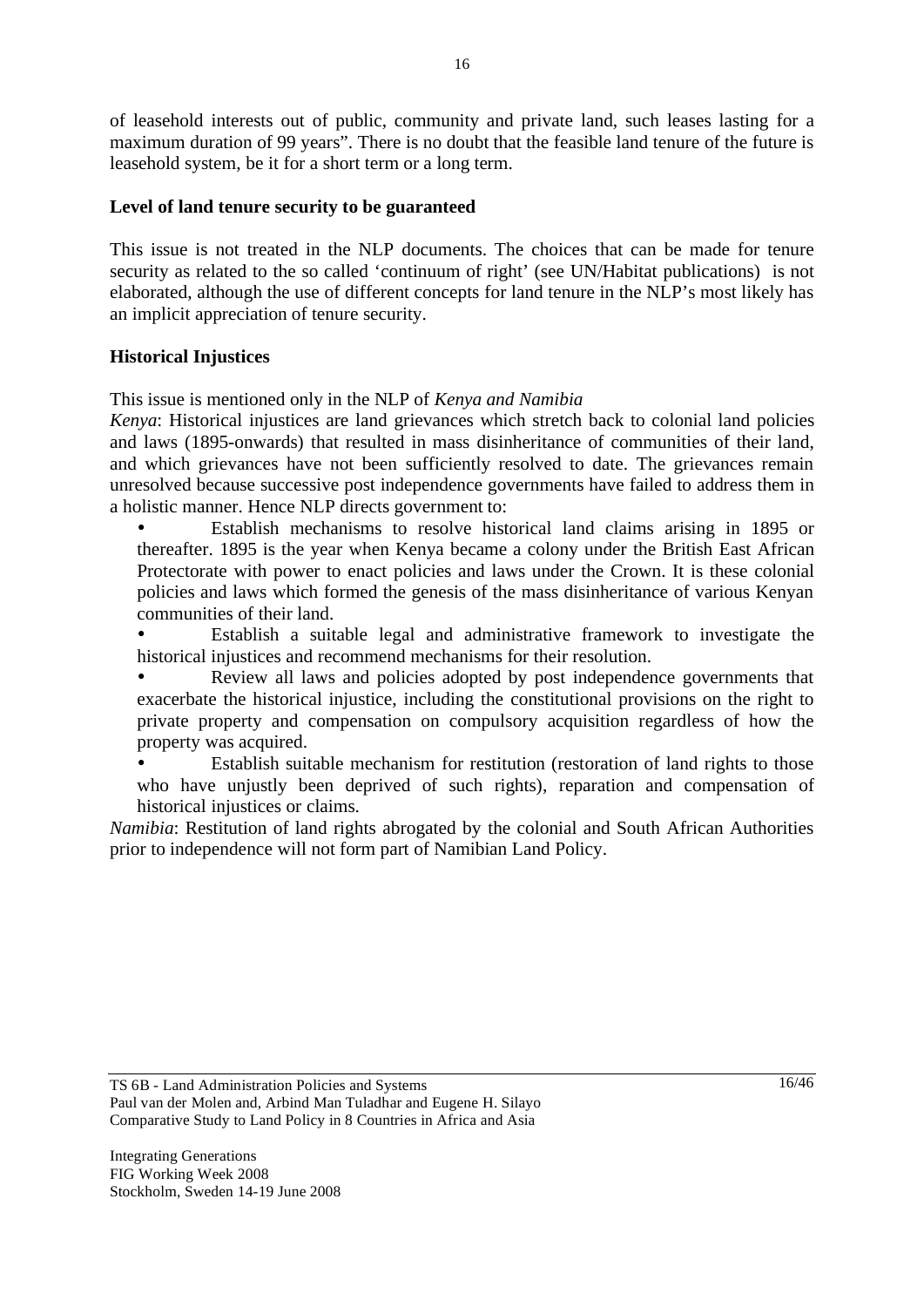of leasehold interests out of public, community and private land, such leases lasting for a maximum duration of 99 years". There is no doubt that the feasible land tenure of the future is leasehold system, be it for a short term or a long term.

**Level of land tenure security to be guaranteed**

This issue is not treated in the NLP documents. The choices that can be made for tenure security as related to the so called 'continuum of right' (see UN/Habitat publications) is not elaborated, although the use of different concepts for land tenure in the NLP's most likely has an implicit appreciation of tenure security.

**Historical Injustices**

This issue is mentioned only in the NLP of *Kenya and Namibia*

*Kenya*: Historical injustices are land grievances which stretch back to colonial land policies and laws (1895-onwards) that resulted in mass disinheritance of communities of their land, and which grievances have not been sufficiently resolved to date. The grievances remain unresolved because successive post independence governments have failed to address them in a holistic manner. Hence NLP directs government to:

- Establish mechanisms to resolve historical land claims arising in 1895 or thereafter. 1895 is the year when Kenya became a colony under the British East African Protectorate with power to enact policies and laws under the Crown. It is these colonial policies and laws which formed the genesis of the mass disinheritance of various Kenyan communities of their land.
- Establish a suitable legal and administrative framework to investigate the historical injustices and recommend mechanisms for their resolution.
- Review all laws and policies adopted by post independence governments that exacerbate the historical injustice, including the constitutional provisions on the right to private property and compensation on compulsory acquisition regardless of how the property was acquired.
- Establish suitable mechanism for restitution (restoration of land rights to those who have unjustly been deprived of such rights), reparation and compensation of historical injustices or claims.

*Namibia*: Restitution of land rights abrogated by the colonial and South African Authorities prior to independence will not form part of Namibian Land Policy.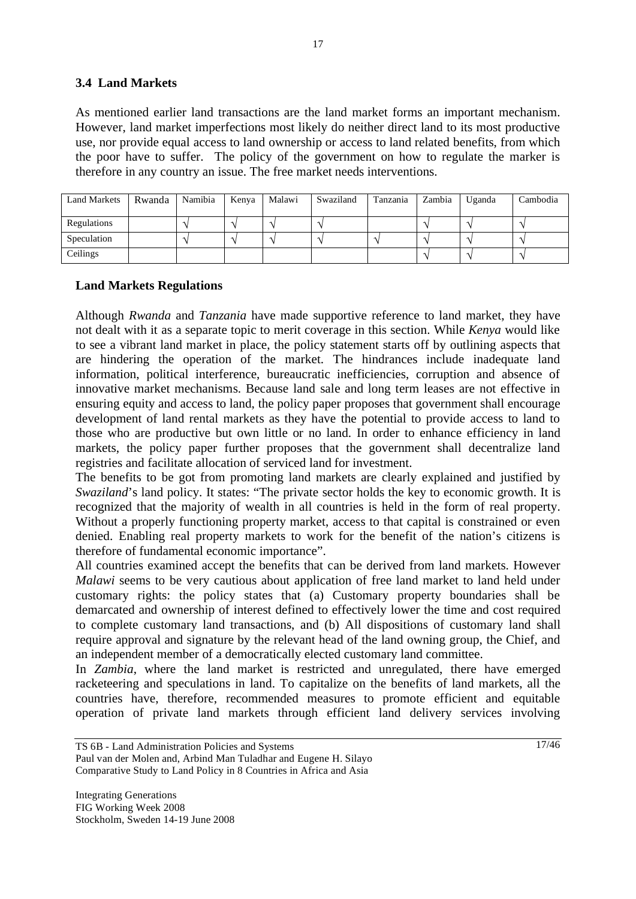### 3.4 Land Markets

As mentioned earlier land transactions are the land market forms an important mechanism. However, land market imperfections most likely do neither direct land to its most productive use, nor provide equal access to land ownership or access to land related benefits, from which the poor have to suffer. The policy of the government on how to regulate the marker is therefore in any country an issue. The free market needs interventions.

| Land Markets | Rwanda | Namibia | Kenya | Malawi | Swaziland | Tanzania | Zambia | Uganda | Cambodia |
|---|---|---|---|---|---|---|---|---|---|
| Regulations | | √ | √ | √ | √ | | √ | √ | √ |
| Speculation | | √ | √ | √ | √ | √ | √ | √ | √ |
| Ceilings | | | | | | | √ | √ | √ |

**Land Markets Regulations**

Although *Rwanda* and *Tanzania* have made supportive reference to land market, they have not dealt with it as a separate topic to merit coverage in this section. While *Kenya* would like to see a vibrant land market in place, the policy statement starts off by outlining aspects that are hindering the operation of the market. The hindrances include inadequate land information, political interference, bureaucratic inefficiencies, corruption and absence of innovative market mechanisms. Because land sale and long term leases are not effective in ensuring equity and access to land, the policy paper proposes that government shall encourage development of land rental markets as they have the potential to provide access to land to those who are productive but own little or no land. In order to enhance efficiency in land markets, the policy paper further proposes that the government shall decentralize land registries and facilitate allocation of serviced land for investment.

The benefits to be got from promoting land markets are clearly explained and justified by *Swaziland*'s land policy. It states: "The private sector holds the key to economic growth. It is recognized that the majority of wealth in all countries is held in the form of real property. Without a properly functioning property market, access to that capital is constrained or even denied. Enabling real property markets to work for the benefit of the nation's citizens is therefore of fundamental economic importance".

All countries examined accept the benefits that can be derived from land markets. However *Malawi* seems to be very cautious about application of free land market to land held under customary rights: the policy states that (a) Customary property boundaries shall be demarcated and ownership of interest defined to effectively lower the time and cost required to complete customary land transactions, and (b) All dispositions of customary land shall require approval and signature by the relevant head of the land owning group, the Chief, and an independent member of a democratically elected customary land committee.

In *Zambia*, where the land market is restricted and unregulated, there have emerged racketeering and speculations in land. To capitalize on the benefits of land markets, all the countries have, therefore, recommended measures to promote efficient and equitable operation of private land markets through efficient land delivery services involving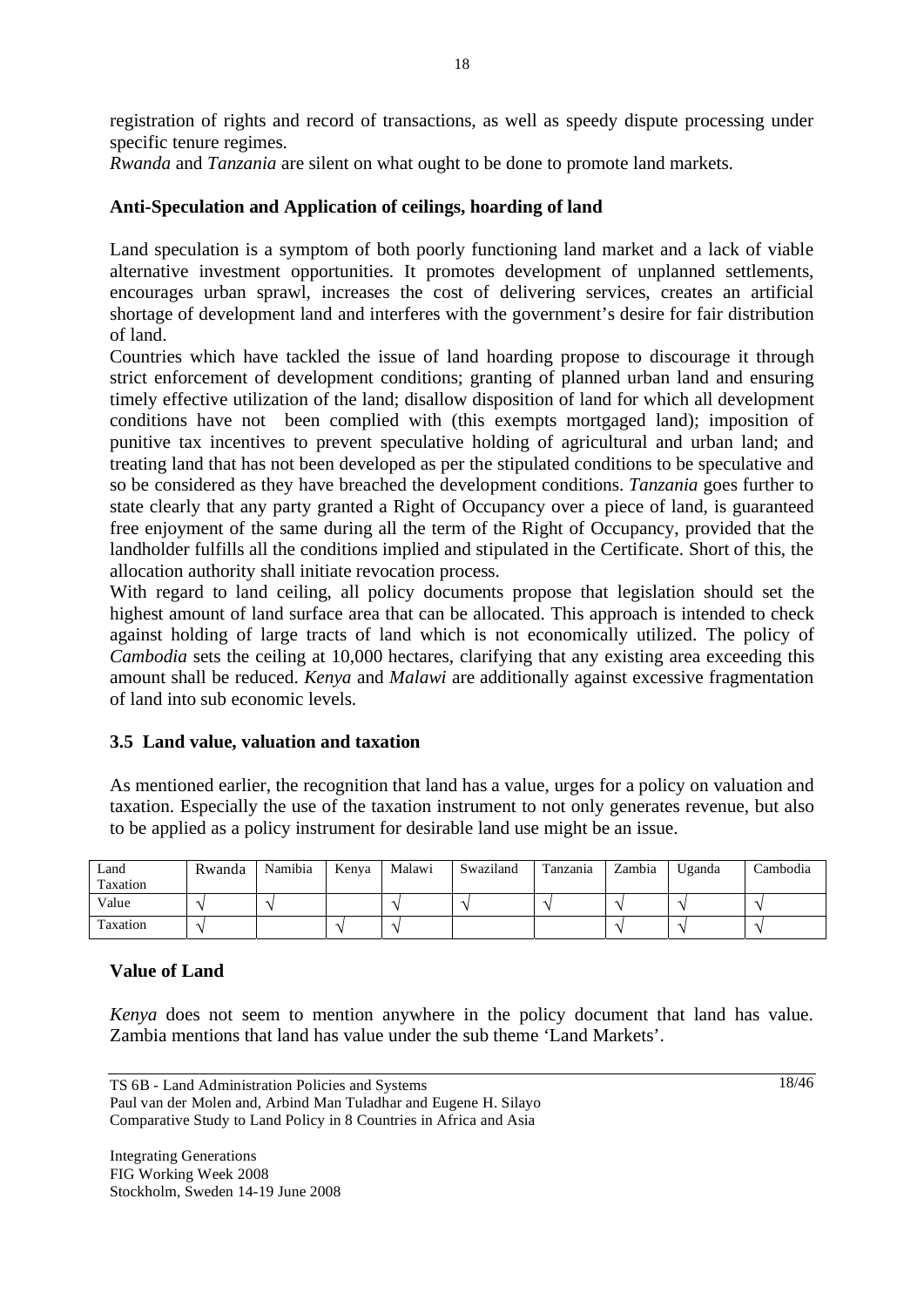registration of rights and record of transactions, as well as speedy dispute processing under specific tenure regimes.

*Rwanda* and *Tanzania* are silent on what ought to be done to promote land markets.

**Anti-Speculation and Application of ceilings, hoarding of land**

Land speculation is a symptom of both poorly functioning land market and a lack of viable alternative investment opportunities. It promotes development of unplanned settlements, encourages urban sprawl, increases the cost of delivering services, creates an artificial shortage of development land and interferes with the government's desire for fair distribution of land.

Countries which have tackled the issue of land hoarding propose to discourage it through strict enforcement of development conditions; granting of planned urban land and ensuring timely effective utilization of the land; disallow disposition of land for which all development conditions have not been complied with (this exempts mortgaged land); imposition of punitive tax incentives to prevent speculative holding of agricultural and urban land; and treating land that has not been developed as per the stipulated conditions to be speculative and so be considered as they have breached the development conditions. *Tanzania* goes further to state clearly that any party granted a Right of Occupancy over a piece of land, is guaranteed free enjoyment of the same during all the term of the Right of Occupancy, provided that the landholder fulfills all the conditions implied and stipulated in the Certificate. Short of this, the allocation authority shall initiate revocation process.

With regard to land ceiling, all policy documents propose that legislation should set the highest amount of land surface area that can be allocated. This approach is intended to check against holding of large tracts of land which is not economically utilized. The policy of *Cambodia* sets the ceiling at 10,000 hectares, clarifying that any existing area exceeding this amount shall be reduced. *Kenya* and *Malawi* are additionally against excessive fragmentation of land into sub economic levels.

## 3.5 Land value, valuation and taxation

As mentioned earlier, the recognition that land has a value, urges for a policy on valuation and taxation. Especially the use of the taxation instrument to not only generates revenue, but also to be applied as a policy instrument for desirable land use might be an issue.

| Land Taxation | Rwanda | Namibia | Kenya | Malawi | Swaziland | Tanzania | Zambia | Uganda | Cambodia |
|---|---|---|---|---|---|---|---|---|---|
| Value | √ | √ | | √ | √ | √ | √ | √ | √ |
| Taxation | √ | | √ | √ | | | √ | √ | √ |

**Value of Land**

*Kenya* does not seem to mention anywhere in the policy document that land has value. Zambia mentions that land has value under the sub theme 'Land Markets'.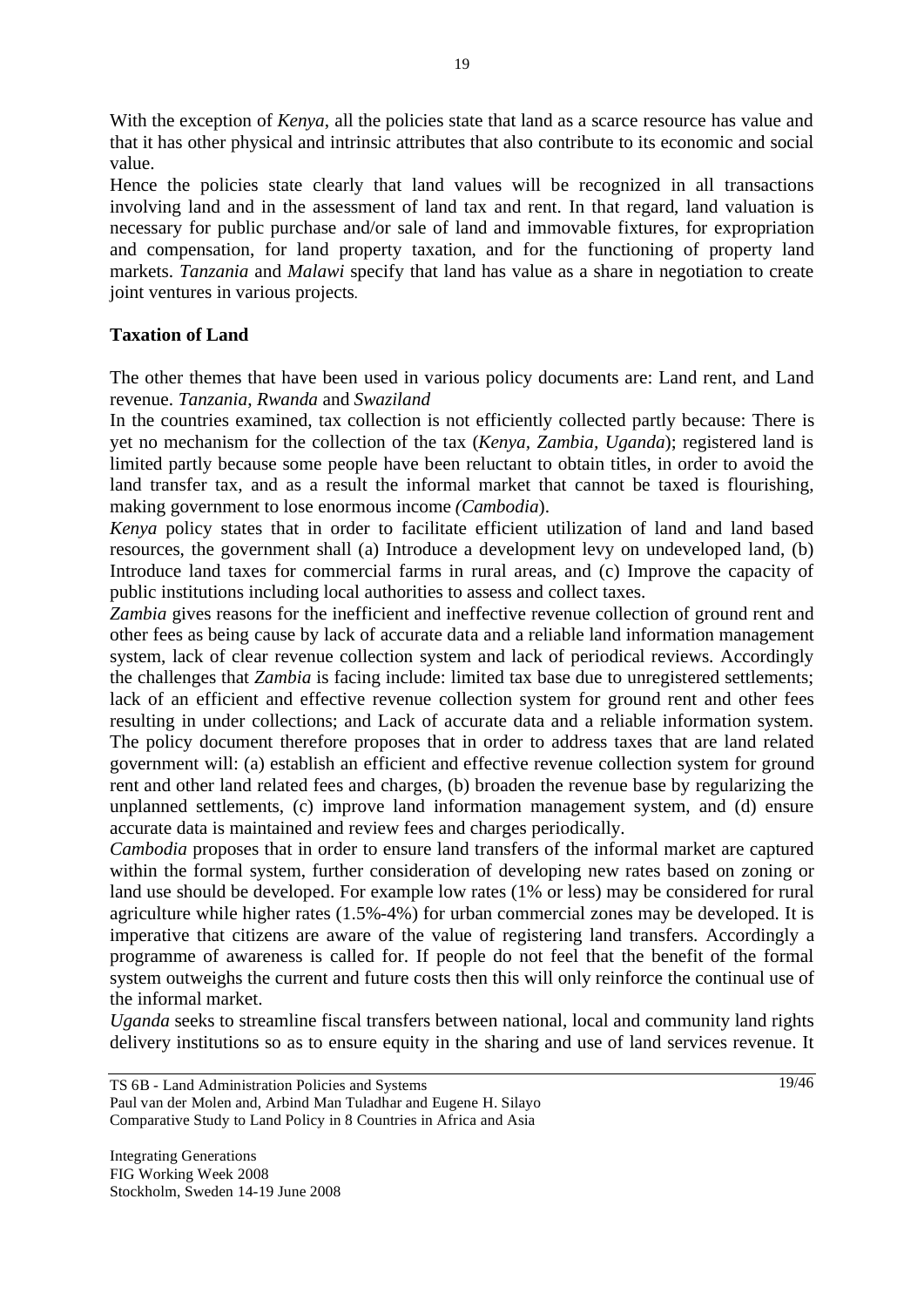With the exception of *Kenya*, all the policies state that land as a scarce resource has value and that it has other physical and intrinsic attributes that also contribute to its economic and social value.

Hence the policies state clearly that land values will be recognized in all transactions involving land and in the assessment of land tax and rent. In that regard, land valuation is necessary for public purchase and/or sale of land and immovable fixtures, for expropriation and compensation, for land property taxation, and for the functioning of property land markets. *Tanzania* and *Malawi* specify that land has value as a share in negotiation to create joint ventures in various projects.

**Taxation of Land**

The other themes that have been used in various policy documents are: Land rent, and Land revenue. *Tanzania*, *Rwanda* and *Swaziland*

In the countries examined, tax collection is not efficiently collected partly because: There is yet no mechanism for the collection of the tax (*Kenya, Zambia, Uganda*); registered land is limited partly because some people have been reluctant to obtain titles, in order to avoid the land transfer tax, and as a result the informal market that cannot be taxed is flourishing, making government to lose enormous income *(Cambodia*).

*Kenya* policy states that in order to facilitate efficient utilization of land and land based resources, the government shall (a) Introduce a development levy on undeveloped land, (b) Introduce land taxes for commercial farms in rural areas, and (c) Improve the capacity of public institutions including local authorities to assess and collect taxes.

*Zambia* gives reasons for the inefficient and ineffective revenue collection of ground rent and other fees as being cause by lack of accurate data and a reliable land information management system, lack of clear revenue collection system and lack of periodical reviews. Accordingly the challenges that *Zambia* is facing include: limited tax base due to unregistered settlements; lack of an efficient and effective revenue collection system for ground rent and other fees resulting in under collections; and Lack of accurate data and a reliable information system. The policy document therefore proposes that in order to address taxes that are land related government will: (a) establish an efficient and effective revenue collection system for ground rent and other land related fees and charges, (b) broaden the revenue base by regularizing the unplanned settlements, (c) improve land information management system, and (d) ensure accurate data is maintained and review fees and charges periodically.

*Cambodia* proposes that in order to ensure land transfers of the informal market are captured within the formal system, further consideration of developing new rates based on zoning or land use should be developed. For example low rates (1% or less) may be considered for rural agriculture while higher rates (1.5%-4%) for urban commercial zones may be developed. It is imperative that citizens are aware of the value of registering land transfers. Accordingly a programme of awareness is called for. If people do not feel that the benefit of the formal system outweighs the current and future costs then this will only reinforce the continual use of the informal market.

*Uganda* seeks to streamline fiscal transfers between national, local and community land rights delivery institutions so as to ensure equity in the sharing and use of land services revenue. It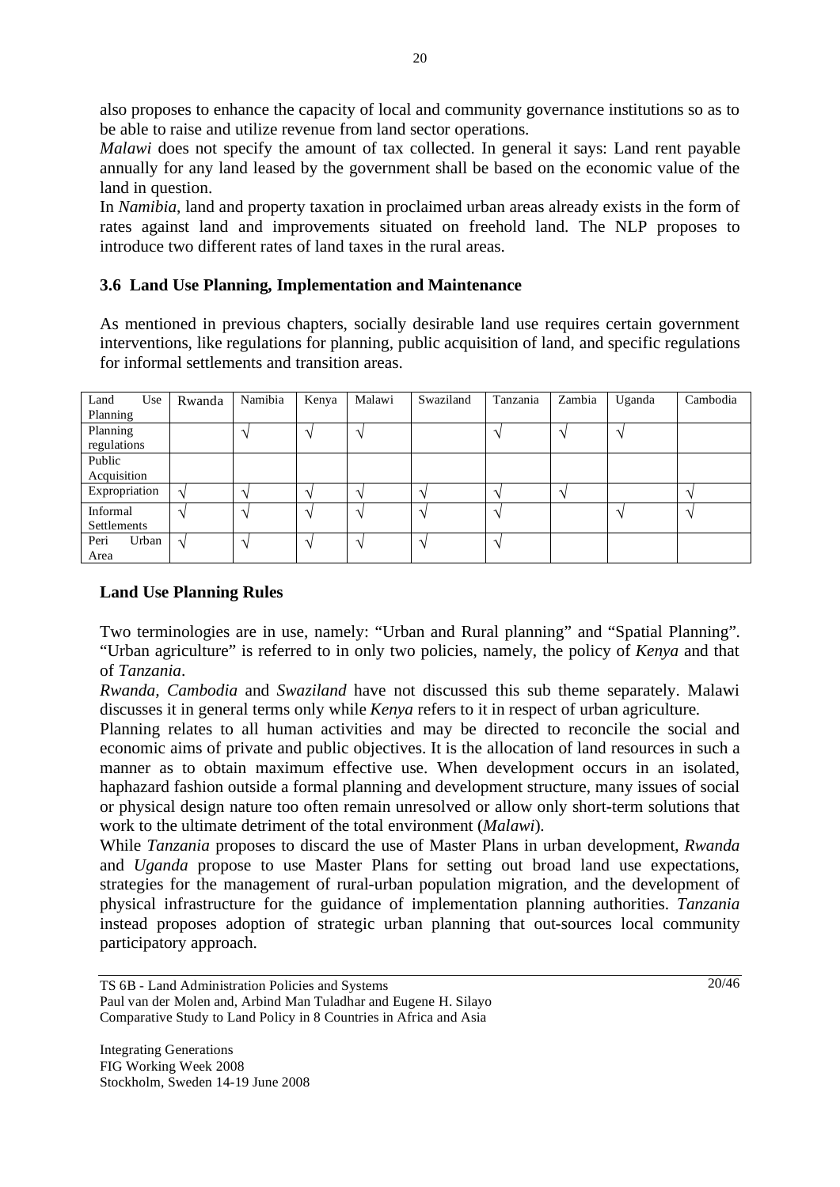also proposes to enhance the capacity of local and community governance institutions so as to be able to raise and utilize revenue from land sector operations.

*Malawi* does not specify the amount of tax collected. In general it says: Land rent payable annually for any land leased by the government shall be based on the economic value of the land in question.

In *Namibia*, land and property taxation in proclaimed urban areas already exists in the form of rates against land and improvements situated on freehold land. The NLP proposes to introduce two different rates of land taxes in the rural areas.

### 3.6 Land Use Planning, Implementation and Maintenance

As mentioned in previous chapters, socially desirable land use requires certain government interventions, like regulations for planning, public acquisition of land, and specific regulations for informal settlements and transition areas.

| Land Use Planning | Rwanda | Namibia | Kenya | Malawi | Swaziland | Tanzania | Zambia | Uganda | Cambodia |
|---|---|---|---|---|---|---|---|---|---|
| Planning regulations | | √ | √ | √ | | √ | √ | √ | |
| Public Acquisition | | | | | | | | | |
| Expropriation | √ | √ | √ | √ | √ | √ | √ | | √ |
| Informal Settlements | √ | √ | √ | √ | √ | √ | | √ | √ |
| Peri Urban Area | √ | √ | √ | √ | √ | √ | | | |

**Land Use Planning Rules**

Two terminologies are in use, namely: "Urban and Rural planning" and "Spatial Planning". "Urban agriculture" is referred to in only two policies, namely, the policy of *Kenya* and that of *Tanzania*.

*Rwanda*, *Cambodia* and *Swaziland* have not discussed this sub theme separately. Malawi discusses it in general terms only while *Kenya* refers to it in respect of urban agriculture.

Planning relates to all human activities and may be directed to reconcile the social and economic aims of private and public objectives. It is the allocation of land resources in such a manner as to obtain maximum effective use. When development occurs in an isolated, haphazard fashion outside a formal planning and development structure, many issues of social or physical design nature too often remain unresolved or allow only short-term solutions that work to the ultimate detriment of the total environment (*Malawi*).

While *Tanzania* proposes to discard the use of Master Plans in urban development, *Rwanda* and *Uganda* propose to use Master Plans for setting out broad land use expectations, strategies for the management of rural-urban population migration, and the development of physical infrastructure for the guidance of implementation planning authorities. *Tanzania* instead proposes adoption of strategic urban planning that out-sources local community participatory approach.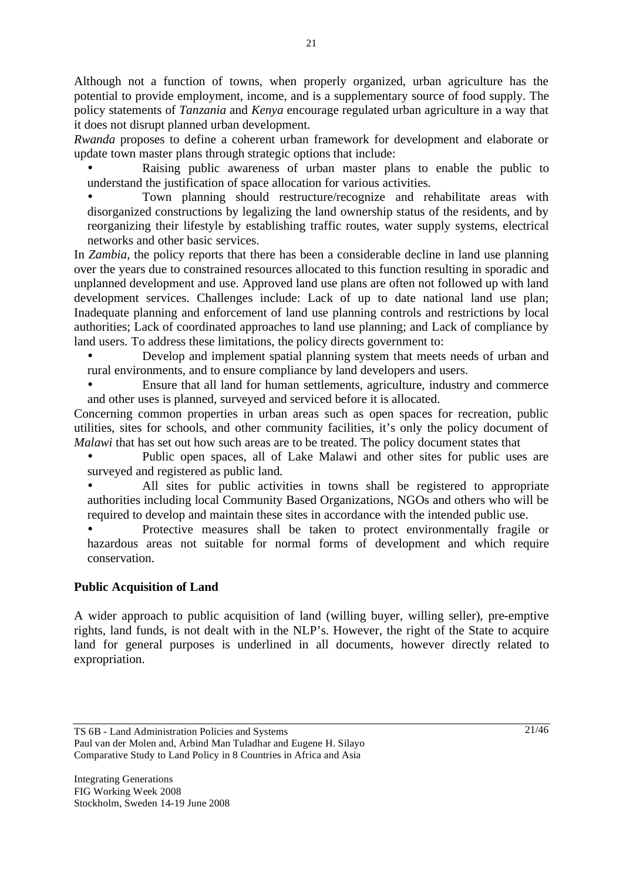Although not a function of towns, when properly organized, urban agriculture has the potential to provide employment, income, and is a supplementary source of food supply. The policy statements of *Tanzania* and *Kenya* encourage regulated urban agriculture in a way that it does not disrupt planned urban development.

*Rwanda* proposes to define a coherent urban framework for development and elaborate or update town master plans through strategic options that include:

- Raising public awareness of urban master plans to enable the public to understand the justification of space allocation for various activities.
- Town planning should restructure/recognize and rehabilitate areas with disorganized constructions by legalizing the land ownership status of the residents, and by reorganizing their lifestyle by establishing traffic routes, water supply systems, electrical networks and other basic services.

In *Zambia*, the policy reports that there has been a considerable decline in land use planning over the years due to constrained resources allocated to this function resulting in sporadic and unplanned development and use. Approved land use plans are often not followed up with land development services. Challenges include: Lack of up to date national land use plan; Inadequate planning and enforcement of land use planning controls and restrictions by local authorities; Lack of coordinated approaches to land use planning; and Lack of compliance by land users. To address these limitations, the policy directs government to:

- Develop and implement spatial planning system that meets needs of urban and rural environments, and to ensure compliance by land developers and users.
- Ensure that all land for human settlements, agriculture, industry and commerce and other uses is planned, surveyed and serviced before it is allocated.

Concerning common properties in urban areas such as open spaces for recreation, public utilities, sites for schools, and other community facilities, it's only the policy document of *Malawi* that has set out how such areas are to be treated. The policy document states that

- Public open spaces, all of Lake Malawi and other sites for public uses are surveyed and registered as public land.
- All sites for public activities in towns shall be registered to appropriate authorities including local Community Based Organizations, NGOs and others who will be required to develop and maintain these sites in accordance with the intended public use.
- Protective measures shall be taken to protect environmentally fragile or hazardous areas not suitable for normal forms of development and which require conservation.

**Public Acquisition of Land**

A wider approach to public acquisition of land (willing buyer, willing seller), pre-emptive rights, land funds, is not dealt with in the NLP's. However, the right of the State to acquire land for general purposes is underlined in all documents, however directly related to expropriation.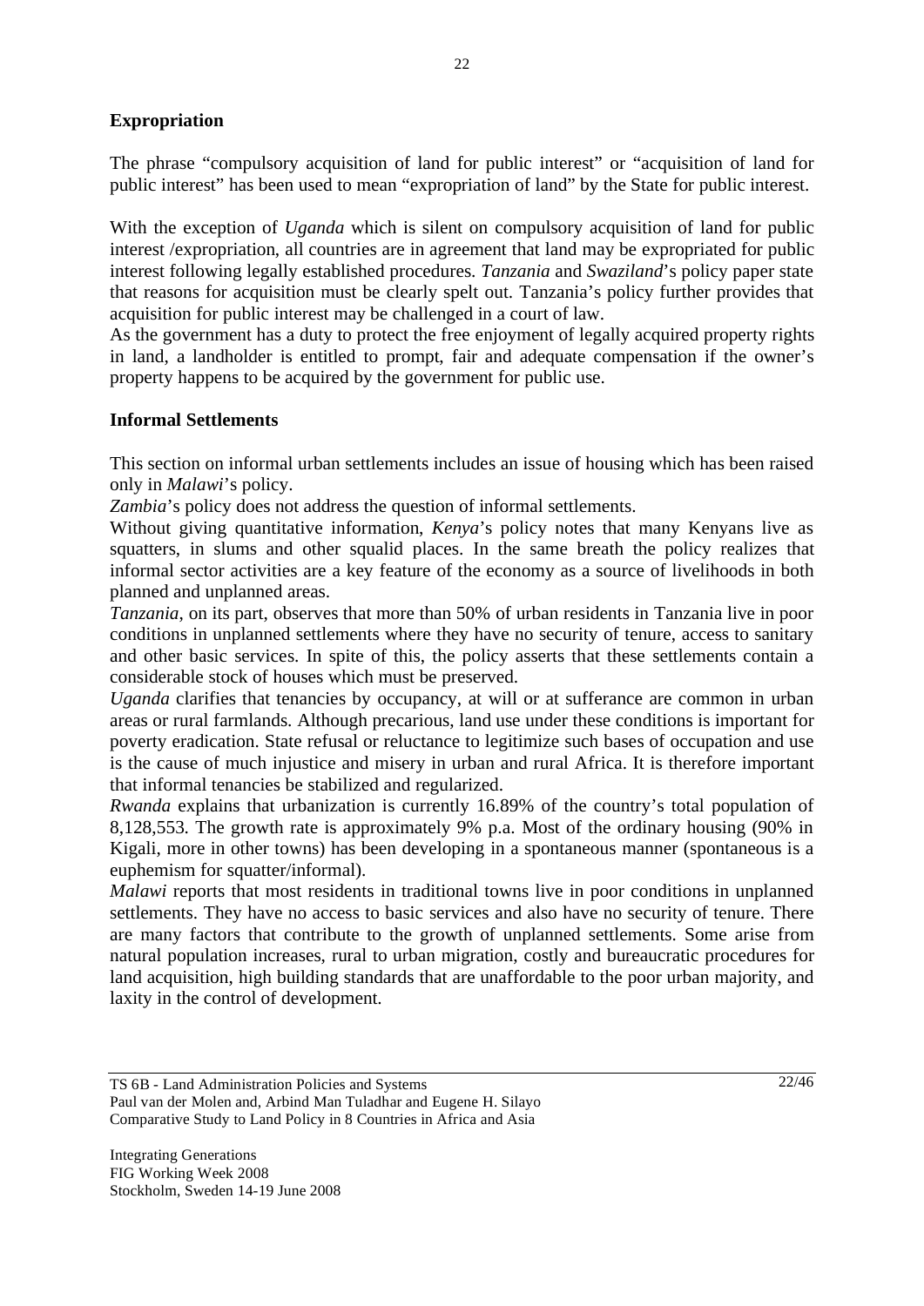**Expropriation**

The phrase "compulsory acquisition of land for public interest" or "acquisition of land for public interest" has been used to mean "expropriation of land" by the State for public interest.

With the exception of *Uganda* which is silent on compulsory acquisition of land for public interest /expropriation, all countries are in agreement that land may be expropriated for public interest following legally established procedures. *Tanzania* and *Swaziland*'s policy paper state that reasons for acquisition must be clearly spelt out. Tanzania's policy further provides that acquisition for public interest may be challenged in a court of law.
As the government has a duty to protect the free enjoyment of legally acquired property rights in land, a landholder is entitled to prompt, fair and adequate compensation if the owner's property happens to be acquired by the government for public use.

**Informal Settlements**

This section on informal urban settlements includes an issue of housing which has been raised only in *Malawi*'s policy.
*Zambia*'s policy does not address the question of informal settlements.
Without giving quantitative information, *Kenya*'s policy notes that many Kenyans live as squatters, in slums and other squalid places. In the same breath the policy realizes that informal sector activities are a key feature of the economy as a source of livelihoods in both planned and unplanned areas.
*Tanzania*, on its part, observes that more than 50% of urban residents in Tanzania live in poor conditions in unplanned settlements where they have no security of tenure, access to sanitary and other basic services. In spite of this, the policy asserts that these settlements contain a considerable stock of houses which must be preserved.
*Uganda* clarifies that tenancies by occupancy, at will or at sufferance are common in urban areas or rural farmlands. Although precarious, land use under these conditions is important for poverty eradication. State refusal or reluctance to legitimize such bases of occupation and use is the cause of much injustice and misery in urban and rural Africa. It is therefore important that informal tenancies be stabilized and regularized.
*Rwanda* explains that urbanization is currently 16.89% of the country's total population of 8,128,553. The growth rate is approximately 9% p.a. Most of the ordinary housing (90% in Kigali, more in other towns) has been developing in a spontaneous manner (spontaneous is a euphemism for squatter/informal).
*Malawi* reports that most residents in traditional towns live in poor conditions in unplanned settlements. They have no access to basic services and also have no security of tenure. There are many factors that contribute to the growth of unplanned settlements. Some arise from natural population increases, rural to urban migration, costly and bureaucratic procedures for land acquisition, high building standards that are unaffordable to the poor urban majority, and laxity in the control of development.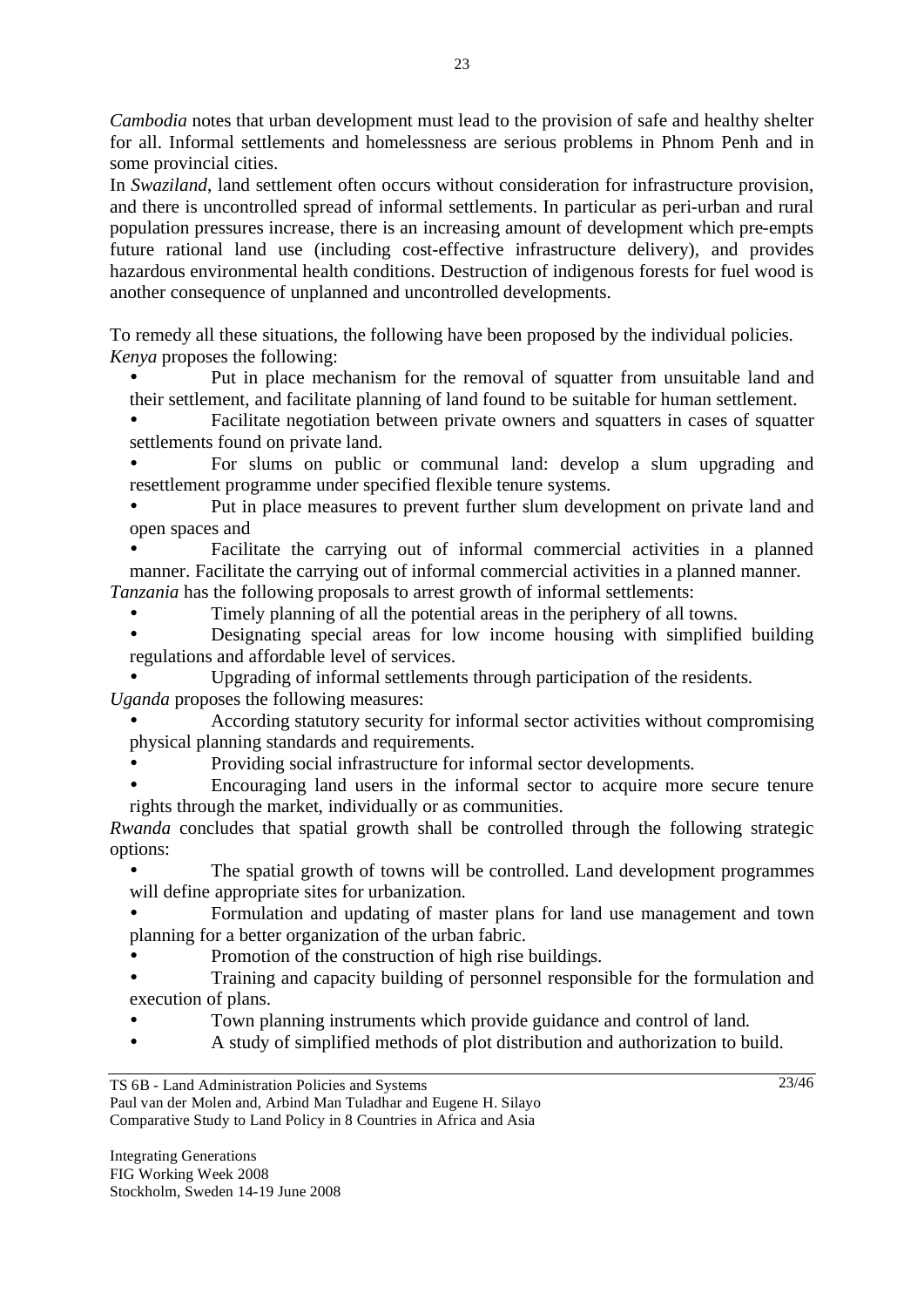*Cambodia* notes that urban development must lead to the provision of safe and healthy shelter for all. Informal settlements and homelessness are serious problems in Phnom Penh and in some provincial cities.

In *Swaziland*, land settlement often occurs without consideration for infrastructure provision, and there is uncontrolled spread of informal settlements. In particular as peri-urban and rural population pressures increase, there is an increasing amount of development which pre-empts future rational land use (including cost-effective infrastructure delivery), and provides hazardous environmental health conditions. Destruction of indigenous forests for fuel wood is another consequence of unplanned and uncontrolled developments.

To remedy all these situations, the following have been proposed by the individual policies.

*Kenya* proposes the following:

- Put in place mechanism for the removal of squatter from unsuitable land and their settlement, and facilitate planning of land found to be suitable for human settlement.
- Facilitate negotiation between private owners and squatters in cases of squatter settlements found on private land.
- For slums on public or communal land: develop a slum upgrading and resettlement programme under specified flexible tenure systems.
- Put in place measures to prevent further slum development on private land and open spaces and
- Facilitate the carrying out of informal commercial activities in a planned manner. Facilitate the carrying out of informal commercial activities in a planned manner.

*Tanzania* has the following proposals to arrest growth of informal settlements:

- Timely planning of all the potential areas in the periphery of all towns.
- Designating special areas for low income housing with simplified building regulations and affordable level of services.
- Upgrading of informal settlements through participation of the residents.

*Uganda* proposes the following measures:

- According statutory security for informal sector activities without compromising physical planning standards and requirements.
- Providing social infrastructure for informal sector developments.
- Encouraging land users in the informal sector to acquire more secure tenure rights through the market, individually or as communities.

*Rwanda* concludes that spatial growth shall be controlled through the following strategic options:

- The spatial growth of towns will be controlled. Land development programmes will define appropriate sites for urbanization.
- Formulation and updating of master plans for land use management and town planning for a better organization of the urban fabric.
- Promotion of the construction of high rise buildings.
- Training and capacity building of personnel responsible for the formulation and execution of plans.
- Town planning instruments which provide guidance and control of land.
- A study of simplified methods of plot distribution and authorization to build.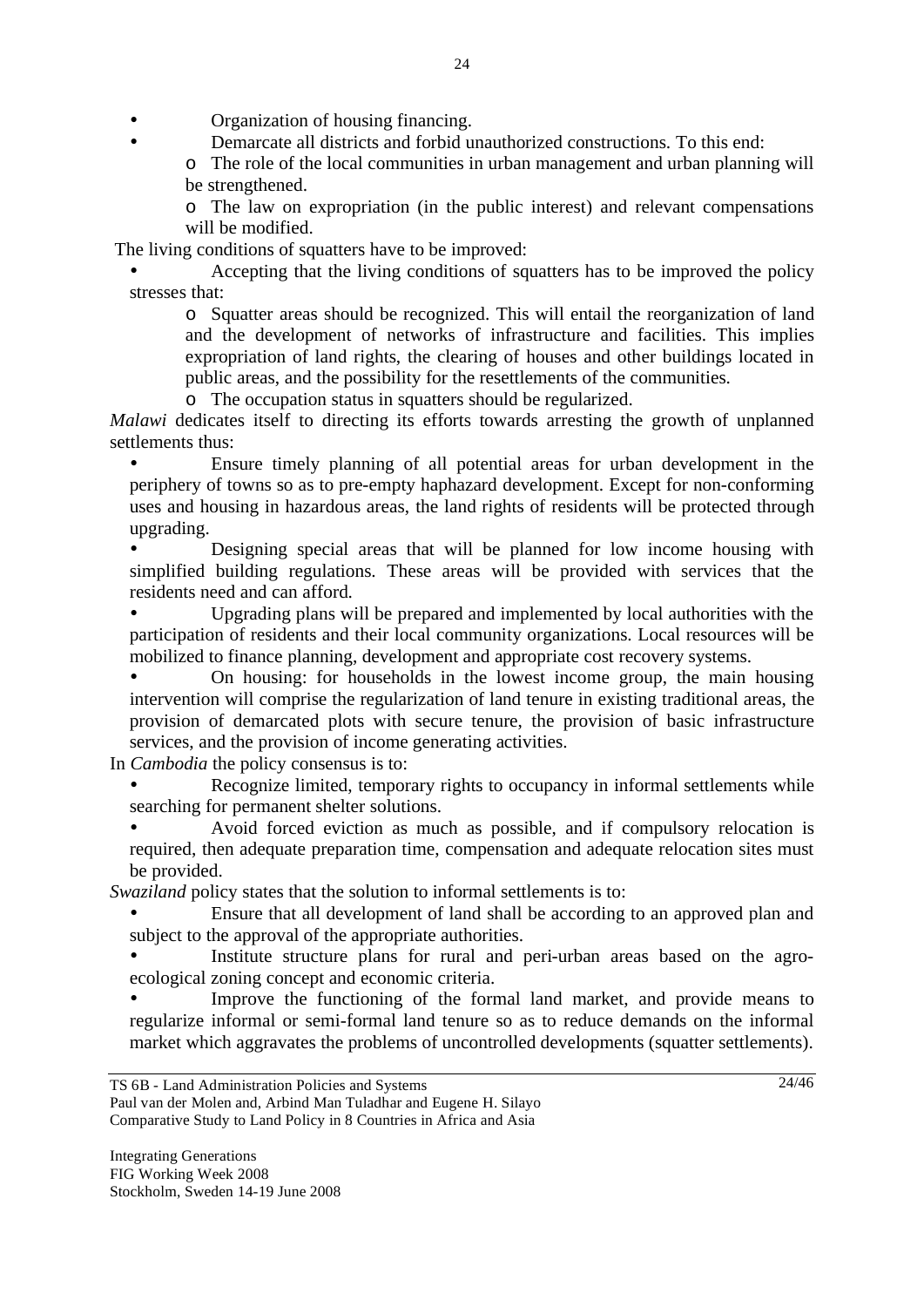- Organization of housing financing.
- Demarcate all districts and forbid unauthorized constructions. To this end:
  - The role of the local communities in urban management and urban planning will be strengthened.
  - The law on expropriation (in the public interest) and relevant compensations will be modified.

The living conditions of squatters have to be improved:

- Accepting that the living conditions of squatters has to be improved the policy stresses that:
  - Squatter areas should be recognized. This will entail the reorganization of land and the development of networks of infrastructure and facilities. This implies expropriation of land rights, the clearing of houses and other buildings located in public areas, and the possibility for the resettlements of the communities.
  - The occupation status in squatters should be regularized.

*Malawi* dedicates itself to directing its efforts towards arresting the growth of unplanned settlements thus:

- Ensure timely planning of all potential areas for urban development in the periphery of towns so as to pre-empty haphazard development. Except for non-conforming uses and housing in hazardous areas, the land rights of residents will be protected through upgrading.
- Designing special areas that will be planned for low income housing with simplified building regulations. These areas will be provided with services that the residents need and can afford.
- Upgrading plans will be prepared and implemented by local authorities with the participation of residents and their local community organizations. Local resources will be mobilized to finance planning, development and appropriate cost recovery systems.
- On housing: for households in the lowest income group, the main housing intervention will comprise the regularization of land tenure in existing traditional areas, the provision of demarcated plots with secure tenure, the provision of basic infrastructure services, and the provision of income generating activities.

In *Cambodia* the policy consensus is to:

- Recognize limited, temporary rights to occupancy in informal settlements while searching for permanent shelter solutions.
- Avoid forced eviction as much as possible, and if compulsory relocation is required, then adequate preparation time, compensation and adequate relocation sites must be provided.

*Swaziland* policy states that the solution to informal settlements is to:

- Ensure that all development of land shall be according to an approved plan and subject to the approval of the appropriate authorities.
- Institute structure plans for rural and peri-urban areas based on the agro-ecological zoning concept and economic criteria.
- Improve the functioning of the formal land market, and provide means to regularize informal or semi-formal land tenure so as to reduce demands on the informal market which aggravates the problems of uncontrolled developments (squatter settlements).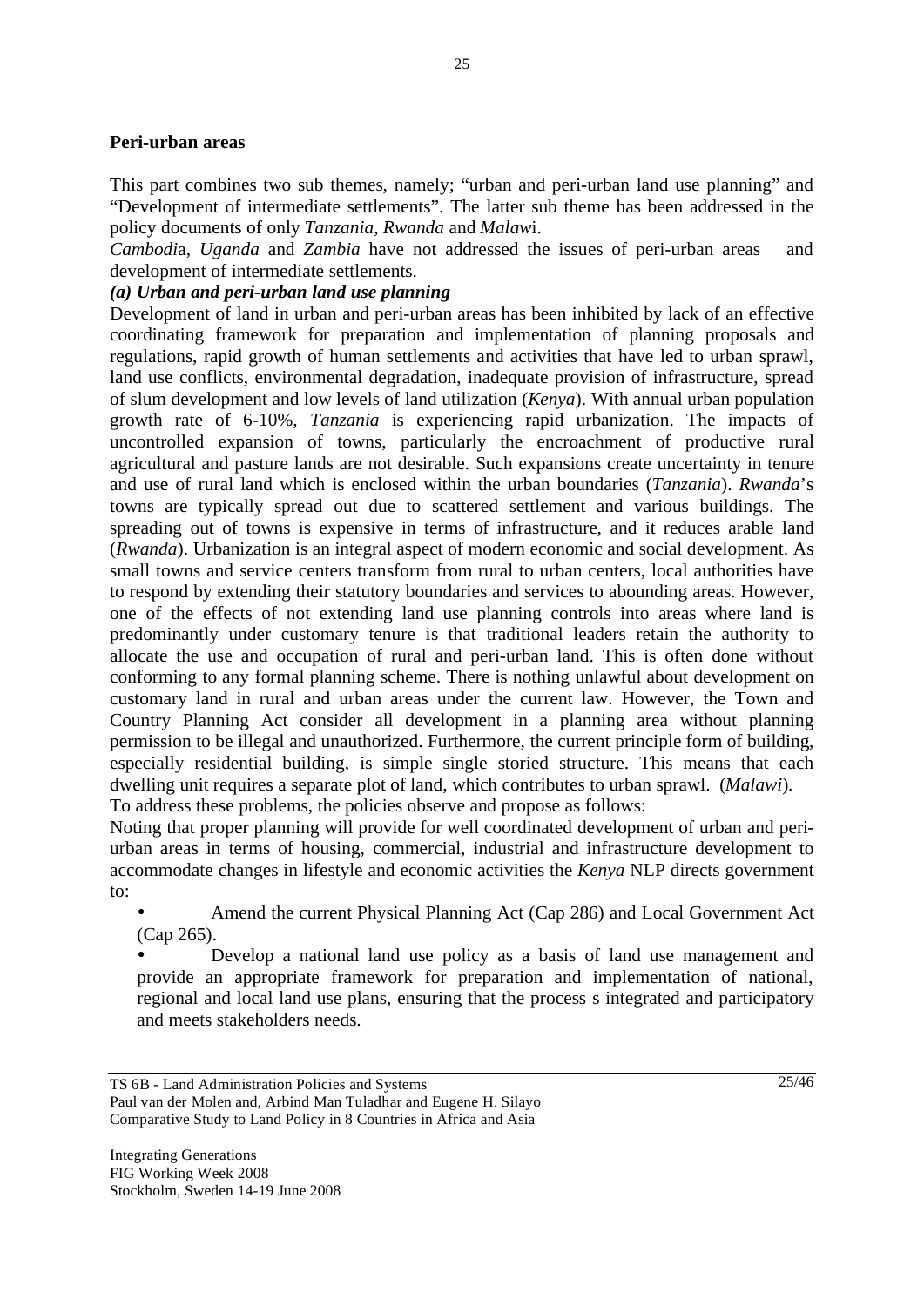**Peri-urban areas**

This part combines two sub themes, namely; "urban and peri-urban land use planning" and "Development of intermediate settlements". The latter sub theme has been addressed in the policy documents of only *Tanzania*, *Rwanda* and *Malaw*i.

*Cambodi*a, *Uganda* and *Zambia* have not addressed the issues of peri-urban areas and development of intermediate settlements.

***(a) Urban and peri-urban land use planning***

Development of land in urban and peri-urban areas has been inhibited by lack of an effective coordinating framework for preparation and implementation of planning proposals and regulations, rapid growth of human settlements and activities that have led to urban sprawl, land use conflicts, environmental degradation, inadequate provision of infrastructure, spread of slum development and low levels of land utilization (*Kenya*). With annual urban population growth rate of 6-10%, *Tanzania* is experiencing rapid urbanization. The impacts of uncontrolled expansion of towns, particularly the encroachment of productive rural agricultural and pasture lands are not desirable. Such expansions create uncertainty in tenure and use of rural land which is enclosed within the urban boundaries (*Tanzania*). *Rwanda*'s towns are typically spread out due to scattered settlement and various buildings. The spreading out of towns is expensive in terms of infrastructure, and it reduces arable land (*Rwanda*). Urbanization is an integral aspect of modern economic and social development. As small towns and service centers transform from rural to urban centers, local authorities have to respond by extending their statutory boundaries and services to abounding areas. However, one of the effects of not extending land use planning controls into areas where land is predominantly under customary tenure is that traditional leaders retain the authority to allocate the use and occupation of rural and peri-urban land. This is often done without conforming to any formal planning scheme. There is nothing unlawful about development on customary land in rural and urban areas under the current law. However, the Town and Country Planning Act consider all development in a planning area without planning permission to be illegal and unauthorized. Furthermore, the current principle form of building, especially residential building, is simple single storied structure. This means that each dwelling unit requires a separate plot of land, which contributes to urban sprawl. (*Malawi*).

To address these problems, the policies observe and propose as follows:

Noting that proper planning will provide for well coordinated development of urban and peri-urban areas in terms of housing, commercial, industrial and infrastructure development to accommodate changes in lifestyle and economic activities the *Kenya* NLP directs government to:

- Amend the current Physical Planning Act (Cap 286) and Local Government Act (Cap 265).
- Develop a national land use policy as a basis of land use management and provide an appropriate framework for preparation and implementation of national, regional and local land use plans, ensuring that the process s integrated and participatory and meets stakeholders needs.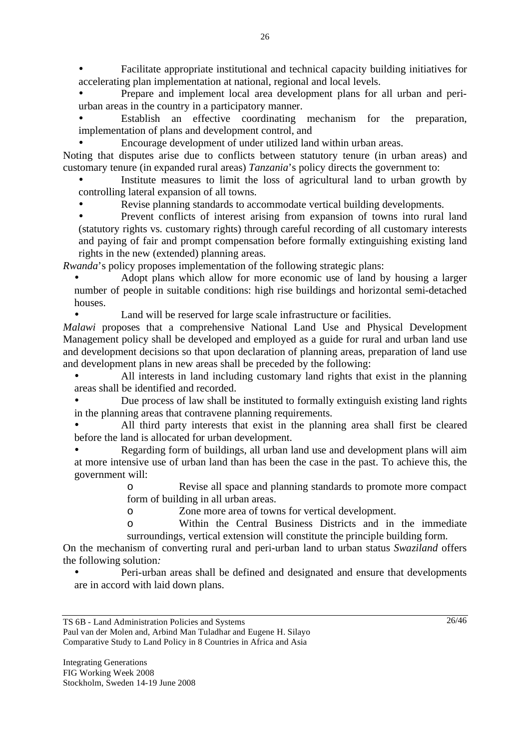- Facilitate appropriate institutional and technical capacity building initiatives for accelerating plan implementation at national, regional and local levels.
- Prepare and implement local area development plans for all urban and peri-urban areas in the country in a participatory manner.
- Establish an effective coordinating mechanism for the preparation, implementation of plans and development control, and
- Encourage development of under utilized land within urban areas.

Noting that disputes arise due to conflicts between statutory tenure (in urban areas) and customary tenure (in expanded rural areas) *Tanzania*'s policy directs the government to:

- Institute measures to limit the loss of agricultural land to urban growth by controlling lateral expansion of all towns.
- Revise planning standards to accommodate vertical building developments.
- Prevent conflicts of interest arising from expansion of towns into rural land (statutory rights vs. customary rights) through careful recording of all customary interests and paying of fair and prompt compensation before formally extinguishing existing land rights in the new (extended) planning areas.

*Rwanda*'s policy proposes implementation of the following strategic plans:

- Adopt plans which allow for more economic use of land by housing a larger number of people in suitable conditions: high rise buildings and horizontal semi-detached houses.
- Land will be reserved for large scale infrastructure or facilities.

*Malawi* proposes that a comprehensive National Land Use and Physical Development Management policy shall be developed and employed as a guide for rural and urban land use and development decisions so that upon declaration of planning areas, preparation of land use and development plans in new areas shall be preceded by the following:

- All interests in land including customary land rights that exist in the planning areas shall be identified and recorded.
- Due process of law shall be instituted to formally extinguish existing land rights in the planning areas that contravene planning requirements.
- All third party interests that exist in the planning area shall first be cleared before the land is allocated for urban development.
- Regarding form of buildings, all urban land use and development plans will aim at more intensive use of urban land than has been the case in the past. To achieve this, the government will:
  - Revise all space and planning standards to promote more compact form of building in all urban areas.
  - Zone more area of towns for vertical development.
  - Within the Central Business Districts and in the immediate surroundings, vertical extension will constitute the principle building form.

On the mechanism of converting rural and peri-urban land to urban status *Swaziland* offers the following solution*:*

- Peri-urban areas shall be defined and designated and ensure that developments are in accord with laid down plans.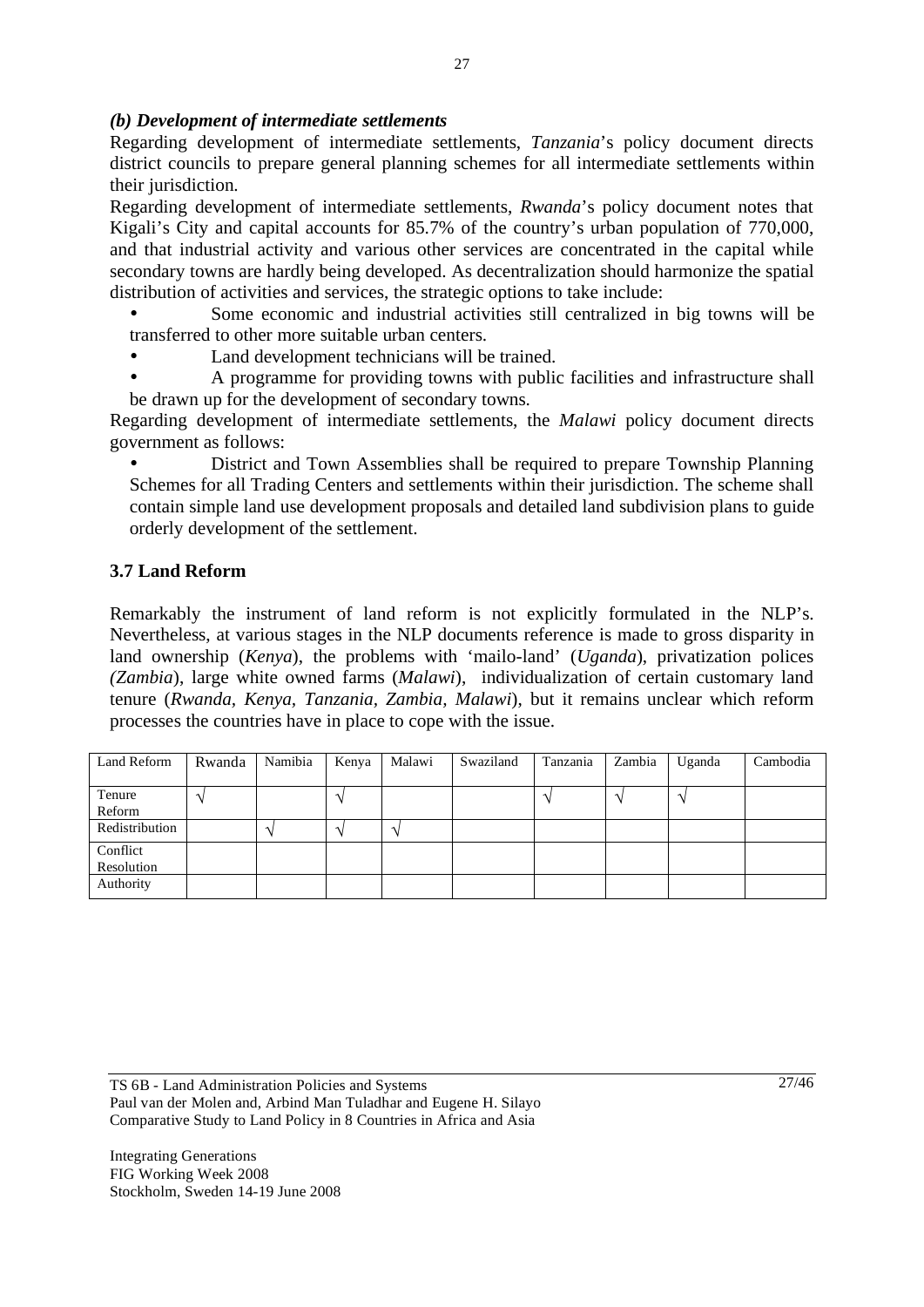### *(b) Development of intermediate settlements*

Regarding development of intermediate settlements, *Tanzania*'s policy document directs district councils to prepare general planning schemes for all intermediate settlements within their jurisdiction.

Regarding development of intermediate settlements, *Rwanda*'s policy document notes that Kigali's City and capital accounts for 85.7% of the country's urban population of 770,000, and that industrial activity and various other services are concentrated in the capital while secondary towns are hardly being developed. As decentralization should harmonize the spatial distribution of activities and services, the strategic options to take include:

- Some economic and industrial activities still centralized in big towns will be transferred to other more suitable urban centers.
- Land development technicians will be trained.
- A programme for providing towns with public facilities and infrastructure shall be drawn up for the development of secondary towns.

Regarding development of intermediate settlements, the *Malawi* policy document directs government as follows:

- District and Town Assemblies shall be required to prepare Township Planning Schemes for all Trading Centers and settlements within their jurisdiction. The scheme shall contain simple land use development proposals and detailed land subdivision plans to guide orderly development of the settlement.

## 3.7 Land Reform

Remarkably the instrument of land reform is not explicitly formulated in the NLP's. Nevertheless, at various stages in the NLP documents reference is made to gross disparity in land ownership (*Kenya*), the problems with 'mailo-land' (*Uganda*), privatization polices *(Zambia*), large white owned farms (*Malawi*), individualization of certain customary land tenure (*Rwanda*, *Kenya, Tanzania, Zambia, Malawi*), but it remains unclear which reform processes the countries have in place to cope with the issue.

| Land Reform | Rwanda | Namibia | Kenya | Malawi | Swaziland | Tanzania | Zambia | Uganda | Cambodia |
|---|---|---|---|---|---|---|---|---|---|
| Tenure Reform | √ | | √ | | | √ | √ | √ | |
| Redistribution | | √ | √ | √ | | | | | |
| Conflict Resolution | | | | | | | | | |
| Authority | | | | | | | | | |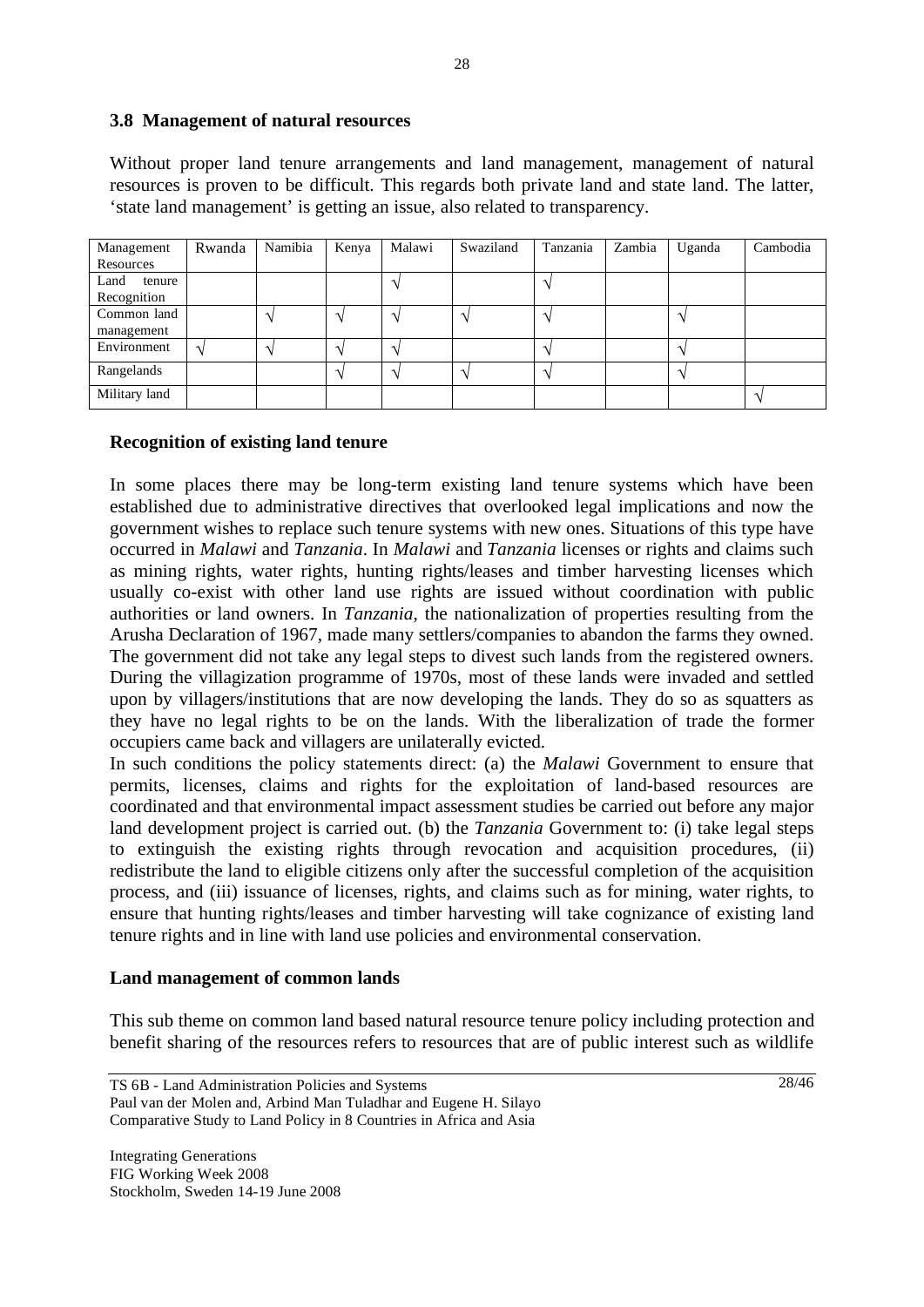### 3.8 Management of natural resources

Without proper land tenure arrangements and land management, management of natural resources is proven to be difficult. This regards both private land and state land. The latter, 'state land management' is getting an issue, also related to transparency.

| Management Resources | Rwanda | Namibia | Kenya | Malawi | Swaziland | Tanzania | Zambia | Uganda | Cambodia |
|---|---|---|---|---|---|---|---|---|---|
| Land tenure Recognition | | | | √ | | √ | | | |
| Common land management | | √ | √ | √ | √ | √ | | √ | |
| Environment | √ | √ | √ | √ | | √ | | √ | |
| Rangelands | | | √ | √ | √ | √ | | √ | |
| Military land | | | | | | | | | √ |

**Recognition of existing land tenure**

In some places there may be long-term existing land tenure systems which have been established due to administrative directives that overlooked legal implications and now the government wishes to replace such tenure systems with new ones. Situations of this type have occurred in *Malawi* and *Tanzania*. In *Malawi* and *Tanzania* licenses or rights and claims such as mining rights, water rights, hunting rights/leases and timber harvesting licenses which usually co-exist with other land use rights are issued without coordination with public authorities or land owners. In *Tanzania*, the nationalization of properties resulting from the Arusha Declaration of 1967, made many settlers/companies to abandon the farms they owned. The government did not take any legal steps to divest such lands from the registered owners. During the villagization programme of 1970s, most of these lands were invaded and settled upon by villagers/institutions that are now developing the lands. They do so as squatters as they have no legal rights to be on the lands. With the liberalization of trade the former occupiers came back and villagers are unilaterally evicted.

In such conditions the policy statements direct: (a) the *Malawi* Government to ensure that permits, licenses, claims and rights for the exploitation of land-based resources are coordinated and that environmental impact assessment studies be carried out before any major land development project is carried out. (b) the *Tanzania* Government to: (i) take legal steps to extinguish the existing rights through revocation and acquisition procedures, (ii) redistribute the land to eligible citizens only after the successful completion of the acquisition process, and (iii) issuance of licenses, rights, and claims such as for mining, water rights, to ensure that hunting rights/leases and timber harvesting will take cognizance of existing land tenure rights and in line with land use policies and environmental conservation.

**Land management of common lands**

This sub theme on common land based natural resource tenure policy including protection and benefit sharing of the resources refers to resources that are of public interest such as wildlife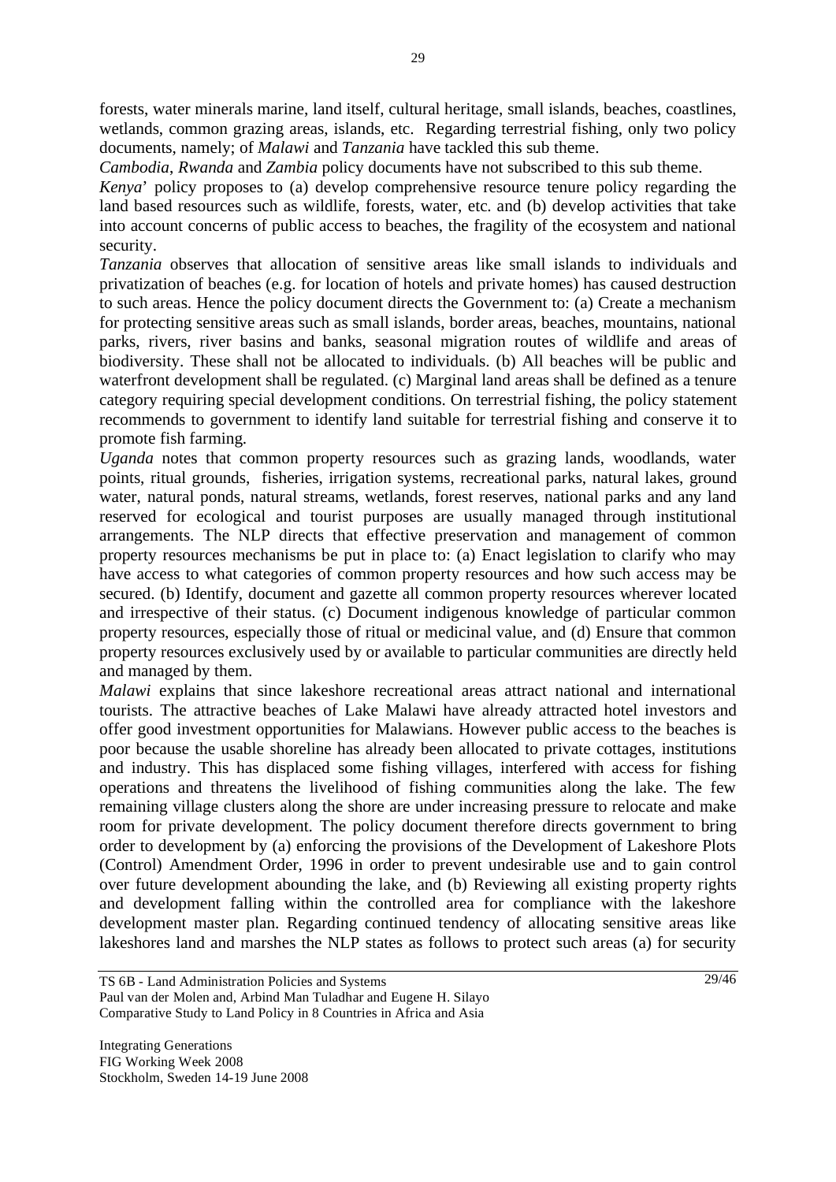forests, water minerals marine, land itself, cultural heritage, small islands, beaches, coastlines, wetlands, common grazing areas, islands, etc. Regarding terrestrial fishing, only two policy documents, namely; of *Malawi* and *Tanzania* have tackled this sub theme.

*Cambodia*, *Rwanda* and *Zambia* policy documents have not subscribed to this sub theme.

*Kenya*' policy proposes to (a) develop comprehensive resource tenure policy regarding the land based resources such as wildlife, forests, water, etc. and (b) develop activities that take into account concerns of public access to beaches, the fragility of the ecosystem and national security.

*Tanzania* observes that allocation of sensitive areas like small islands to individuals and privatization of beaches (e.g. for location of hotels and private homes) has caused destruction to such areas. Hence the policy document directs the Government to: (a) Create a mechanism for protecting sensitive areas such as small islands, border areas, beaches, mountains, national parks, rivers, river basins and banks, seasonal migration routes of wildlife and areas of biodiversity. These shall not be allocated to individuals. (b) All beaches will be public and waterfront development shall be regulated. (c) Marginal land areas shall be defined as a tenure category requiring special development conditions. On terrestrial fishing, the policy statement recommends to government to identify land suitable for terrestrial fishing and conserve it to promote fish farming.

*Uganda* notes that common property resources such as grazing lands, woodlands, water points, ritual grounds, fisheries, irrigation systems, recreational parks, natural lakes, ground water, natural ponds, natural streams, wetlands, forest reserves, national parks and any land reserved for ecological and tourist purposes are usually managed through institutional arrangements. The NLP directs that effective preservation and management of common property resources mechanisms be put in place to: (a) Enact legislation to clarify who may have access to what categories of common property resources and how such access may be secured. (b) Identify, document and gazette all common property resources wherever located and irrespective of their status. (c) Document indigenous knowledge of particular common property resources, especially those of ritual or medicinal value, and (d) Ensure that common property resources exclusively used by or available to particular communities are directly held and managed by them.

*Malawi* explains that since lakeshore recreational areas attract national and international tourists. The attractive beaches of Lake Malawi have already attracted hotel investors and offer good investment opportunities for Malawians. However public access to the beaches is poor because the usable shoreline has already been allocated to private cottages, institutions and industry. This has displaced some fishing villages, interfered with access for fishing operations and threatens the livelihood of fishing communities along the lake. The few remaining village clusters along the shore are under increasing pressure to relocate and make room for private development. The policy document therefore directs government to bring order to development by (a) enforcing the provisions of the Development of Lakeshore Plots (Control) Amendment Order, 1996 in order to prevent undesirable use and to gain control over future development abounding the lake, and (b) Reviewing all existing property rights and development falling within the controlled area for compliance with the lakeshore development master plan. Regarding continued tendency of allocating sensitive areas like lakeshores land and marshes the NLP states as follows to protect such areas (a) for security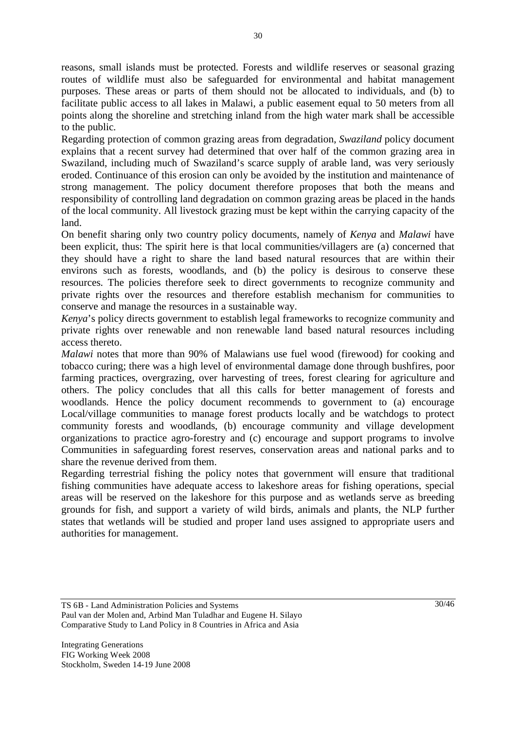reasons, small islands must be protected. Forests and wildlife reserves or seasonal grazing routes of wildlife must also be safeguarded for environmental and habitat management purposes. These areas or parts of them should not be allocated to individuals, and (b) to facilitate public access to all lakes in Malawi, a public easement equal to 50 meters from all points along the shoreline and stretching inland from the high water mark shall be accessible to the public.

Regarding protection of common grazing areas from degradation, *Swaziland* policy document explains that a recent survey had determined that over half of the common grazing area in Swaziland, including much of Swaziland's scarce supply of arable land, was very seriously eroded. Continuance of this erosion can only be avoided by the institution and maintenance of strong management. The policy document therefore proposes that both the means and responsibility of controlling land degradation on common grazing areas be placed in the hands of the local community. All livestock grazing must be kept within the carrying capacity of the land.

On benefit sharing only two country policy documents, namely of *Kenya* and *Malawi* have been explicit, thus: The spirit here is that local communities/villagers are (a) concerned that they should have a right to share the land based natural resources that are within their environs such as forests, woodlands, and (b) the policy is desirous to conserve these resources. The policies therefore seek to direct governments to recognize community and private rights over the resources and therefore establish mechanism for communities to conserve and manage the resources in a sustainable way.

*Kenya*'s policy directs government to establish legal frameworks to recognize community and private rights over renewable and non renewable land based natural resources including access thereto.

*Malawi* notes that more than 90% of Malawians use fuel wood (firewood) for cooking and tobacco curing; there was a high level of environmental damage done through bushfires, poor farming practices, overgrazing, over harvesting of trees, forest clearing for agriculture and others. The policy concludes that all this calls for better management of forests and woodlands. Hence the policy document recommends to government to (a) encourage Local/village communities to manage forest products locally and be watchdogs to protect community forests and woodlands, (b) encourage community and village development organizations to practice agro-forestry and (c) encourage and support programs to involve Communities in safeguarding forest reserves, conservation areas and national parks and to share the revenue derived from them.

Regarding terrestrial fishing the policy notes that government will ensure that traditional fishing communities have adequate access to lakeshore areas for fishing operations, special areas will be reserved on the lakeshore for this purpose and as wetlands serve as breeding grounds for fish, and support a variety of wild birds, animals and plants, the NLP further states that wetlands will be studied and proper land uses assigned to appropriate users and authorities for management.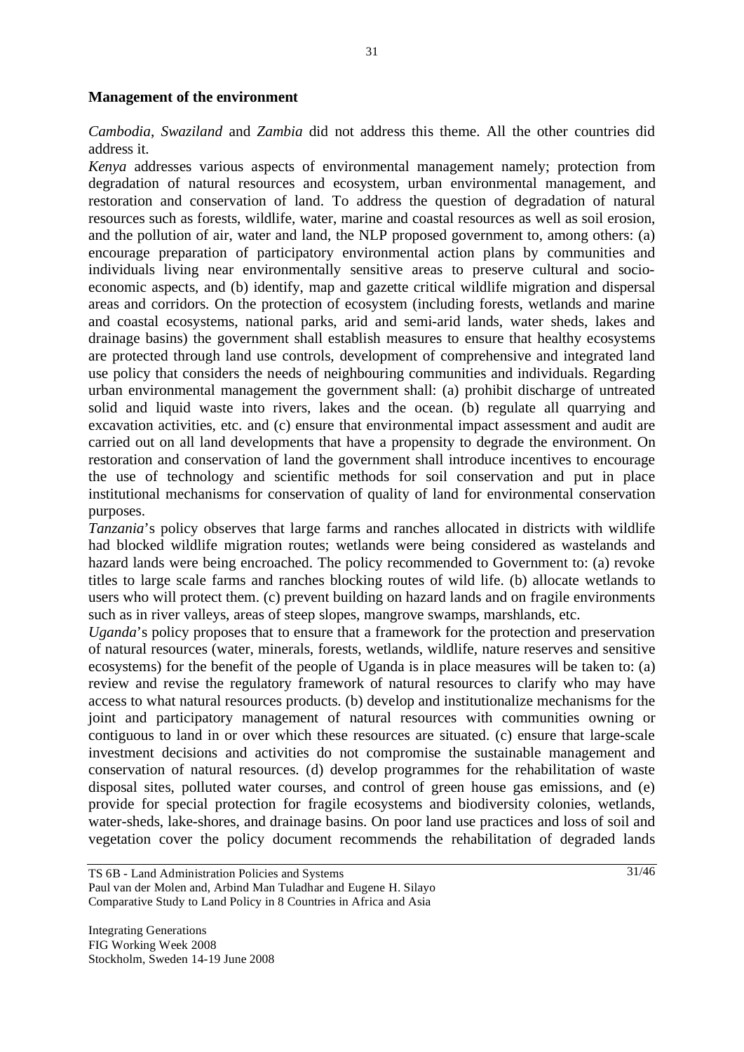**Management of the environment**

*Cambodia*, *Swaziland* and *Zambia* did not address this theme. All the other countries did address it.

*Kenya* addresses various aspects of environmental management namely; protection from degradation of natural resources and ecosystem, urban environmental management, and restoration and conservation of land. To address the question of degradation of natural resources such as forests, wildlife, water, marine and coastal resources as well as soil erosion, and the pollution of air, water and land, the NLP proposed government to, among others: (a) encourage preparation of participatory environmental action plans by communities and individuals living near environmentally sensitive areas to preserve cultural and socio-economic aspects, and (b) identify, map and gazette critical wildlife migration and dispersal areas and corridors. On the protection of ecosystem (including forests, wetlands and marine and coastal ecosystems, national parks, arid and semi-arid lands, water sheds, lakes and drainage basins) the government shall establish measures to ensure that healthy ecosystems are protected through land use controls, development of comprehensive and integrated land use policy that considers the needs of neighbouring communities and individuals. Regarding urban environmental management the government shall: (a) prohibit discharge of untreated solid and liquid waste into rivers, lakes and the ocean. (b) regulate all quarrying and excavation activities, etc. and (c) ensure that environmental impact assessment and audit are carried out on all land developments that have a propensity to degrade the environment. On restoration and conservation of land the government shall introduce incentives to encourage the use of technology and scientific methods for soil conservation and put in place institutional mechanisms for conservation of quality of land for environmental conservation purposes.

*Tanzania*'s policy observes that large farms and ranches allocated in districts with wildlife had blocked wildlife migration routes; wetlands were being considered as wastelands and hazard lands were being encroached. The policy recommended to Government to: (a) revoke titles to large scale farms and ranches blocking routes of wild life. (b) allocate wetlands to users who will protect them. (c) prevent building on hazard lands and on fragile environments such as in river valleys, areas of steep slopes, mangrove swamps, marshlands, etc.

*Uganda*'s policy proposes that to ensure that a framework for the protection and preservation of natural resources (water, minerals, forests, wetlands, wildlife, nature reserves and sensitive ecosystems) for the benefit of the people of Uganda is in place measures will be taken to: (a) review and revise the regulatory framework of natural resources to clarify who may have access to what natural resources products. (b) develop and institutionalize mechanisms for the joint and participatory management of natural resources with communities owning or contiguous to land in or over which these resources are situated. (c) ensure that large-scale investment decisions and activities do not compromise the sustainable management and conservation of natural resources. (d) develop programmes for the rehabilitation of waste disposal sites, polluted water courses, and control of green house gas emissions, and (e) provide for special protection for fragile ecosystems and biodiversity colonies, wetlands, water-sheds, lake-shores, and drainage basins. On poor land use practices and loss of soil and vegetation cover the policy document recommends the rehabilitation of degraded lands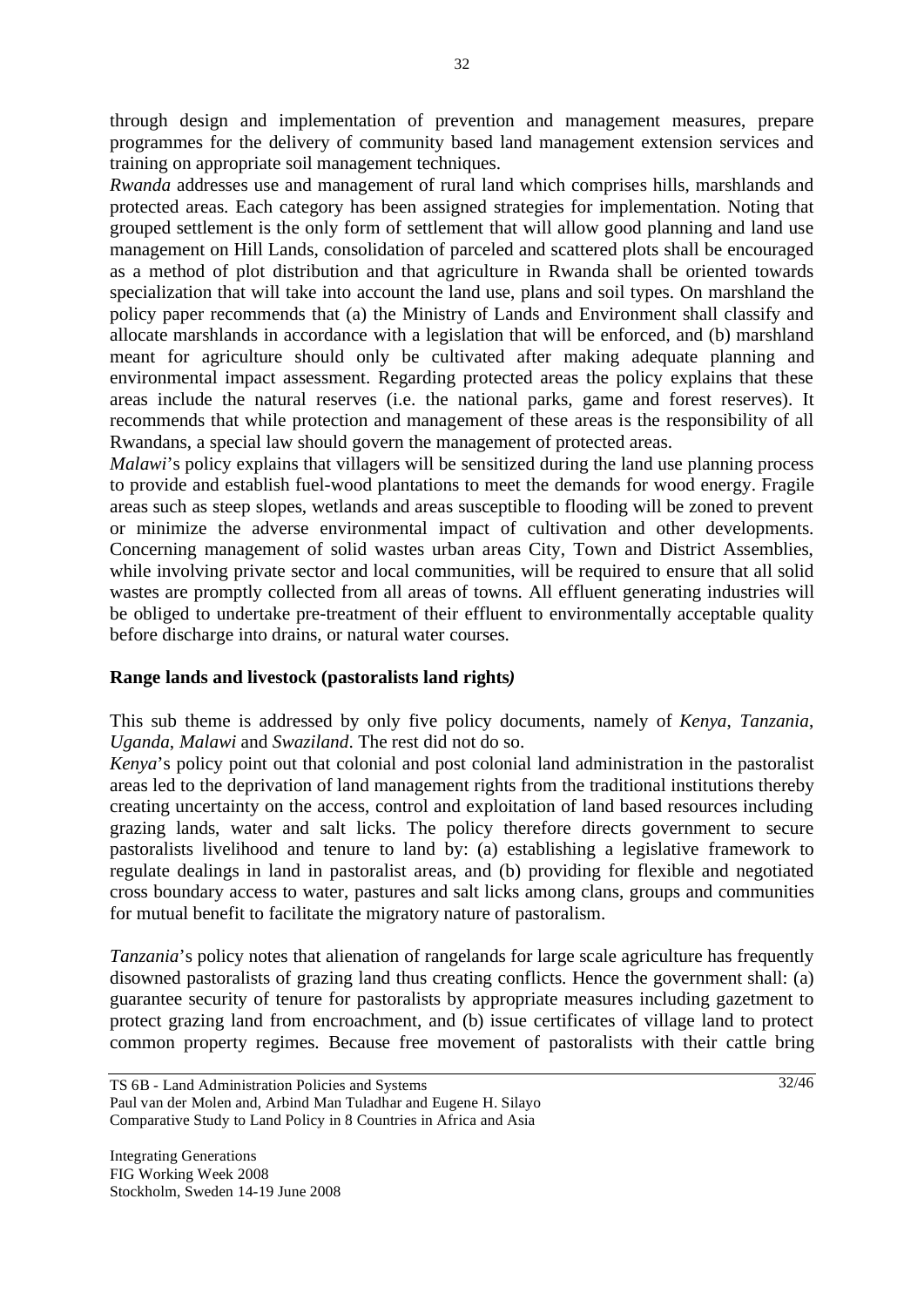through design and implementation of prevention and management measures, prepare programmes for the delivery of community based land management extension services and training on appropriate soil management techniques.

*Rwanda* addresses use and management of rural land which comprises hills, marshlands and protected areas. Each category has been assigned strategies for implementation. Noting that grouped settlement is the only form of settlement that will allow good planning and land use management on Hill Lands, consolidation of parceled and scattered plots shall be encouraged as a method of plot distribution and that agriculture in Rwanda shall be oriented towards specialization that will take into account the land use, plans and soil types. On marshland the policy paper recommends that (a) the Ministry of Lands and Environment shall classify and allocate marshlands in accordance with a legislation that will be enforced, and (b) marshland meant for agriculture should only be cultivated after making adequate planning and environmental impact assessment. Regarding protected areas the policy explains that these areas include the natural reserves (i.e. the national parks, game and forest reserves). It recommends that while protection and management of these areas is the responsibility of all Rwandans, a special law should govern the management of protected areas.

*Malawi*'s policy explains that villagers will be sensitized during the land use planning process to provide and establish fuel-wood plantations to meet the demands for wood energy. Fragile areas such as steep slopes, wetlands and areas susceptible to flooding will be zoned to prevent or minimize the adverse environmental impact of cultivation and other developments. Concerning management of solid wastes urban areas City, Town and District Assemblies, while involving private sector and local communities, will be required to ensure that all solid wastes are promptly collected from all areas of towns. All effluent generating industries will be obliged to undertake pre-treatment of their effluent to environmentally acceptable quality before discharge into drains, or natural water courses.

**Range lands and livestock (pastoralists land rights*)***

This sub theme is addressed by only five policy documents, namely of *Kenya*, *Tanzania*, *Uganda*, *Malawi* and *Swaziland*. The rest did not do so.

*Kenya*'s policy point out that colonial and post colonial land administration in the pastoralist areas led to the deprivation of land management rights from the traditional institutions thereby creating uncertainty on the access, control and exploitation of land based resources including grazing lands, water and salt licks. The policy therefore directs government to secure pastoralists livelihood and tenure to land by: (a) establishing a legislative framework to regulate dealings in land in pastoralist areas, and (b) providing for flexible and negotiated cross boundary access to water, pastures and salt licks among clans, groups and communities for mutual benefit to facilitate the migratory nature of pastoralism.

*Tanzania*'s policy notes that alienation of rangelands for large scale agriculture has frequently disowned pastoralists of grazing land thus creating conflicts. Hence the government shall: (a) guarantee security of tenure for pastoralists by appropriate measures including gazetment to protect grazing land from encroachment, and (b) issue certificates of village land to protect common property regimes. Because free movement of pastoralists with their cattle bring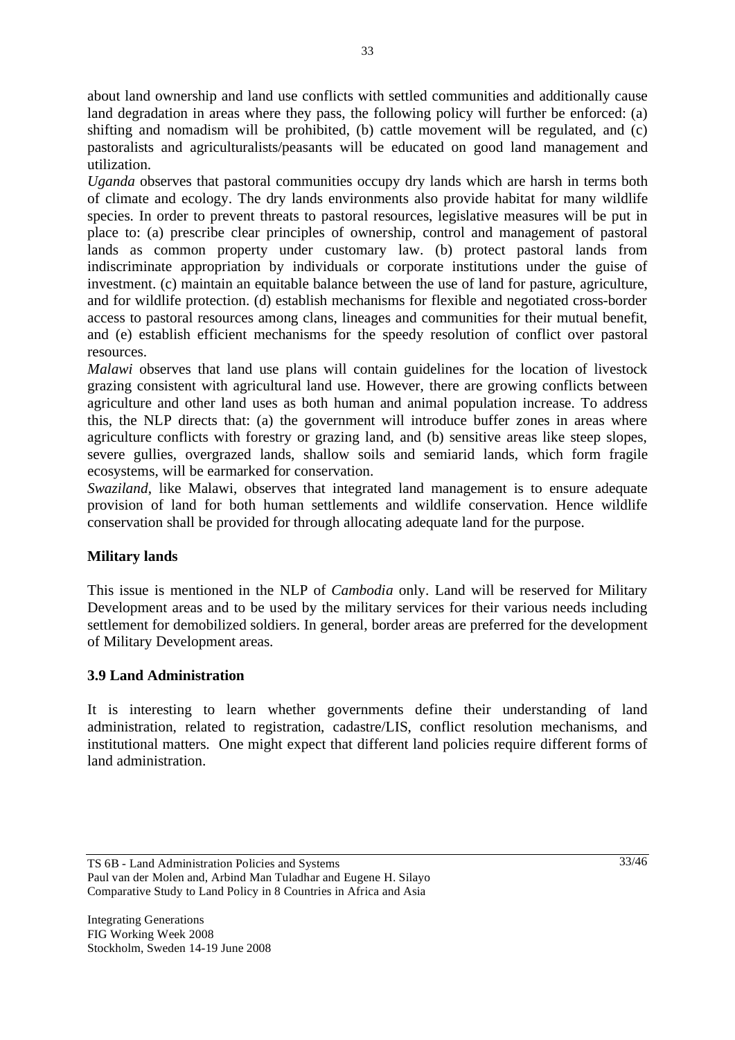about land ownership and land use conflicts with settled communities and additionally cause land degradation in areas where they pass, the following policy will further be enforced: (a) shifting and nomadism will be prohibited, (b) cattle movement will be regulated, and (c) pastoralists and agriculturalists/peasants will be educated on good land management and utilization.

*Uganda* observes that pastoral communities occupy dry lands which are harsh in terms both of climate and ecology. The dry lands environments also provide habitat for many wildlife species. In order to prevent threats to pastoral resources, legislative measures will be put in place to: (a) prescribe clear principles of ownership, control and management of pastoral lands as common property under customary law. (b) protect pastoral lands from indiscriminate appropriation by individuals or corporate institutions under the guise of investment. (c) maintain an equitable balance between the use of land for pasture, agriculture, and for wildlife protection. (d) establish mechanisms for flexible and negotiated cross-border access to pastoral resources among clans, lineages and communities for their mutual benefit, and (e) establish efficient mechanisms for the speedy resolution of conflict over pastoral resources.

*Malawi* observes that land use plans will contain guidelines for the location of livestock grazing consistent with agricultural land use. However, there are growing conflicts between agriculture and other land uses as both human and animal population increase. To address this, the NLP directs that: (a) the government will introduce buffer zones in areas where agriculture conflicts with forestry or grazing land, and (b) sensitive areas like steep slopes, severe gullies, overgrazed lands, shallow soils and semiarid lands, which form fragile ecosystems, will be earmarked for conservation.

*Swaziland*, like Malawi, observes that integrated land management is to ensure adequate provision of land for both human settlements and wildlife conservation. Hence wildlife conservation shall be provided for through allocating adequate land for the purpose.

**Military lands**

This issue is mentioned in the NLP of *Cambodia* only. Land will be reserved for Military Development areas and to be used by the military services for their various needs including settlement for demobilized soldiers. In general, border areas are preferred for the development of Military Development areas.

### 3.9 Land Administration

It is interesting to learn whether governments define their understanding of land administration, related to registration, cadastre/LIS, conflict resolution mechanisms, and institutional matters. One might expect that different land policies require different forms of land administration.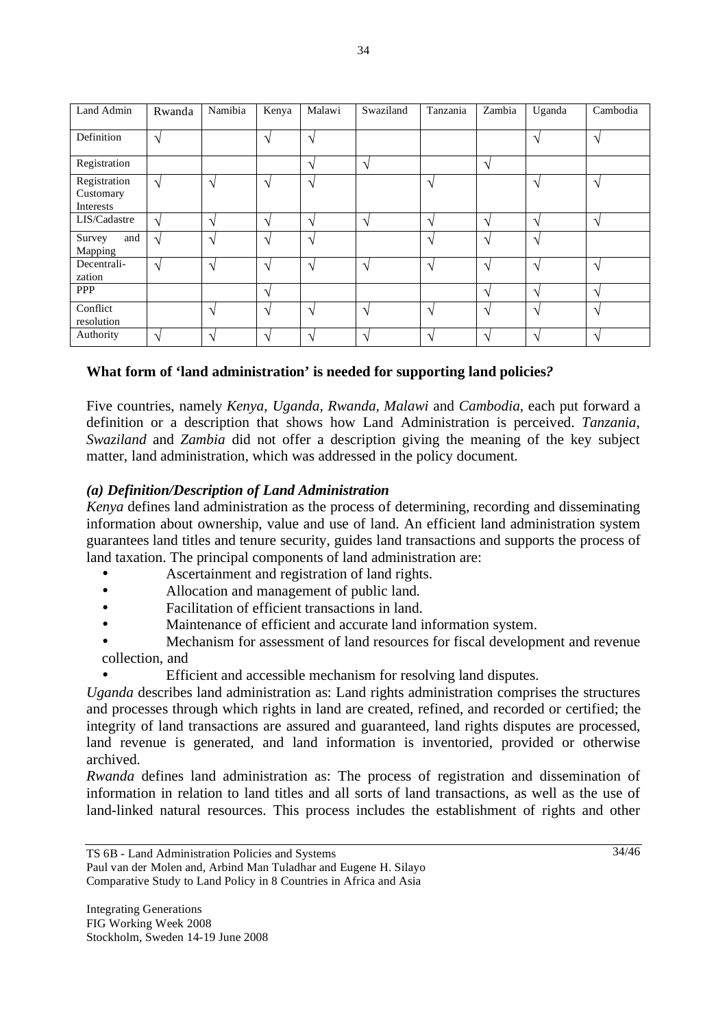| Land Admin | Rwanda | Namibia | Kenya | Malawi | Swaziland | Tanzania | Zambia | Uganda | Cambodia |
|---|---|---|---|---|---|---|---|---|---|
| Definition | √ | | √ | √ | | | | √ | √ |
| Registration | | | | √ | √ | | √ | | |
| Registration Customary Interests | √ | √ | √ | √ | | √ | | √ | √ |
| LIS/Cadastre | √ | √ | √ | √ | √ | √ | √ | √ | √ |
| Survey and Mapping | √ | √ | √ | √ | | √ | √ | √ | |
| Decentralization | √ | √ | √ | √ | √ | √ | √ | √ | √ |
| PPP | | | √ | | | | √ | √ | √ |
| Conflict resolution | | √ | √ | √ | √ | √ | √ | √ | √ |
| Authority | √ | √ | √ | √ | √ | √ | √ | √ | √ |

**What form of 'land administration' is needed for supporting land policies?**

Five countries, namely *Kenya, Uganda, Rwanda, Malawi* and *Cambodia*, each put forward a definition or a description that shows how Land Administration is perceived. *Tanzania*, *Swaziland* and *Zambia* did not offer a description giving the meaning of the key subject matter, land administration, which was addressed in the policy document.

***(a) Definition/Description of Land Administration***

*Kenya* defines land administration as the process of determining, recording and disseminating information about ownership, value and use of land. An efficient land administration system guarantees land titles and tenure security, guides land transactions and supports the process of land taxation. The principal components of land administration are:

- Ascertainment and registration of land rights.
- Allocation and management of public land.
- Facilitation of efficient transactions in land.
- Maintenance of efficient and accurate land information system.
- Mechanism for assessment of land resources for fiscal development and revenue collection, and
- Efficient and accessible mechanism for resolving land disputes.

*Uganda* describes land administration as: Land rights administration comprises the structures and processes through which rights in land are created, refined, and recorded or certified; the integrity of land transactions are assured and guaranteed, land rights disputes are processed, land revenue is generated, and land information is inventoried, provided or otherwise archived.

*Rwanda* defines land administration as: The process of registration and dissemination of information in relation to land titles and all sorts of land transactions, as well as the use of land-linked natural resources. This process includes the establishment of rights and other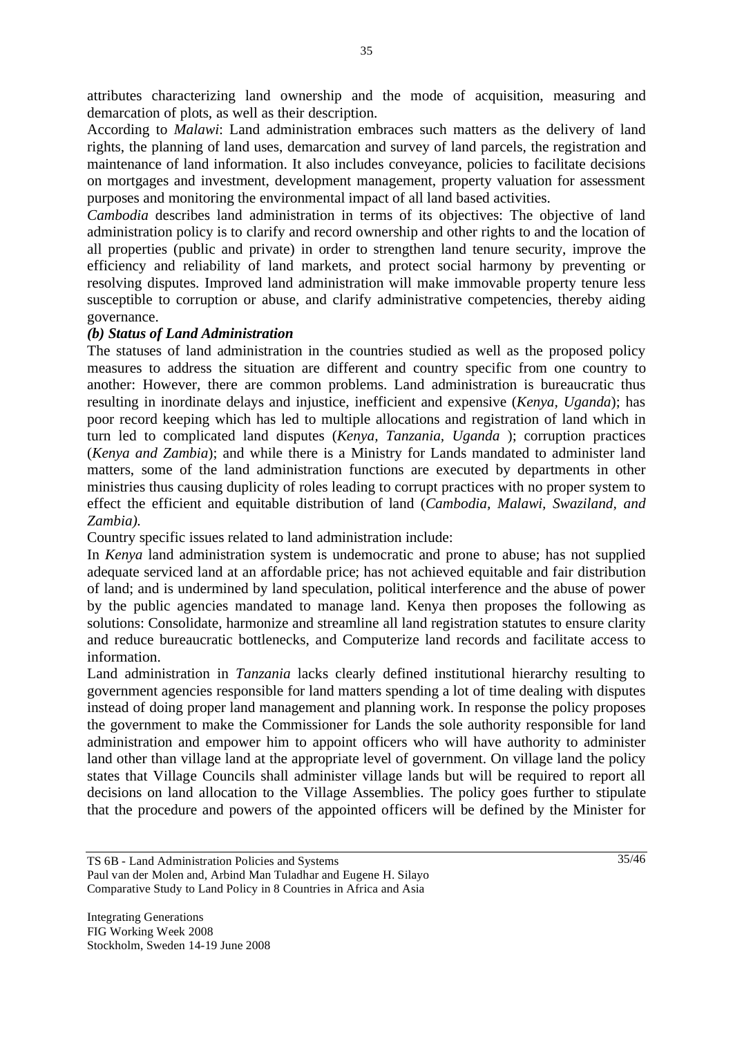attributes characterizing land ownership and the mode of acquisition, measuring and demarcation of plots, as well as their description.

According to *Malawi*: Land administration embraces such matters as the delivery of land rights, the planning of land uses, demarcation and survey of land parcels, the registration and maintenance of land information. It also includes conveyance, policies to facilitate decisions on mortgages and investment, development management, property valuation for assessment purposes and monitoring the environmental impact of all land based activities.

*Cambodia* describes land administration in terms of its objectives: The objective of land administration policy is to clarify and record ownership and other rights to and the location of all properties (public and private) in order to strengthen land tenure security, improve the efficiency and reliability of land markets, and protect social harmony by preventing or resolving disputes. Improved land administration will make immovable property tenure less susceptible to corruption or abuse, and clarify administrative competencies, thereby aiding governance.

***(b) Status of Land Administration***

The statuses of land administration in the countries studied as well as the proposed policy measures to address the situation are different and country specific from one country to another: However, there are common problems. Land administration is bureaucratic thus resulting in inordinate delays and injustice, inefficient and expensive (*Kenya, Uganda*); has poor record keeping which has led to multiple allocations and registration of land which in turn led to complicated land disputes (*Kenya, Tanzania, Uganda* ); corruption practices (*Kenya and Zambia*); and while there is a Ministry for Lands mandated to administer land matters, some of the land administration functions are executed by departments in other ministries thus causing duplicity of roles leading to corrupt practices with no proper system to effect the efficient and equitable distribution of land (*Cambodia, Malawi, Swaziland, and Zambia).*

Country specific issues related to land administration include:

In *Kenya* land administration system is undemocratic and prone to abuse; has not supplied adequate serviced land at an affordable price; has not achieved equitable and fair distribution of land; and is undermined by land speculation, political interference and the abuse of power by the public agencies mandated to manage land. Kenya then proposes the following as solutions: Consolidate, harmonize and streamline all land registration statutes to ensure clarity and reduce bureaucratic bottlenecks, and Computerize land records and facilitate access to information.

Land administration in *Tanzania* lacks clearly defined institutional hierarchy resulting to government agencies responsible for land matters spending a lot of time dealing with disputes instead of doing proper land management and planning work. In response the policy proposes the government to make the Commissioner for Lands the sole authority responsible for land administration and empower him to appoint officers who will have authority to administer land other than village land at the appropriate level of government. On village land the policy states that Village Councils shall administer village lands but will be required to report all decisions on land allocation to the Village Assemblies. The policy goes further to stipulate that the procedure and powers of the appointed officers will be defined by the Minister for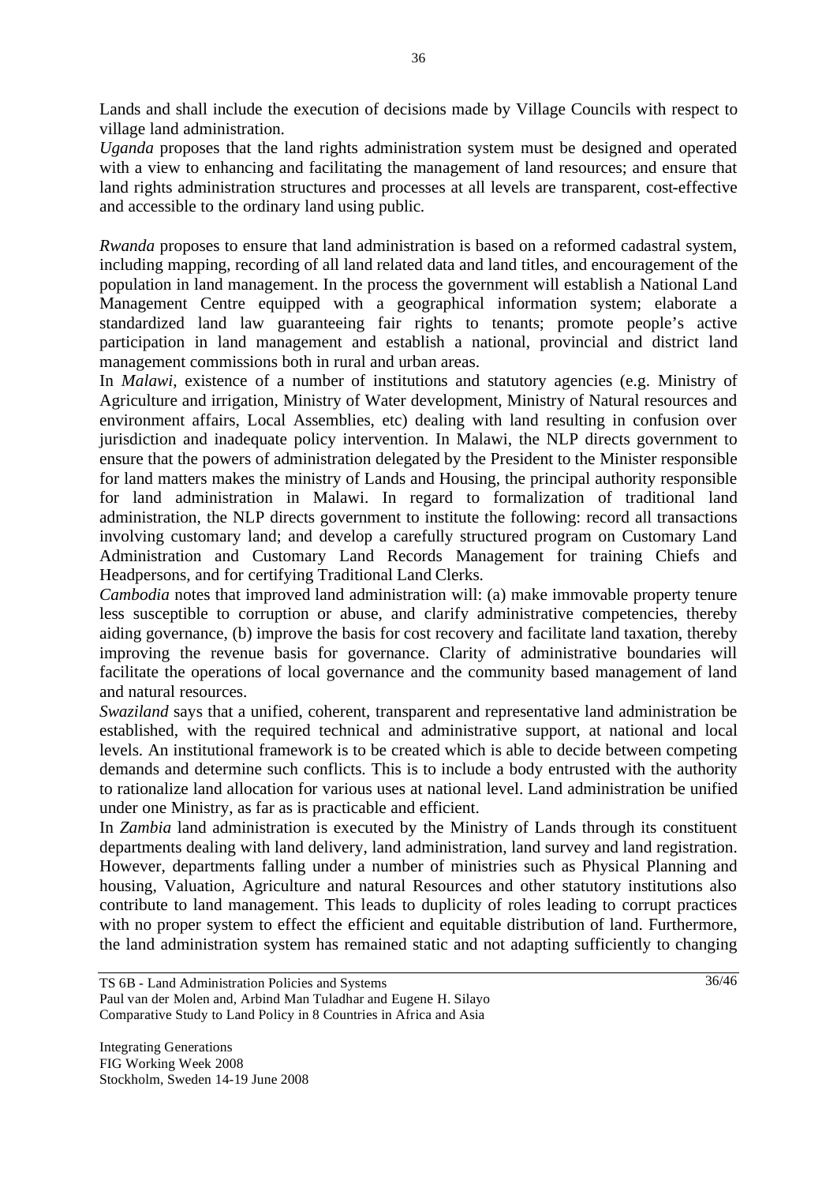Lands and shall include the execution of decisions made by Village Councils with respect to village land administration.

*Uganda* proposes that the land rights administration system must be designed and operated with a view to enhancing and facilitating the management of land resources; and ensure that land rights administration structures and processes at all levels are transparent, cost-effective and accessible to the ordinary land using public.

*Rwanda* proposes to ensure that land administration is based on a reformed cadastral system, including mapping, recording of all land related data and land titles, and encouragement of the population in land management. In the process the government will establish a National Land Management Centre equipped with a geographical information system; elaborate a standardized land law guaranteeing fair rights to tenants; promote people's active participation in land management and establish a national, provincial and district land management commissions both in rural and urban areas.

In *Malawi*, existence of a number of institutions and statutory agencies (e.g. Ministry of Agriculture and irrigation, Ministry of Water development, Ministry of Natural resources and environment affairs, Local Assemblies, etc) dealing with land resulting in confusion over jurisdiction and inadequate policy intervention. In Malawi, the NLP directs government to ensure that the powers of administration delegated by the President to the Minister responsible for land matters makes the ministry of Lands and Housing, the principal authority responsible for land administration in Malawi. In regard to formalization of traditional land administration, the NLP directs government to institute the following: record all transactions involving customary land; and develop a carefully structured program on Customary Land Administration and Customary Land Records Management for training Chiefs and Headpersons, and for certifying Traditional Land Clerks.

*Cambodia* notes that improved land administration will: (a) make immovable property tenure less susceptible to corruption or abuse, and clarify administrative competencies, thereby aiding governance, (b) improve the basis for cost recovery and facilitate land taxation, thereby improving the revenue basis for governance. Clarity of administrative boundaries will facilitate the operations of local governance and the community based management of land and natural resources.

*Swaziland* says that a unified, coherent, transparent and representative land administration be established, with the required technical and administrative support, at national and local levels. An institutional framework is to be created which is able to decide between competing demands and determine such conflicts. This is to include a body entrusted with the authority to rationalize land allocation for various uses at national level. Land administration be unified under one Ministry, as far as is practicable and efficient.

In *Zambia* land administration is executed by the Ministry of Lands through its constituent departments dealing with land delivery, land administration, land survey and land registration. However, departments falling under a number of ministries such as Physical Planning and housing, Valuation, Agriculture and natural Resources and other statutory institutions also contribute to land management. This leads to duplicity of roles leading to corrupt practices with no proper system to effect the efficient and equitable distribution of land. Furthermore, the land administration system has remained static and not adapting sufficiently to changing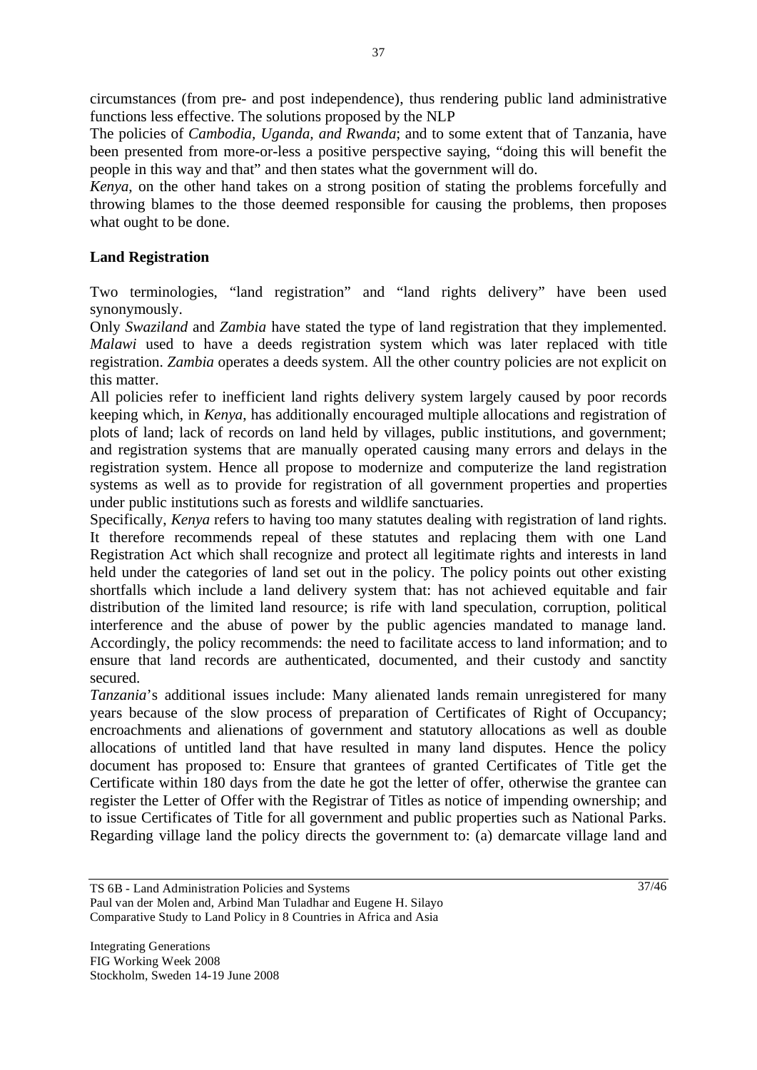circumstances (from pre- and post independence), thus rendering public land administrative functions less effective. The solutions proposed by the NLP

The policies of *Cambodia, Uganda, and Rwanda*; and to some extent that of Tanzania, have been presented from more-or-less a positive perspective saying, "doing this will benefit the people in this way and that" and then states what the government will do.

*Kenya*, on the other hand takes on a strong position of stating the problems forcefully and throwing blames to the those deemed responsible for causing the problems, then proposes what ought to be done.

**Land Registration**

Two terminologies, "land registration" and "land rights delivery" have been used synonymously.

Only *Swaziland* and *Zambia* have stated the type of land registration that they implemented. *Malawi* used to have a deeds registration system which was later replaced with title registration. *Zambia* operates a deeds system. All the other country policies are not explicit on this matter.

All policies refer to inefficient land rights delivery system largely caused by poor records keeping which, in *Kenya*, has additionally encouraged multiple allocations and registration of plots of land; lack of records on land held by villages, public institutions, and government; and registration systems that are manually operated causing many errors and delays in the registration system. Hence all propose to modernize and computerize the land registration systems as well as to provide for registration of all government properties and properties under public institutions such as forests and wildlife sanctuaries.

Specifically, *Kenya* refers to having too many statutes dealing with registration of land rights. It therefore recommends repeal of these statutes and replacing them with one Land Registration Act which shall recognize and protect all legitimate rights and interests in land held under the categories of land set out in the policy. The policy points out other existing shortfalls which include a land delivery system that: has not achieved equitable and fair distribution of the limited land resource; is rife with land speculation, corruption, political interference and the abuse of power by the public agencies mandated to manage land. Accordingly, the policy recommends: the need to facilitate access to land information; and to ensure that land records are authenticated, documented, and their custody and sanctity secured.

*Tanzania*'s additional issues include: Many alienated lands remain unregistered for many years because of the slow process of preparation of Certificates of Right of Occupancy; encroachments and alienations of government and statutory allocations as well as double allocations of untitled land that have resulted in many land disputes. Hence the policy document has proposed to: Ensure that grantees of granted Certificates of Title get the Certificate within 180 days from the date he got the letter of offer, otherwise the grantee can register the Letter of Offer with the Registrar of Titles as notice of impending ownership; and to issue Certificates of Title for all government and public properties such as National Parks. Regarding village land the policy directs the government to: (a) demarcate village land and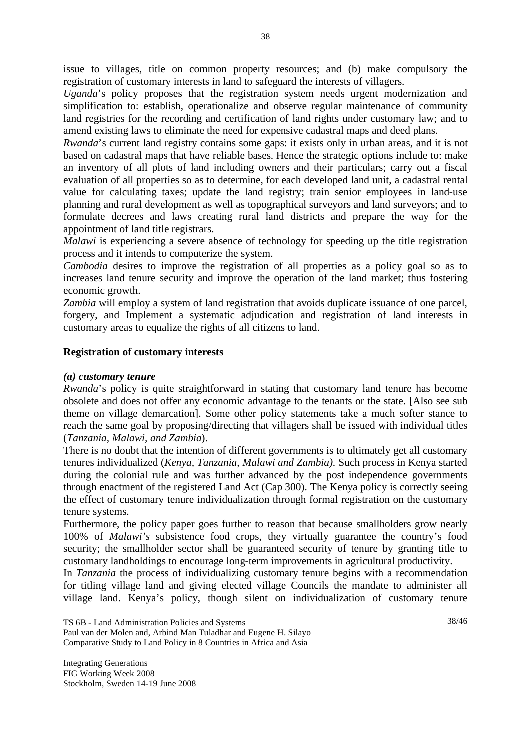issue to villages, title on common property resources; and (b) make compulsory the registration of customary interests in land to safeguard the interests of villagers.

*Uganda*'s policy proposes that the registration system needs urgent modernization and simplification to: establish, operationalize and observe regular maintenance of community land registries for the recording and certification of land rights under customary law; and to amend existing laws to eliminate the need for expensive cadastral maps and deed plans.

*Rwanda*'s current land registry contains some gaps: it exists only in urban areas, and it is not based on cadastral maps that have reliable bases. Hence the strategic options include to: make an inventory of all plots of land including owners and their particulars; carry out a fiscal evaluation of all properties so as to determine, for each developed land unit, a cadastral rental value for calculating taxes; update the land registry; train senior employees in land-use planning and rural development as well as topographical surveyors and land surveyors; and to formulate decrees and laws creating rural land districts and prepare the way for the appointment of land title registrars.

*Malawi* is experiencing a severe absence of technology for speeding up the title registration process and it intends to computerize the system.

*Cambodia* desires to improve the registration of all properties as a policy goal so as to increases land tenure security and improve the operation of the land market; thus fostering economic growth.

*Zambia* will employ a system of land registration that avoids duplicate issuance of one parcel, forgery, and Implement a systematic adjudication and registration of land interests in customary areas to equalize the rights of all citizens to land.

**Registration of customary interests**

***(a) customary tenure***

*Rwanda*'s policy is quite straightforward in stating that customary land tenure has become obsolete and does not offer any economic advantage to the tenants or the state. [Also see sub theme on village demarcation]. Some other policy statements take a much softer stance to reach the same goal by proposing/directing that villagers shall be issued with individual titles (*Tanzania, Malawi, and Zambia*).

There is no doubt that the intention of different governments is to ultimately get all customary tenures individualized (*Kenya, Tanzania, Malawi and Zambia).* Such process in Kenya started during the colonial rule and was further advanced by the post independence governments through enactment of the registered Land Act (Cap 300). The Kenya policy is correctly seeing the effect of customary tenure individualization through formal registration on the customary tenure systems.

Furthermore, the policy paper goes further to reason that because smallholders grow nearly 100% of *Malawi's* subsistence food crops, they virtually guarantee the country's food security; the smallholder sector shall be guaranteed security of tenure by granting title to customary landholdings to encourage long-term improvements in agricultural productivity.

In *Tanzania* the process of individualizing customary tenure begins with a recommendation for titling village land and giving elected village Councils the mandate to administer all village land. Kenya's policy, though silent on individualization of customary tenure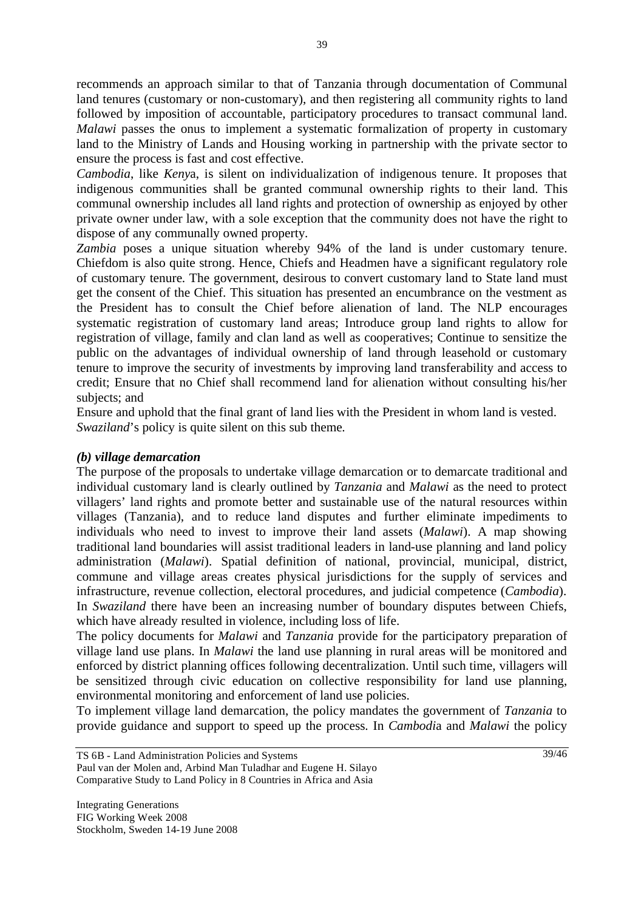recommends an approach similar to that of Tanzania through documentation of Communal land tenures (customary or non-customary), and then registering all community rights to land followed by imposition of accountable, participatory procedures to transact communal land. *Malawi* passes the onus to implement a systematic formalization of property in customary land to the Ministry of Lands and Housing working in partnership with the private sector to ensure the process is fast and cost effective.

*Cambodia*, like *Kenya*, is silent on individualization of indigenous tenure. It proposes that indigenous communities shall be granted communal ownership rights to their land. This communal ownership includes all land rights and protection of ownership as enjoyed by other private owner under law, with a sole exception that the community does not have the right to dispose of any communally owned property.

*Zambia* poses a unique situation whereby 94% of the land is under customary tenure. Chiefdom is also quite strong. Hence, Chiefs and Headmen have a significant regulatory role of customary tenure. The government, desirous to convert customary land to State land must get the consent of the Chief. This situation has presented an encumbrance on the vestment as the President has to consult the Chief before alienation of land. The NLP encourages systematic registration of customary land areas; Introduce group land rights to allow for registration of village, family and clan land as well as cooperatives; Continue to sensitize the public on the advantages of individual ownership of land through leasehold or customary tenure to improve the security of investments by improving land transferability and access to credit; Ensure that no Chief shall recommend land for alienation without consulting his/her subjects; and

Ensure and uphold that the final grant of land lies with the President in whom land is vested.

*Swaziland*'s policy is quite silent on this sub theme.

***(b) village demarcation***

The purpose of the proposals to undertake village demarcation or to demarcate traditional and individual customary land is clearly outlined by *Tanzania* and *Malawi* as the need to protect villagers' land rights and promote better and sustainable use of the natural resources within villages (Tanzania), and to reduce land disputes and further eliminate impediments to individuals who need to invest to improve their land assets (*Malawi*). A map showing traditional land boundaries will assist traditional leaders in land-use planning and land policy administration (*Malawi*). Spatial definition of national, provincial, municipal, district, commune and village areas creates physical jurisdictions for the supply of services and infrastructure, revenue collection, electoral procedures, and judicial competence (*Cambodia*). In *Swaziland* there have been an increasing number of boundary disputes between Chiefs, which have already resulted in violence, including loss of life.

The policy documents for *Malawi* and *Tanzania* provide for the participatory preparation of village land use plans. In *Malawi* the land use planning in rural areas will be monitored and enforced by district planning offices following decentralization. Until such time, villagers will be sensitized through civic education on collective responsibility for land use planning, environmental monitoring and enforcement of land use policies.

To implement village land demarcation, the policy mandates the government of *Tanzania* to provide guidance and support to speed up the process. In *Cambodia* and *Malawi* the policy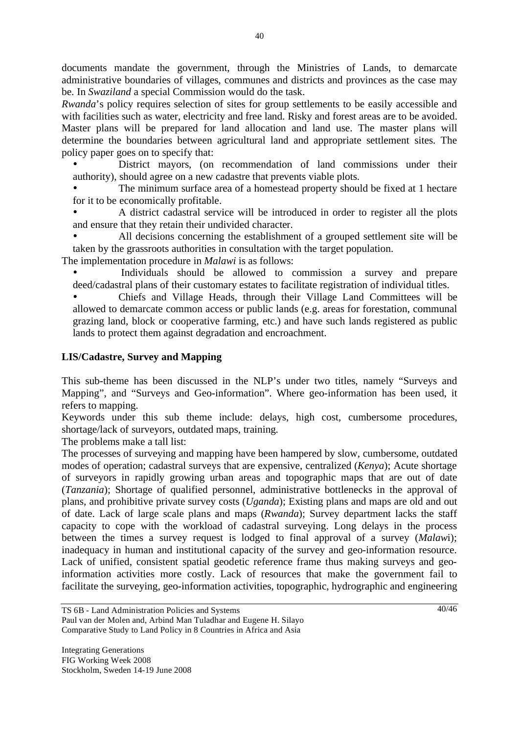documents mandate the government, through the Ministries of Lands, to demarcate administrative boundaries of villages, communes and districts and provinces as the case may be. In *Swaziland* a special Commission would do the task.

*Rwanda*'s policy requires selection of sites for group settlements to be easily accessible and with facilities such as water, electricity and free land. Risky and forest areas are to be avoided. Master plans will be prepared for land allocation and land use. The master plans will determine the boundaries between agricultural land and appropriate settlement sites. The policy paper goes on to specify that:

- District mayors, (on recommendation of land commissions under their authority), should agree on a new cadastre that prevents viable plots.
- The minimum surface area of a homestead property should be fixed at 1 hectare for it to be economically profitable.
- A district cadastral service will be introduced in order to register all the plots and ensure that they retain their undivided character.
- All decisions concerning the establishment of a grouped settlement site will be taken by the grassroots authorities in consultation with the target population.

The implementation procedure in *Malawi* is as follows:

- Individuals should be allowed to commission a survey and prepare deed/cadastral plans of their customary estates to facilitate registration of individual titles.
- Chiefs and Village Heads, through their Village Land Committees will be allowed to demarcate common access or public lands (e.g. areas for forestation, communal grazing land, block or cooperative farming, etc.) and have such lands registered as public lands to protect them against degradation and encroachment.

**LIS/Cadastre, Survey and Mapping**

This sub-theme has been discussed in the NLP's under two titles, namely "Surveys and Mapping", and "Surveys and Geo-information". Where geo-information has been used, it refers to mapping.

Keywords under this sub theme include: delays, high cost, cumbersome procedures, shortage/lack of surveyors, outdated maps, training.

The problems make a tall list:

The processes of surveying and mapping have been hampered by slow, cumbersome, outdated modes of operation; cadastral surveys that are expensive, centralized (*Kenya*); Acute shortage of surveyors in rapidly growing urban areas and topographic maps that are out of date (*Tanzania*); Shortage of qualified personnel, administrative bottlenecks in the approval of plans, and prohibitive private survey costs (*Uganda*); Existing plans and maps are old and out of date. Lack of large scale plans and maps (*Rwanda*); Survey department lacks the staff capacity to cope with the workload of cadastral surveying. Long delays in the process between the times a survey request is lodged to final approval of a survey (*Malawi*); inadequacy in human and institutional capacity of the survey and geo-information resource. Lack of unified, consistent spatial geodetic reference frame thus making surveys and geo-information activities more costly. Lack of resources that make the government fail to facilitate the surveying, geo-information activities, topographic, hydrographic and engineering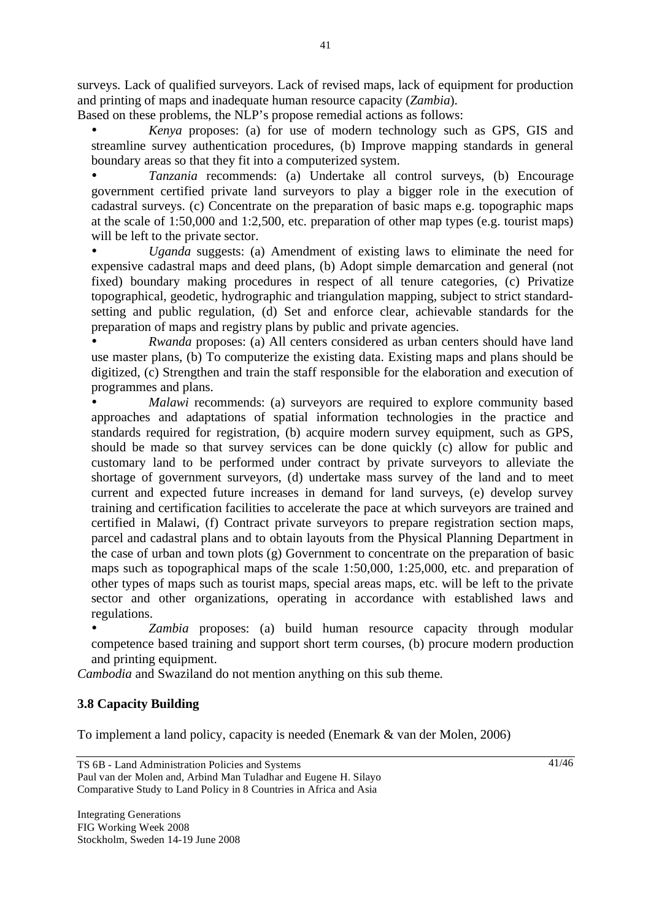surveys. Lack of qualified surveyors. Lack of revised maps, lack of equipment for production and printing of maps and inadequate human resource capacity (*Zambia*).

Based on these problems, the NLP's propose remedial actions as follows:

- *Kenya* proposes: (a) for use of modern technology such as GPS, GIS and streamline survey authentication procedures, (b) Improve mapping standards in general boundary areas so that they fit into a computerized system.
- *Tanzania* recommends: (a) Undertake all control surveys, (b) Encourage government certified private land surveyors to play a bigger role in the execution of cadastral surveys. (c) Concentrate on the preparation of basic maps e.g. topographic maps at the scale of 1:50,000 and 1:2,500, etc. preparation of other map types (e.g. tourist maps) will be left to the private sector.
- *Uganda* suggests: (a) Amendment of existing laws to eliminate the need for expensive cadastral maps and deed plans, (b) Adopt simple demarcation and general (not fixed) boundary making procedures in respect of all tenure categories, (c) Privatize topographical, geodetic, hydrographic and triangulation mapping, subject to strict standard-setting and public regulation, (d) Set and enforce clear, achievable standards for the preparation of maps and registry plans by public and private agencies.
- *Rwanda* proposes: (a) All centers considered as urban centers should have land use master plans, (b) To computerize the existing data. Existing maps and plans should be digitized, (c) Strengthen and train the staff responsible for the elaboration and execution of programmes and plans.
- *Malawi* recommends: (a) surveyors are required to explore community based approaches and adaptations of spatial information technologies in the practice and standards required for registration, (b) acquire modern survey equipment, such as GPS, should be made so that survey services can be done quickly (c) allow for public and customary land to be performed under contract by private surveyors to alleviate the shortage of government surveyors, (d) undertake mass survey of the land and to meet current and expected future increases in demand for land surveys, (e) develop survey training and certification facilities to accelerate the pace at which surveyors are trained and certified in Malawi, (f) Contract private surveyors to prepare registration section maps, parcel and cadastral plans and to obtain layouts from the Physical Planning Department in the case of urban and town plots (g) Government to concentrate on the preparation of basic maps such as topographical maps of the scale 1:50,000, 1:25,000, etc. and preparation of other types of maps such as tourist maps, special areas maps, etc. will be left to the private sector and other organizations, operating in accordance with established laws and regulations.
- *Zambia* proposes: (a) build human resource capacity through modular competence based training and support short term courses, (b) procure modern production and printing equipment.

*Cambodia* and Swaziland do not mention anything on this sub theme.

### 3.8 Capacity Building

To implement a land policy, capacity is needed (Enemark & van der Molen, 2006)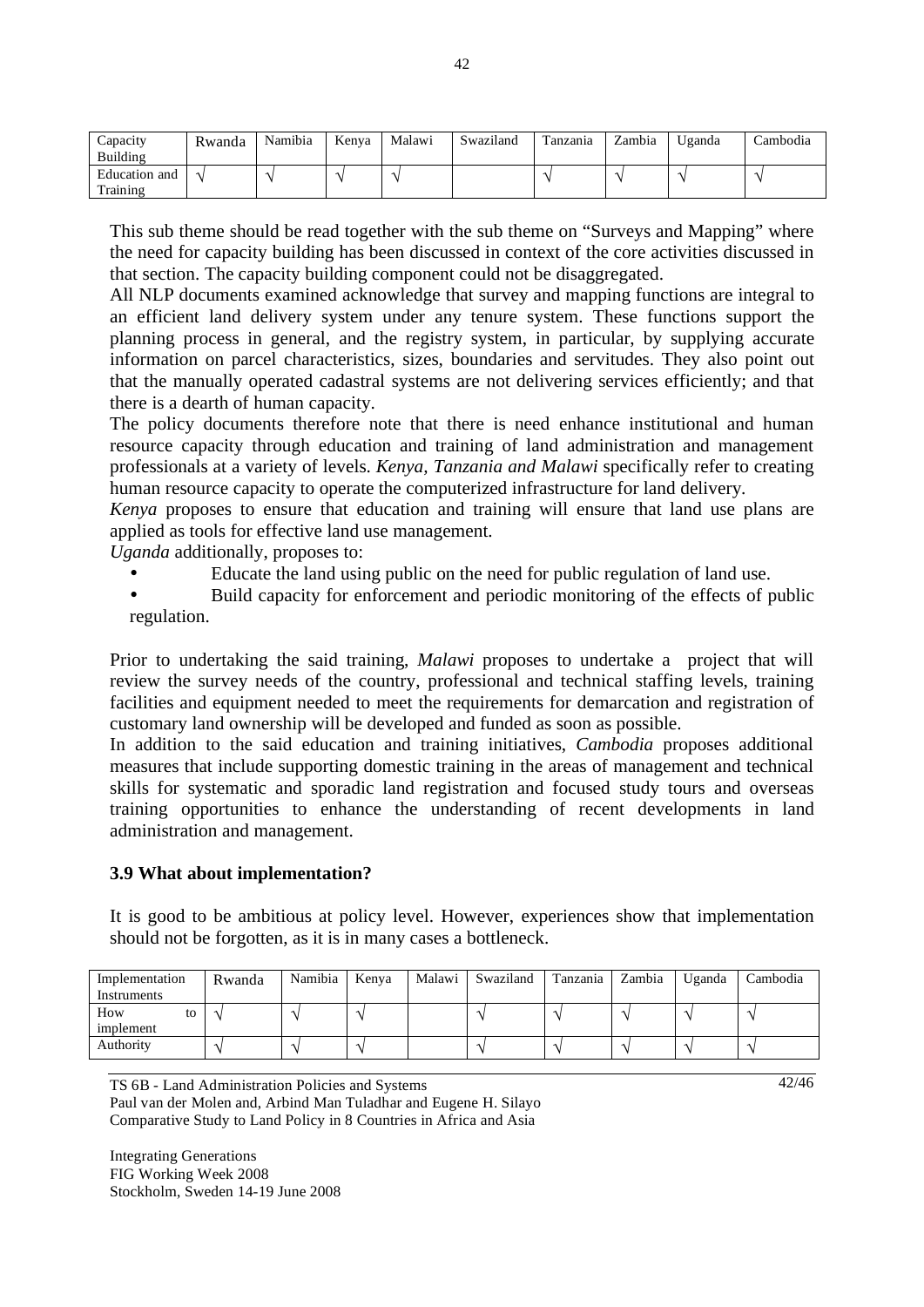| Capacity Building | Rwanda | Namibia | Kenya | Malawi | Swaziland | Tanzania | Zambia | Uganda | Cambodia |
|---|---|---|---|---|---|---|---|---|---|
| Education and Training | √ | √ | √ | √ | | √ | √ | √ | √ |

This sub theme should be read together with the sub theme on “Surveys and Mapping” where the need for capacity building has been discussed in context of the core activities discussed in that section. The capacity building component could not be disaggregated.

All NLP documents examined acknowledge that survey and mapping functions are integral to an efficient land delivery system under any tenure system. These functions support the planning process in general, and the registry system, in particular, by supplying accurate information on parcel characteristics, sizes, boundaries and servitudes. They also point out that the manually operated cadastral systems are not delivering services efficiently; and that there is a dearth of human capacity.

The policy documents therefore note that there is need enhance institutional and human resource capacity through education and training of land administration and management professionals at a variety of levels. *Kenya, Tanzania and Malawi* specifically refer to creating human resource capacity to operate the computerized infrastructure for land delivery.

*Kenya* proposes to ensure that education and training will ensure that land use plans are applied as tools for effective land use management.

*Uganda* additionally, proposes to:

- Educate the land using public on the need for public regulation of land use.
- Build capacity for enforcement and periodic monitoring of the effects of public regulation.

Prior to undertaking the said training, *Malawi* proposes to undertake a project that will review the survey needs of the country, professional and technical staffing levels, training facilities and equipment needed to meet the requirements for demarcation and registration of customary land ownership will be developed and funded as soon as possible.

In addition to the said education and training initiatives, *Cambodia* proposes additional measures that include supporting domestic training in the areas of management and technical skills for systematic and sporadic land registration and focused study tours and overseas training opportunities to enhance the understanding of recent developments in land administration and management.

### 3.9 What about implementation?

It is good to be ambitious at policy level. However, experiences show that implementation should not be forgotten, as it is in many cases a bottleneck.

| Implementation Instruments | Rwanda | Namibia | Kenya | Malawi | Swaziland | Tanzania | Zambia | Uganda | Cambodia |
|---|---|---|---|---|---|---|---|---|---|
| How to implement | √ | √ | √ | | √ | √ | √ | √ | √ |
| Authority | √ | √ | √ | | √ | √ | √ | √ | √ |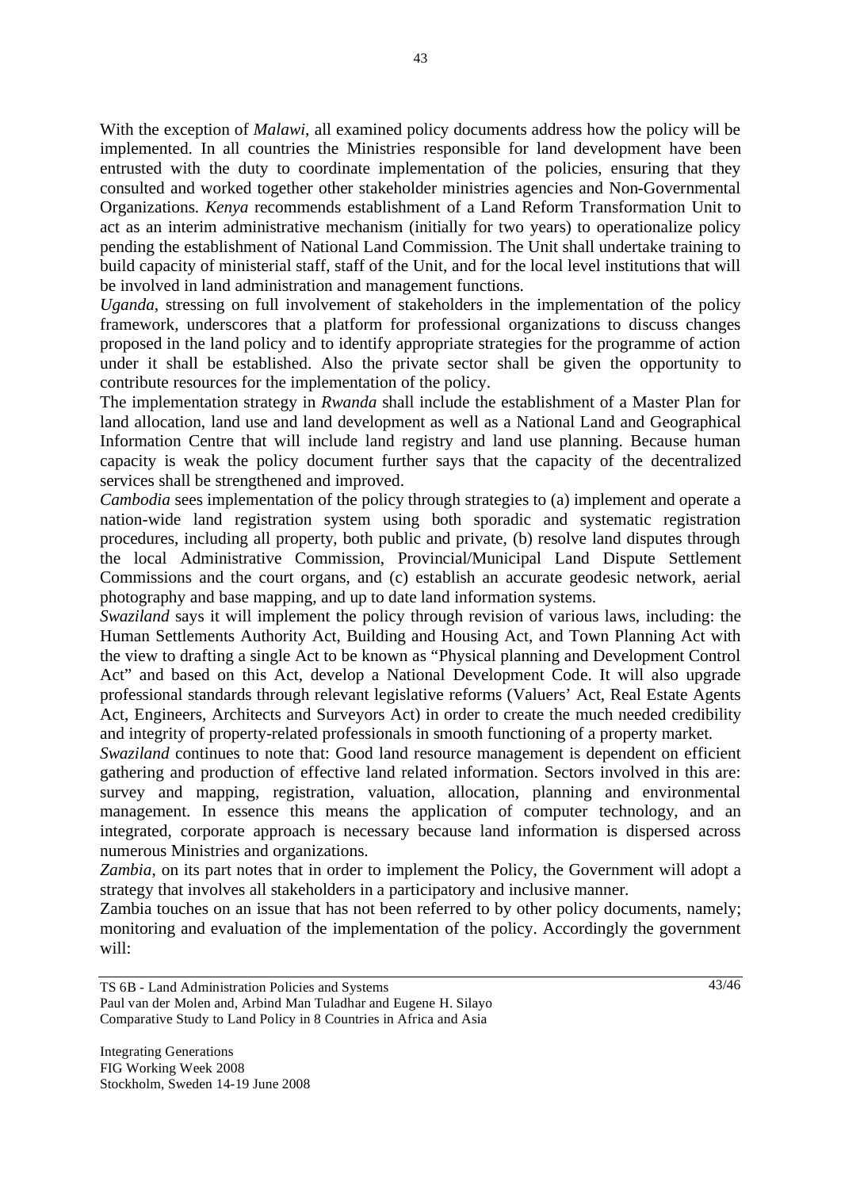With the exception of *Malawi*, all examined policy documents address how the policy will be implemented. In all countries the Ministries responsible for land development have been entrusted with the duty to coordinate implementation of the policies, ensuring that they consulted and worked together other stakeholder ministries agencies and Non-Governmental Organizations. *Kenya* recommends establishment of a Land Reform Transformation Unit to act as an interim administrative mechanism (initially for two years) to operationalize policy pending the establishment of National Land Commission. The Unit shall undertake training to build capacity of ministerial staff, staff of the Unit, and for the local level institutions that will be involved in land administration and management functions.

*Uganda*, stressing on full involvement of stakeholders in the implementation of the policy framework, underscores that a platform for professional organizations to discuss changes proposed in the land policy and to identify appropriate strategies for the programme of action under it shall be established. Also the private sector shall be given the opportunity to contribute resources for the implementation of the policy.

The implementation strategy in *Rwanda* shall include the establishment of a Master Plan for land allocation, land use and land development as well as a National Land and Geographical Information Centre that will include land registry and land use planning. Because human capacity is weak the policy document further says that the capacity of the decentralized services shall be strengthened and improved.

*Cambodia* sees implementation of the policy through strategies to (a) implement and operate a nation-wide land registration system using both sporadic and systematic registration procedures, including all property, both public and private, (b) resolve land disputes through the local Administrative Commission, Provincial/Municipal Land Dispute Settlement Commissions and the court organs, and (c) establish an accurate geodesic network, aerial photography and base mapping, and up to date land information systems.

*Swaziland* says it will implement the policy through revision of various laws, including: the Human Settlements Authority Act, Building and Housing Act, and Town Planning Act with the view to drafting a single Act to be known as "Physical planning and Development Control Act" and based on this Act, develop a National Development Code. It will also upgrade professional standards through relevant legislative reforms (Valuers' Act, Real Estate Agents Act, Engineers, Architects and Surveyors Act) in order to create the much needed credibility and integrity of property-related professionals in smooth functioning of a property market.

*Swaziland* continues to note that: Good land resource management is dependent on efficient gathering and production of effective land related information. Sectors involved in this are: survey and mapping, registration, valuation, allocation, planning and environmental management. In essence this means the application of computer technology, and an integrated, corporate approach is necessary because land information is dispersed across numerous Ministries and organizations.

*Zambia*, on its part notes that in order to implement the Policy, the Government will adopt a strategy that involves all stakeholders in a participatory and inclusive manner.

Zambia touches on an issue that has not been referred to by other policy documents, namely; monitoring and evaluation of the implementation of the policy. Accordingly the government will: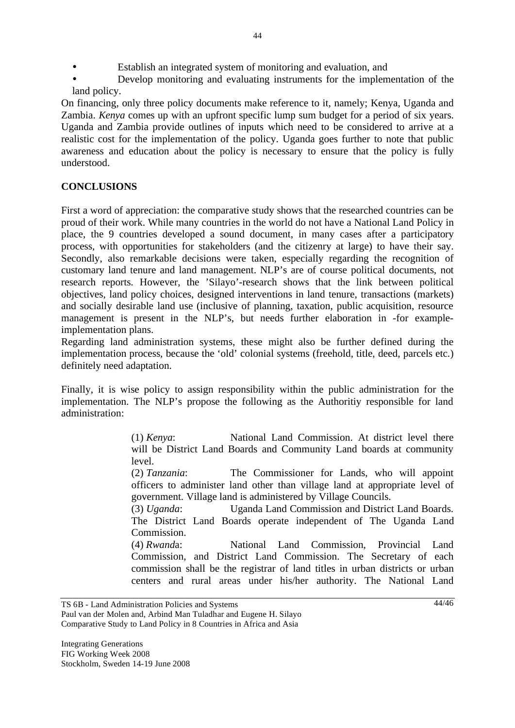- Establish an integrated system of monitoring and evaluation, and
- Develop monitoring and evaluating instruments for the implementation of the land policy.

On financing, only three policy documents make reference to it, namely; Kenya, Uganda and Zambia. *Kenya* comes up with an upfront specific lump sum budget for a period of six years. Uganda and Zambia provide outlines of inputs which need to be considered to arrive at a realistic cost for the implementation of the policy. Uganda goes further to note that public awareness and education about the policy is necessary to ensure that the policy is fully understood.

## CONCLUSIONS

First a word of appreciation: the comparative study shows that the researched countries can be proud of their work. While many countries in the world do not have a National Land Policy in place, the 9 countries developed a sound document, in many cases after a participatory process, with opportunities for stakeholders (and the citizenry at large) to have their say. Secondly, also remarkable decisions were taken, especially regarding the recognition of customary land tenure and land management. NLP's are of course political documents, not research reports. However, the 'Silayo'-research shows that the link between political objectives, land policy choices, designed interventions in land tenure, transactions (markets) and socially desirable land use (inclusive of planning, taxation, public acquisition, resource management is present in the NLP's, but needs further elaboration in -for example- implementation plans.

Regarding land administration systems, these might also be further defined during the implementation process, because the 'old' colonial systems (freehold, title, deed, parcels etc.) definitely need adaptation.

Finally, it is wise policy to assign responsibility within the public administration for the implementation. The NLP's propose the following as the Authoritiy responsible for land administration:

> (1) *Kenya*: National Land Commission. At district level there will be District Land Boards and Community Land boards at community level.
>
> (2) *Tanzania*: The Commissioner for Lands, who will appoint officers to administer land other than village land at appropriate level of government. Village land is administered by Village Councils.
>
> (3) *Uganda*: Uganda Land Commission and District Land Boards. The District Land Boards operate independent of The Uganda Land Commission.
>
> (4) *Rwanda*: National Land Commission, Provincial Land Commission, and District Land Commission. The Secretary of each commission shall be the registrar of land titles in urban districts or urban centers and rural areas under his/her authority. The National Land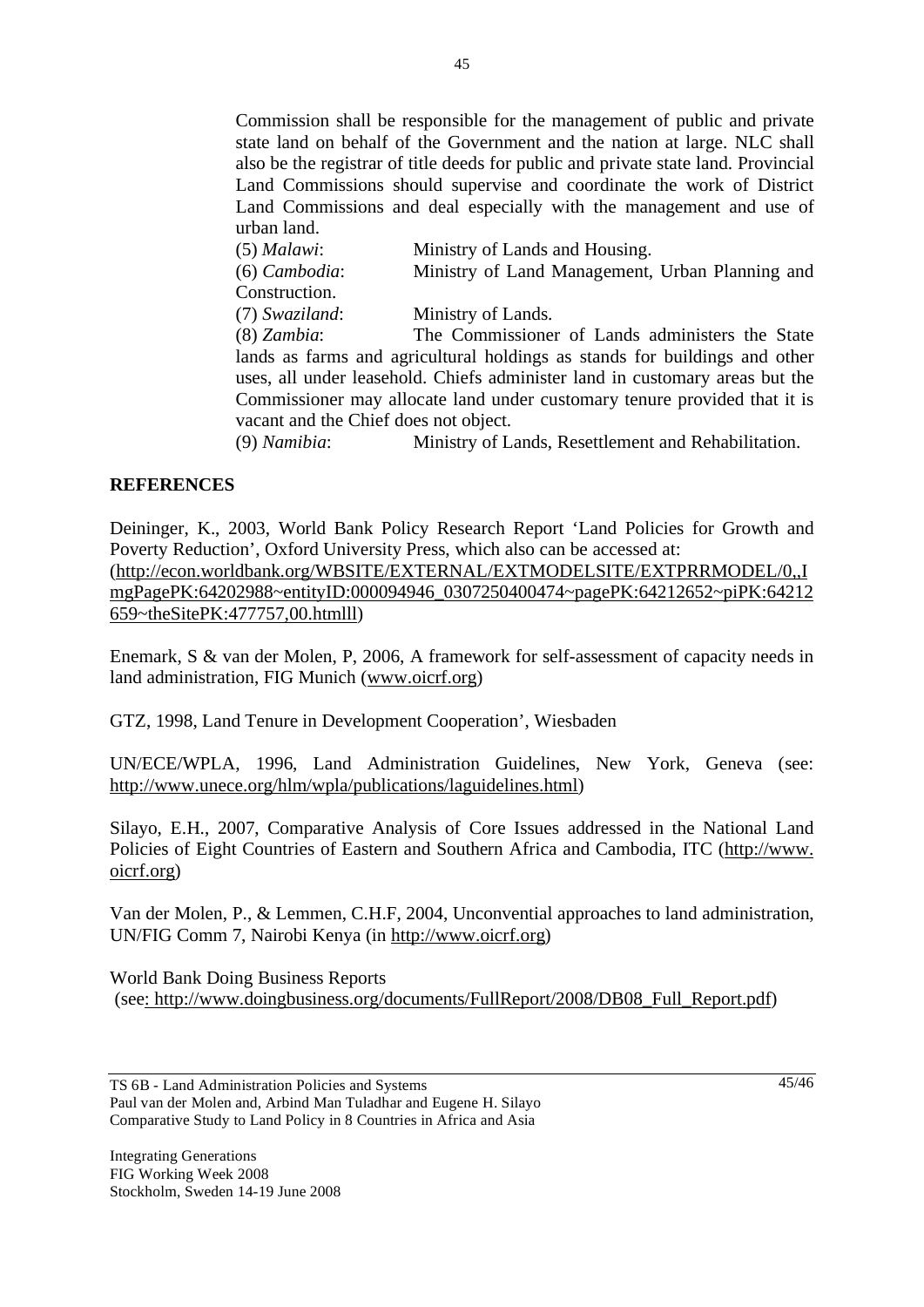Commission shall be responsible for the management of public and private state land on behalf of the Government and the nation at large. NLC shall also be the registrar of title deeds for public and private state land. Provincial Land Commissions should supervise and coordinate the work of District Land Commissions and deal especially with the management and use of urban land.

(5) *Malawi*: Ministry of Lands and Housing.

(6) *Cambodia*: Ministry of Land Management, Urban Planning and Construction.

(7) *Swaziland*: Ministry of Lands.

(8) *Zambia*: The Commissioner of Lands administers the State lands as farms and agricultural holdings as stands for buildings and other uses, all under leasehold. Chiefs administer land in customary areas but the Commissioner may allocate land under customary tenure provided that it is vacant and the Chief does not object.

(9) *Namibia*: Ministry of Lands, Resettlement and Rehabilitation.

## REFERENCES

Deininger, K., 2003, World Bank Policy Research Report 'Land Policies for Growth and Poverty Reduction', Oxford University Press, which also can be accessed at: (http://econ.worldbank.org/WBSITE/EXTERNAL/EXTMODELSITE/EXTPRRMODEL/0,,ImgPagePK:64202988~entityID:000094946_0307250400474~pagePK:64212652~piPK:64212659~theSitePK:477757,00.htmlll)

Enemark, S & van der Molen, P, 2006, A framework for self-assessment of capacity needs in land administration, FIG Munich (www.oicrf.org)

GTZ, 1998, Land Tenure in Development Cooperation', Wiesbaden

UN/ECE/WPLA, 1996, Land Administration Guidelines, New York, Geneva (see: http://www.unece.org/hlm/wpla/publications/laguidelines.html)

Silayo, E.H., 2007, Comparative Analysis of Core Issues addressed in the National Land Policies of Eight Countries of Eastern and Southern Africa and Cambodia, ITC (http://www.oicrf.org)

Van der Molen, P., & Lemmen, C.H.F, 2004, Unconvential approaches to land administration, UN/FIG Comm 7, Nairobi Kenya (in http://www.oicrf.org)

World Bank Doing Business Reports
(see: http://www.doingbusiness.org/documents/FullReport/2008/DB08_Full_Report.pdf)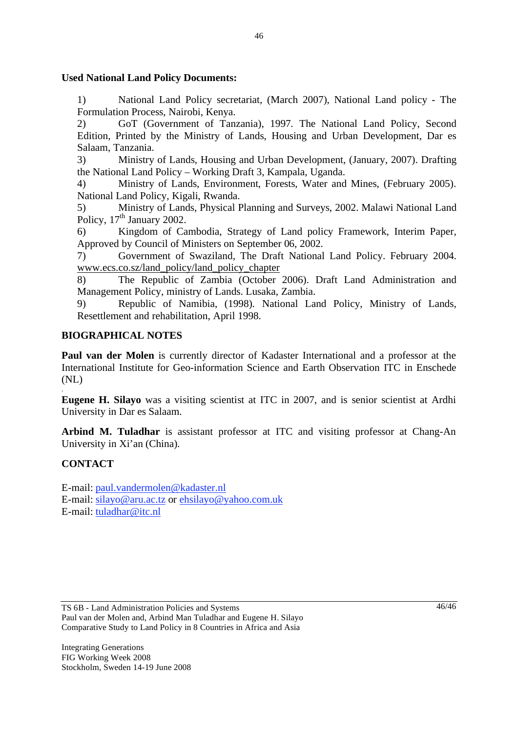**Used National Land Policy Documents:**

1) National Land Policy secretariat, (March 2007), National Land policy - The Formulation Process, Nairobi, Kenya.
2) GoT (Government of Tanzania), 1997. The National Land Policy, Second Edition, Printed by the Ministry of Lands, Housing and Urban Development, Dar es Salaam, Tanzania.
3) Ministry of Lands, Housing and Urban Development, (January, 2007). Drafting the National Land Policy – Working Draft 3, Kampala, Uganda.
4) Ministry of Lands, Environment, Forests, Water and Mines, (February 2005). National Land Policy, Kigali, Rwanda.
5) Ministry of Lands, Physical Planning and Surveys, 2002. Malawi National Land Policy, 17th January 2002.
6) Kingdom of Cambodia, Strategy of Land policy Framework, Interim Paper, Approved by Council of Ministers on September 06, 2002.
7) Government of Swaziland, The Draft National Land Policy. February 2004. www.ecs.co.sz/land_policy/land_policy_chapter
8) The Republic of Zambia (October 2006). Draft Land Administration and Management Policy, ministry of Lands. Lusaka, Zambia.
9) Republic of Namibia, (1998). National Land Policy, Ministry of Lands, Resettlement and rehabilitation, April 1998.

## BIOGRAPHICAL NOTES

**Paul van der Molen** is currently director of Kadaster International and a professor at the International Institute for Geo-information Science and Earth Observation ITC in Enschede (NL)

**Eugene H. Silayo** was a visiting scientist at ITC in 2007, and is senior scientist at Ardhi University in Dar es Salaam.

**Arbind M. Tuladhar** is assistant professor at ITC and visiting professor at Chang-An University in Xi'an (China).

## CONTACT

E-mail: paul.vandermolen@kadaster.nl
E-mail: silayo@aru.ac.tz or ehsilayo@yahoo.com.uk
E-mail: tuladhar@itc.nl